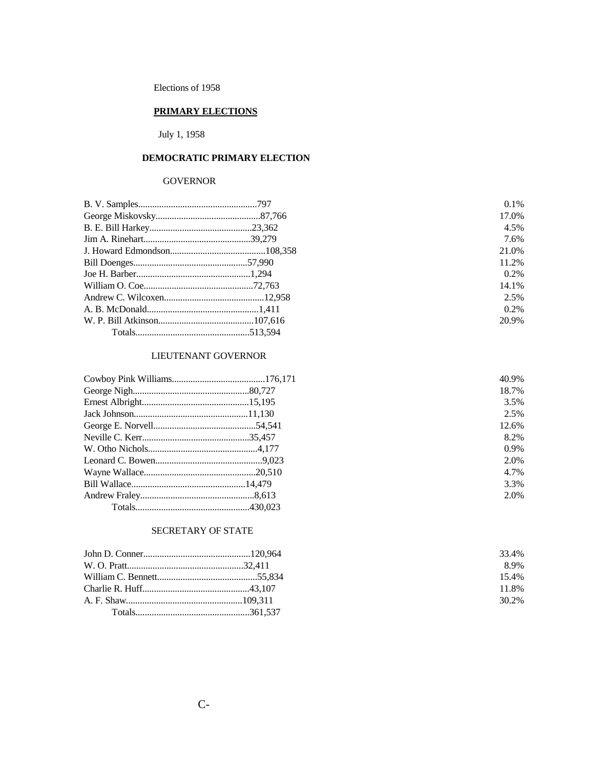Elections of 1958

## PRIMARY ELECTIONS

July 1, 1958

### DEMOCRATIC PRIMARY ELECTION

#### GOVERNOR

| Candidate | Votes | Percent |
|---|---|---|
| B. V. Samples | 797 | 0.1% |
| George Miskovsky | 87,766 | 17.0% |
| B. E. Bill Harkey | 23,362 | 4.5% |
| Jim A. Rinehart | 39,279 | 7.6% |
| J. Howard Edmondson | 108,358 | 21.0% |
| Bill Doenges | 57,990 | 11.2% |
| Joe H. Barber | 1,294 | 0.2% |
| William O. Coe | 72,763 | 14.1% |
| Andrew C. Wilcoxen | 12,958 | 2.5% |
| A. B. McDonald | 1,411 | 0.2% |
| W. P. Bill Atkinson | 107,616 | 20.9% |
| Totals | 513,594 | |

#### LIEUTENANT GOVERNOR

| Candidate | Votes | Percent |
|---|---|---|
| Cowboy Pink Williams | 176,171 | 40.9% |
| George Nigh | 80,727 | 18.7% |
| Ernest Albright | 15,195 | 3.5% |
| Jack Johnson | 11,130 | 2.5% |
| George E. Norvell | 54,541 | 12.6% |
| Neville C. Kerr | 35,457 | 8.2% |
| W. Otho Nichols | 4,177 | 0.9% |
| Leonard C. Bowen | 9,023 | 2.0% |
| Wayne Wallace | 20,510 | 4.7% |
| Bill Wallace | 14,479 | 3.3% |
| Andrew Fraley | 8,613 | 2.0% |
| Totals | 430,023 | |

#### SECRETARY OF STATE

| Candidate | Votes | Percent |
|---|---|---|
| John D. Conner | 120,964 | 33.4% |
| W. O. Pratt | 32,411 | 8.9% |
| William C. Bennett | 55,834 | 15.4% |
| Charlie R. Huff | 43,107 | 11.8% |
| A. F. Shaw | 109,311 | 30.2% |
| Totals | 361,537 | |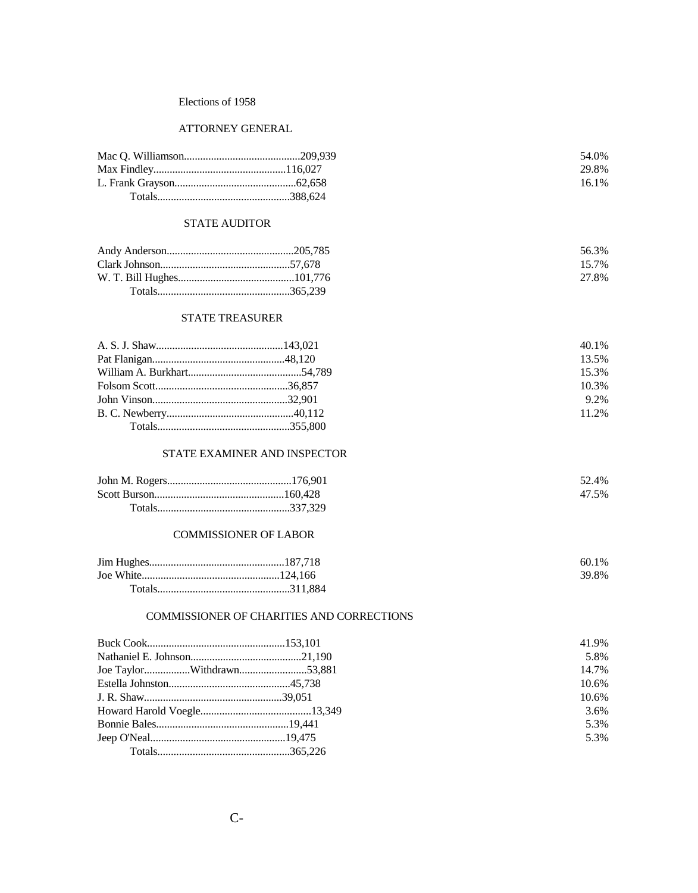Elections of 1958

ATTORNEY GENERAL

| Candidate | Votes | Percent |
|---|---|---|
| Mac Q. Williamson | 209,939 | 54.0% |
| Max Findley | 116,027 | 29.8% |
| L. Frank Grayson | 62,658 | 16.1% |
| Totals | 388,624 | |

STATE AUDITOR

| Candidate | Votes | Percent |
|---|---|---|
| Andy Anderson | 205,785 | 56.3% |
| Clark Johnson | 57,678 | 15.7% |
| W. T. Bill Hughes | 101,776 | 27.8% |
| Totals | 365,239 | |

STATE TREASURER

| Candidate | Votes | Percent |
|---|---|---|
| A. S. J. Shaw | 143,021 | 40.1% |
| Pat Flanigan | 48,120 | 13.5% |
| William A. Burkhart | 54,789 | 15.3% |
| Folsom Scott | 36,857 | 10.3% |
| John Vinson | 32,901 | 9.2% |
| B. C. Newberry | 40,112 | 11.2% |
| Totals | 355,800 | |

STATE EXAMINER AND INSPECTOR

| Candidate | Votes | Percent |
|---|---|---|
| John M. Rogers | 176,901 | 52.4% |
| Scott Burson | 160,428 | 47.5% |
| Totals | 337,329 | |

COMMISSIONER OF LABOR

| Candidate | Votes | Percent |
|---|---|---|
| Jim Hughes | 187,718 | 60.1% |
| Joe White | 124,166 | 39.8% |
| Totals | 311,884 | |

COMMISSIONER OF CHARITIES AND CORRECTIONS

| Candidate | Votes | Percent |
|---|---|---|
| Buck Cook | 153,101 | 41.9% |
| Nathaniel E. Johnson | 21,190 | 5.8% |
| Joe Taylor Withdrawn | 53,881 | 14.7% |
| Estella Johnston | 45,738 | 10.6% |
| J. R. Shaw | 39,051 | 10.6% |
| Howard Harold Voegle | 13,349 | 3.6% |
| Bonnie Bales | 19,441 | 5.3% |
| Jeep O'Neal | 19,475 | 5.3% |
| Totals | 365,226 | |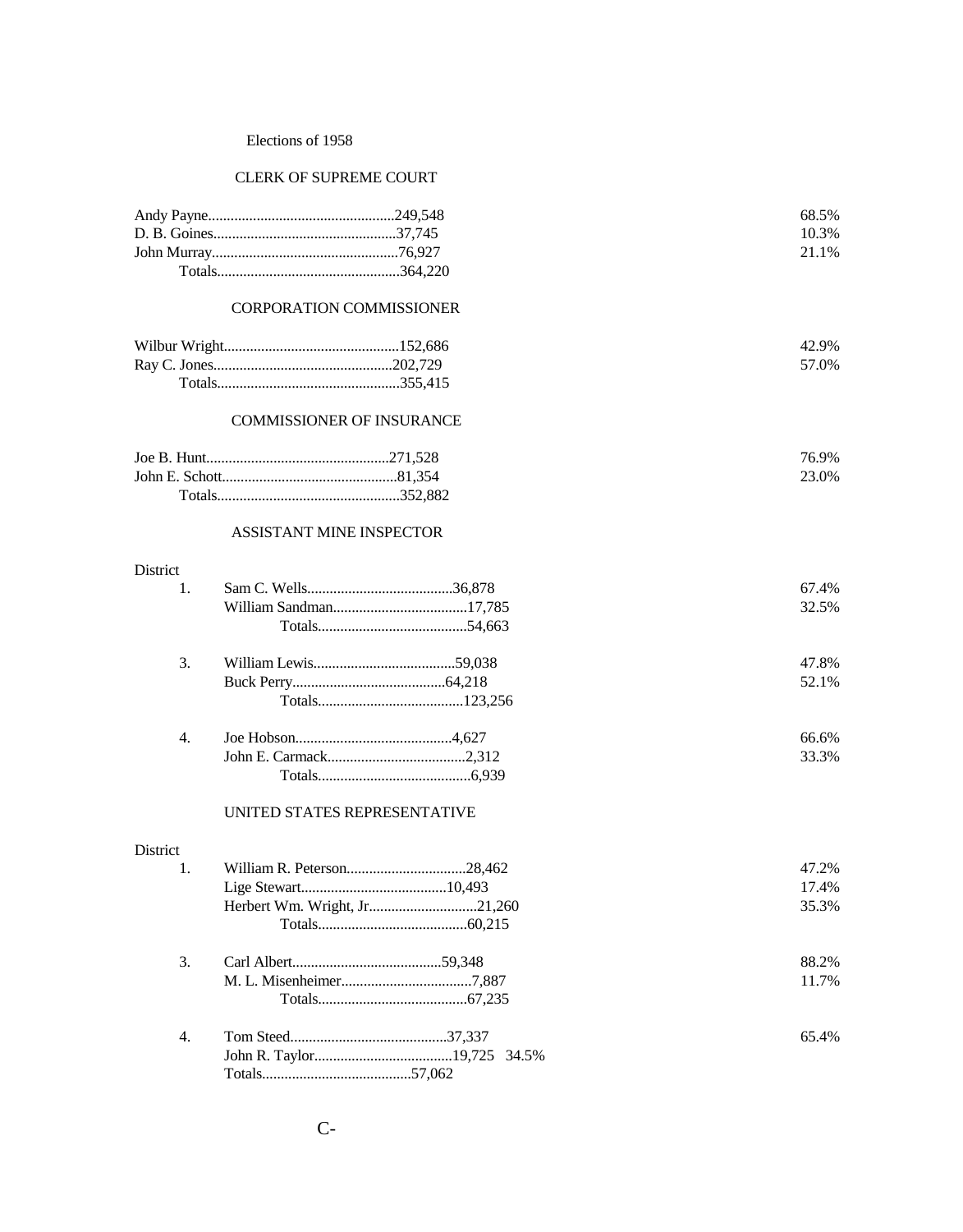Elections of 1958

## CLERK OF SUPREME COURT

| Candidate | Votes | Percent |
|---|---|---|
| Andy Payne | 249,548 | 68.5% |
| D. B. Goines | 37,745 | 10.3% |
| John Murray | 76,927 | 21.1% |
| Totals | 364,220 | |

## CORPORATION COMMISSIONER

| Candidate | Votes | Percent |
|---|---|---|
| Wilbur Wright | 152,686 | 42.9% |
| Ray C. Jones | 202,729 | 57.0% |
| Totals | 355,415 | |

## COMMISSIONER OF INSURANCE

| Candidate | Votes | Percent |
|---|---|---|
| Joe B. Hunt | 271,528 | 76.9% |
| John E. Schott | 81,354 | 23.0% |
| Totals | 352,882 | |

## ASSISTANT MINE INSPECTOR

| District | Candidate | Votes | Percent |
|---|---|---|---|
| 1. | Sam C. Wells | 36,878 | 67.4% |
| | William Sandman | 17,785 | 32.5% |
| | Totals | 54,663 | |
| 3. | William Lewis | 59,038 | 47.8% |
| | Buck Perry | 64,218 | 52.1% |
| | Totals | 123,256 | |
| 4. | Joe Hobson | 4,627 | 66.6% |
| | John E. Carmack | 2,312 | 33.3% |
| | Totals | 6,939 | |

## UNITED STATES REPRESENTATIVE

| District | Candidate | Votes | Percent |
|---|---|---|---|
| 1. | William R. Peterson | 28,462 | 47.2% |
| | Lige Stewart | 10,493 | 17.4% |
| | Herbert Wm. Wright, Jr. | 21,260 | 35.3% |
| | Totals | 60,215 | |
| 3. | Carl Albert | 59,348 | 88.2% |
| | M. L. Misenheimer | 7,887 | 11.7% |
| | Totals | 67,235 | |
| 4. | Tom Steed | 37,337 | 65.4% |
| | John R. Taylor | 19,725 | 34.5% |
| | Totals | 57,062 | |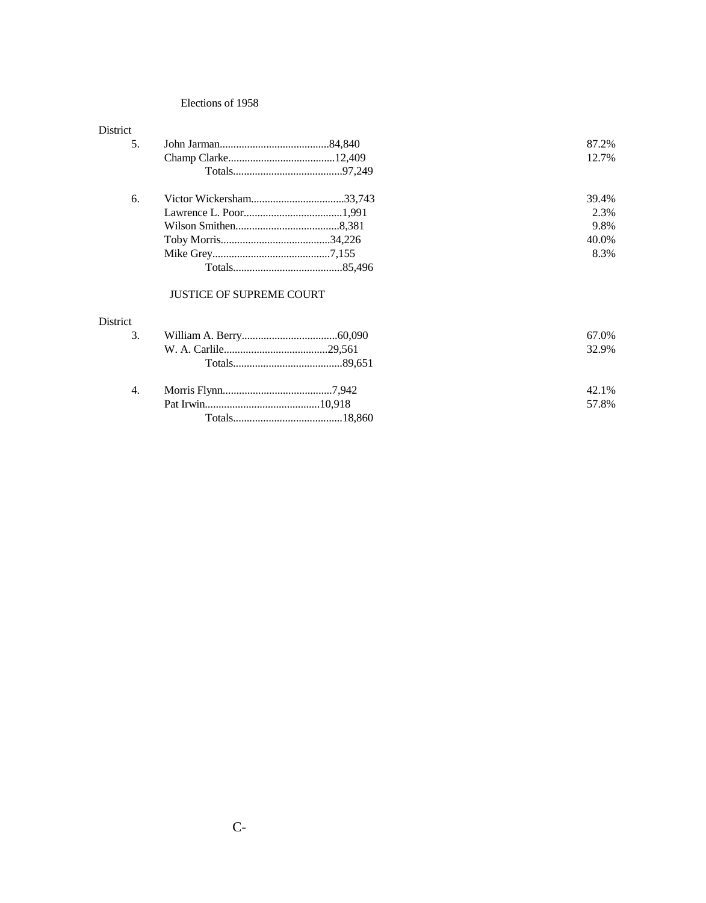Elections of 1958

| District | Candidate | Votes | Percent |
|---|---|---|---|
| 5. | John Jarman | 84,840 | 87.2% |
| | Champ Clarke | 12,409 | 12.7% |
| | Totals | 97,249 | |
| 6. | Victor Wickersham | 33,743 | 39.4% |
| | Lawrence L. Poor | 1,991 | 2.3% |
| | Wilson Smithen | 8,381 | 9.8% |
| | Toby Morris | 34,226 | 40.0% |
| | Mike Grey | 7,155 | 8.3% |
| | Totals | 85,496 | |

JUSTICE OF SUPREME COURT

| District | Candidate | Votes | Percent |
|---|---|---|---|
| 3. | William A. Berry | 60,090 | 67.0% |
| | W. A. Carlile | 29,561 | 32.9% |
| | Totals | 89,651 | |
| 4. | Morris Flynn | 7,942 | 42.1% |
| | Pat Irwin | 10,918 | 57.8% |
| | Totals | 18,860 | |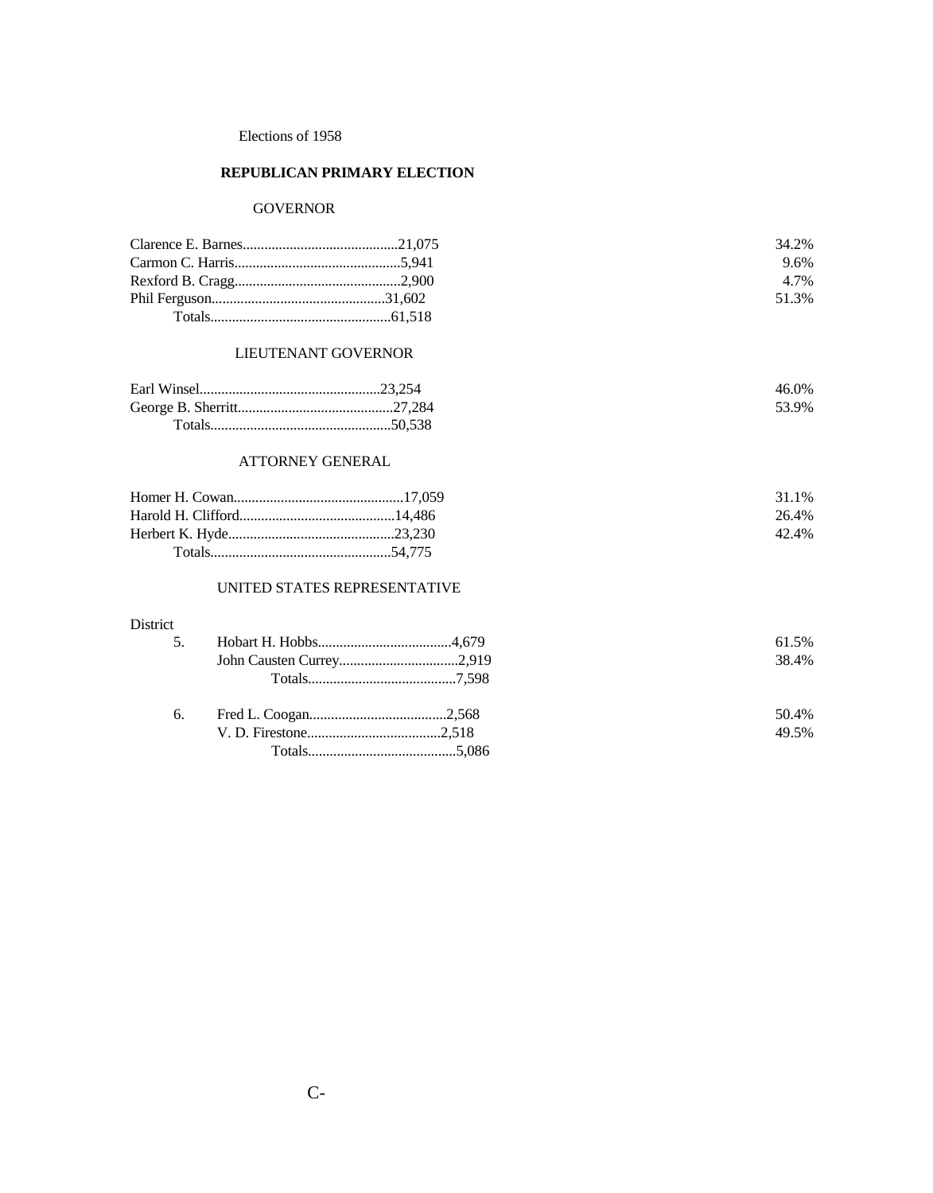Elections of 1958

## REPUBLICAN PRIMARY ELECTION

### GOVERNOR

| Candidate | Votes | Percent |
|---|---|---|
| Clarence E. Barnes | 21,075 | 34.2% |
| Carmon C. Harris | 5,941 | 9.6% |
| Rexford B. Cragg | 2,900 | 4.7% |
| Phil Ferguson | 31,602 | 51.3% |
| Totals | 61,518 | |

### LIEUTENANT GOVERNOR

| Candidate | Votes | Percent |
|---|---|---|
| Earl Winsel | 23,254 | 46.0% |
| George B. Sherritt | 27,284 | 53.9% |
| Totals | 50,538 | |

### ATTORNEY GENERAL

| Candidate | Votes | Percent |
|---|---|---|
| Homer H. Cowan | 17,059 | 31.1% |
| Harold H. Clifford | 14,486 | 26.4% |
| Herbert K. Hyde | 23,230 | 42.4% |
| Totals | 54,775 | |

### UNITED STATES REPRESENTATIVE

| District | Candidate | Votes | Percent |
|---|---|---|---|
| 5. | Hobart H. Hobbs | 4,679 | 61.5% |
| | John Causten Currey | 2,919 | 38.4% |
| | Totals | 7,598 | |
| 6. | Fred L. Coogan | 2,568 | 50.4% |
| | V. D. Firestone | 2,518 | 49.5% |
| | Totals | 5,086 | |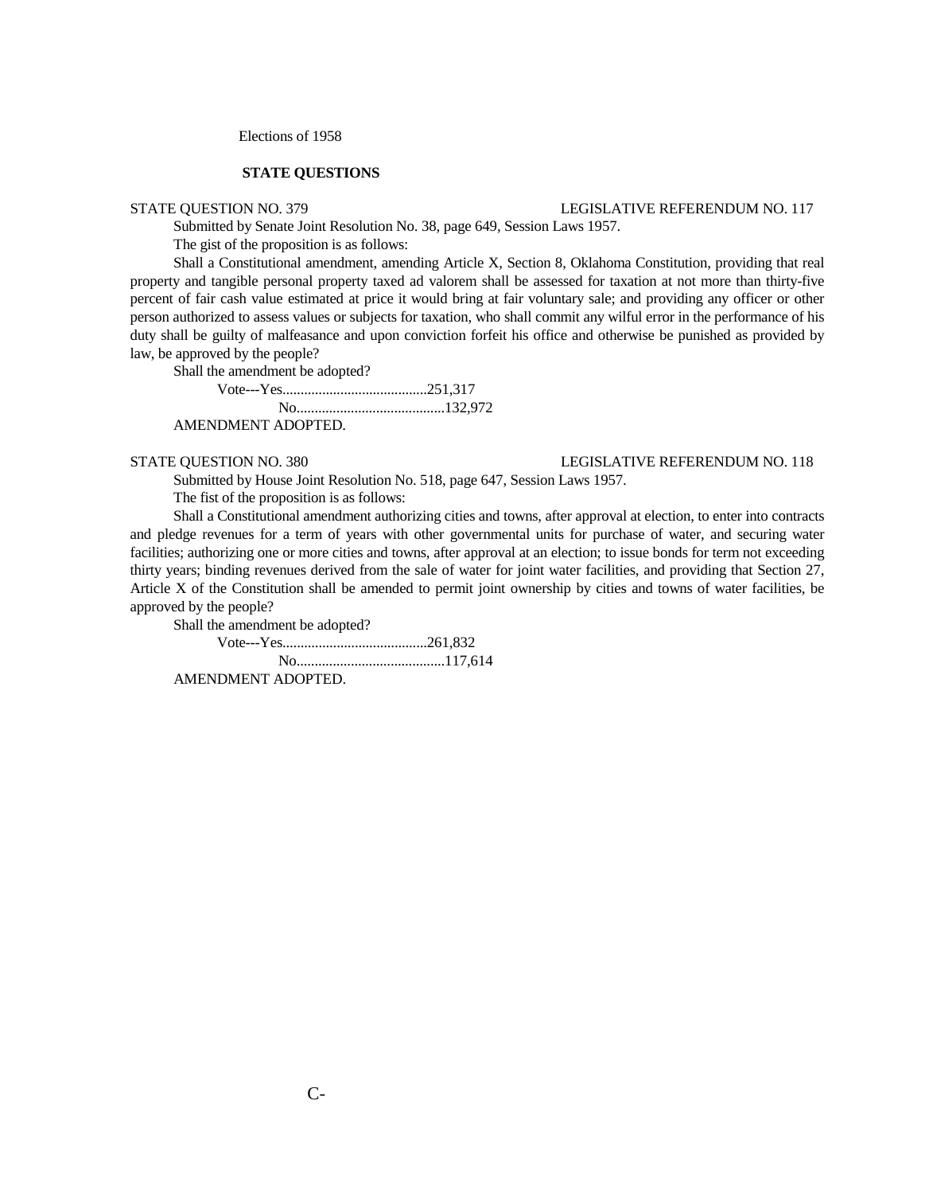Elections of 1958

## STATE QUESTIONS

STATE QUESTION NO. 379 LEGISLATIVE REFERENDUM NO. 117

Submitted by Senate Joint Resolution No. 38, page 649, Session Laws 1957.

The gist of the proposition is as follows:

Shall a Constitutional amendment, amending Article X, Section 8, Oklahoma Constitution, providing that real property and tangible personal property taxed ad valorem shall be assessed for taxation at not more than thirty-five percent of fair cash value estimated at price it would bring at fair voluntary sale; and providing any officer or other person authorized to assess values or subjects for taxation, who shall commit any wilful error in the performance of his duty shall be guilty of malfeasance and upon conviction forfeit his office and otherwise be punished as provided by law, be approved by the people?

Shall the amendment be adopted?

Vote---Yes........................................251,317
No.........................................132,972

AMENDMENT ADOPTED.

STATE QUESTION NO. 380 LEGISLATIVE REFERENDUM NO. 118

Submitted by House Joint Resolution No. 518, page 647, Session Laws 1957.

The fist of the proposition is as follows:

Shall a Constitutional amendment authorizing cities and towns, after approval at election, to enter into contracts and pledge revenues for a term of years with other governmental units for purchase of water, and securing water facilities; authorizing one or more cities and towns, after approval at an election; to issue bonds for term not exceeding thirty years; binding revenues derived from the sale of water for joint water facilities, and providing that Section 27, Article X of the Constitution shall be amended to permit joint ownership by cities and towns of water facilities, be approved by the people?

Shall the amendment be adopted?

Vote---Yes........................................261,832
No.........................................117,614

AMENDMENT ADOPTED.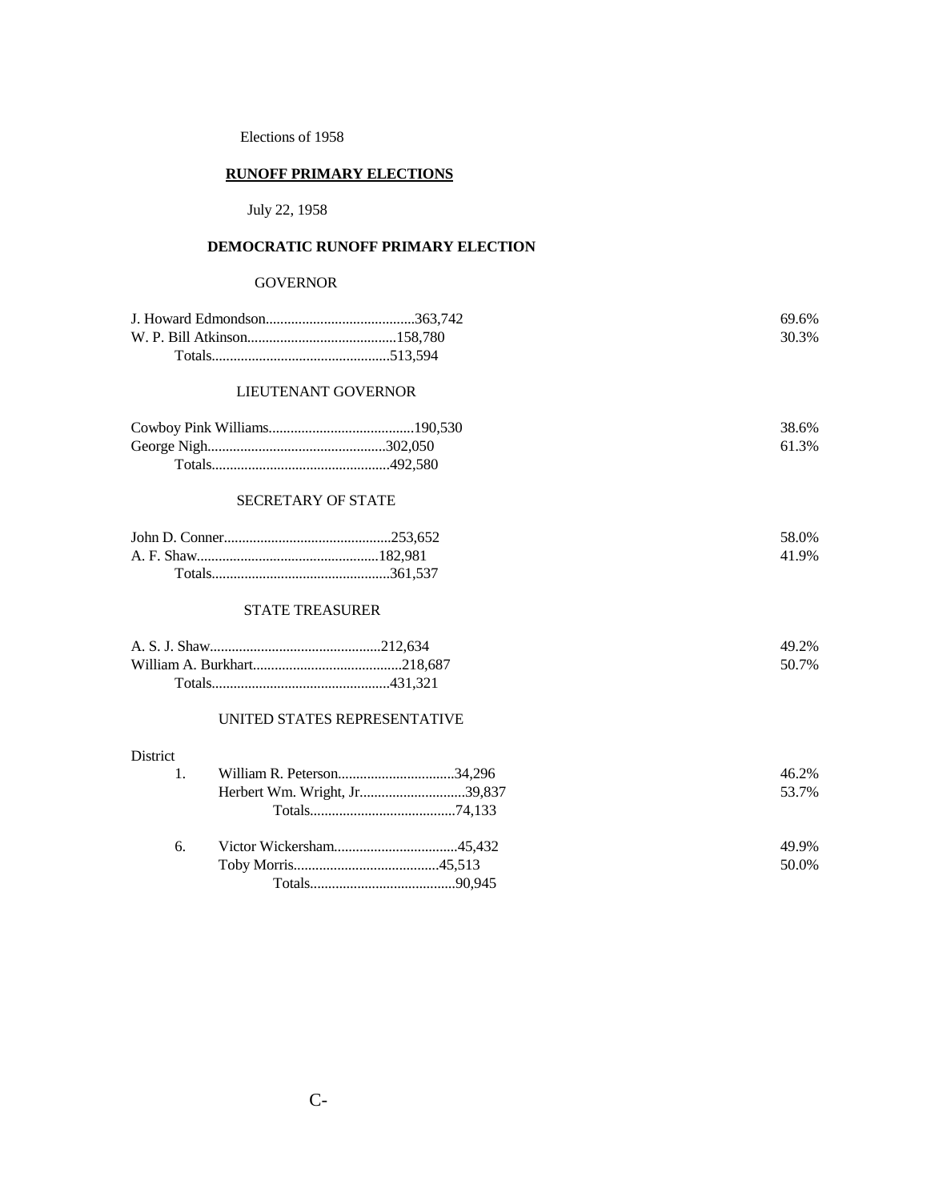Elections of 1958

## RUNOFF PRIMARY ELECTIONS

July 22, 1958

### DEMOCRATIC RUNOFF PRIMARY ELECTION

#### GOVERNOR

| Candidate | Votes | Percent |
|---|---|---|
| J. Howard Edmondson | 363,742 | 69.6% |
| W. P. Bill Atkinson | 158,780 | 30.3% |
| Totals | 513,594 | |

#### LIEUTENANT GOVERNOR

| Candidate | Votes | Percent |
|---|---|---|
| Cowboy Pink Williams | 190,530 | 38.6% |
| George Nigh | 302,050 | 61.3% |
| Totals | 492,580 | |

#### SECRETARY OF STATE

| Candidate | Votes | Percent |
|---|---|---|
| John D. Conner | 253,652 | 58.0% |
| A. F. Shaw | 182,981 | 41.9% |
| Totals | 361,537 | |

#### STATE TREASURER

| Candidate | Votes | Percent |
|---|---|---|
| A. S. J. Shaw | 212,634 | 49.2% |
| William A. Burkhart | 218,687 | 50.7% |
| Totals | 431,321 | |

#### UNITED STATES REPRESENTATIVE

| District | Candidate | Votes | Percent |
|---|---|---|---|
| 1. | William R. Peterson | 34,296 | 46.2% |
| | Herbert Wm. Wright, Jr. | 39,837 | 53.7% |
| | Totals | 74,133 | |
| 6. | Victor Wickersham | 45,432 | 49.9% |
| | Toby Morris | 45,513 | 50.0% |
| | Totals | 90,945 | |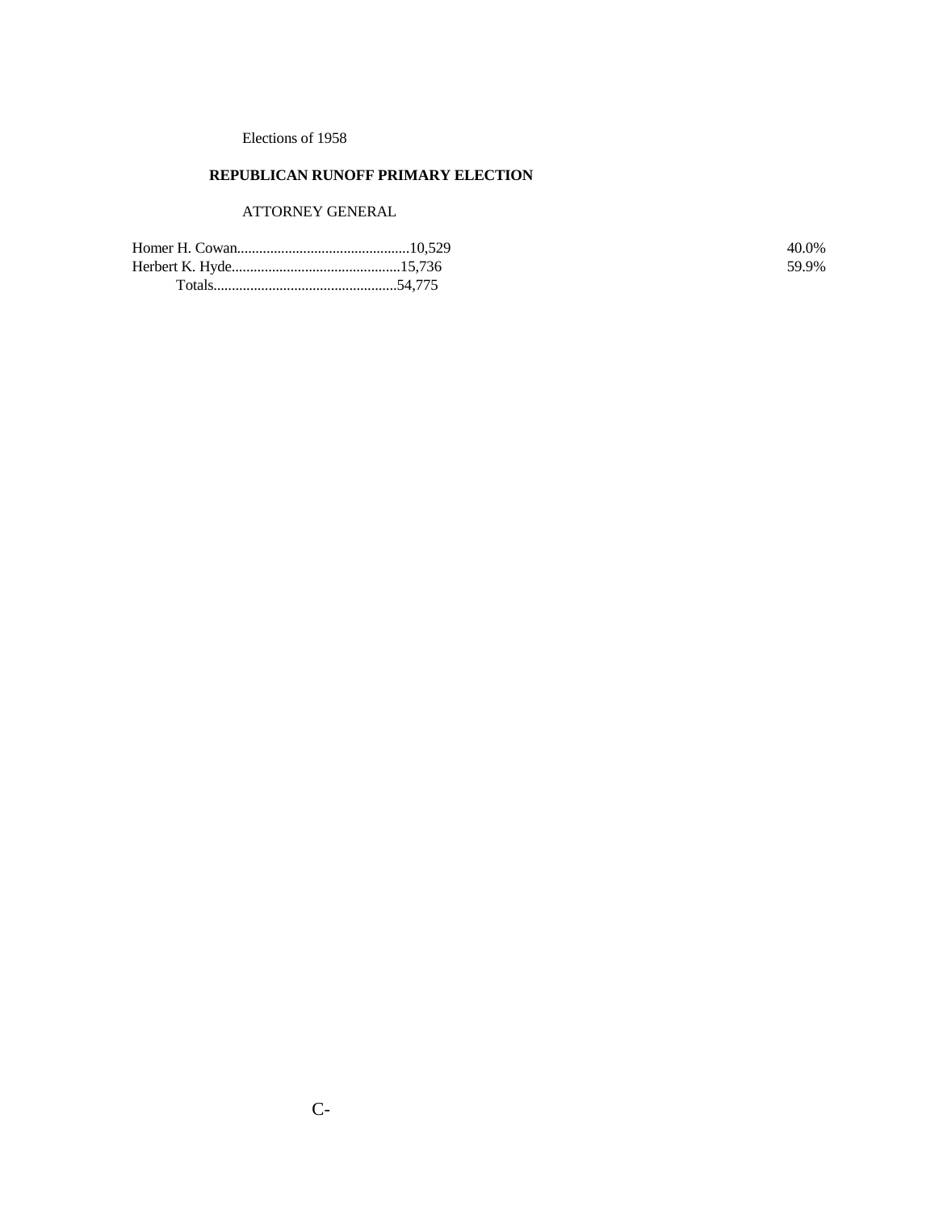Elections of 1958

## REPUBLICAN RUNOFF PRIMARY ELECTION

### ATTORNEY GENERAL

| Candidate | Votes | Percent |
|---|---|---|
| Homer H. Cowan | 10,529 | 40.0% |
| Herbert K. Hyde | 15,736 | 59.9% |
| Totals | 54,775 | |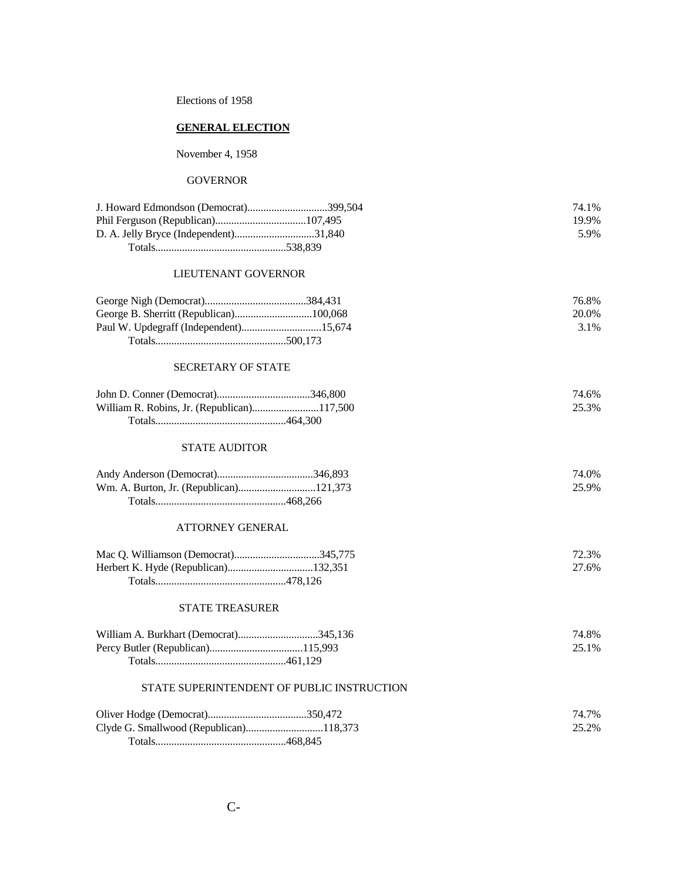Elections of 1958

**GENERAL ELECTION**

November 4, 1958

GOVERNOR

| Candidate | Votes | Percent |
|---|---|---|
| J. Howard Edmondson (Democrat) | 399,504 | 74.1% |
| Phil Ferguson (Republican) | 107,495 | 19.9% |
| D. A. Jelly Bryce (Independent) | 31,840 | 5.9% |
| Totals | 538,839 | |

LIEUTENANT GOVERNOR

| Candidate | Votes | Percent |
|---|---|---|
| George Nigh (Democrat) | 384,431 | 76.8% |
| George B. Sherritt (Republican) | 100,068 | 20.0% |
| Paul W. Updegraff (Independent) | 15,674 | 3.1% |
| Totals | 500,173 | |

SECRETARY OF STATE

| Candidate | Votes | Percent |
|---|---|---|
| John D. Conner (Democrat) | 346,800 | 74.6% |
| William R. Robins, Jr. (Republican) | 117,500 | 25.3% |
| Totals | 464,300 | |

STATE AUDITOR

| Candidate | Votes | Percent |
|---|---|---|
| Andy Anderson (Democrat) | 346,893 | 74.0% |
| Wm. A. Burton, Jr. (Republican) | 121,373 | 25.9% |
| Totals | 468,266 | |

ATTORNEY GENERAL

| Candidate | Votes | Percent |
|---|---|---|
| Mac Q. Williamson (Democrat) | 345,775 | 72.3% |
| Herbert K. Hyde (Republican) | 132,351 | 27.6% |
| Totals | 478,126 | |

STATE TREASURER

| Candidate | Votes | Percent |
|---|---|---|
| William A. Burkhart (Democrat) | 345,136 | 74.8% |
| Percy Butler (Republican) | 115,993 | 25.1% |
| Totals | 461,129 | |

STATE SUPERINTENDENT OF PUBLIC INSTRUCTION

| Candidate | Votes | Percent |
|---|---|---|
| Oliver Hodge (Democrat) | 350,472 | 74.7% |
| Clyde G. Smallwood (Republican) | 118,373 | 25.2% |
| Totals | 468,845 | |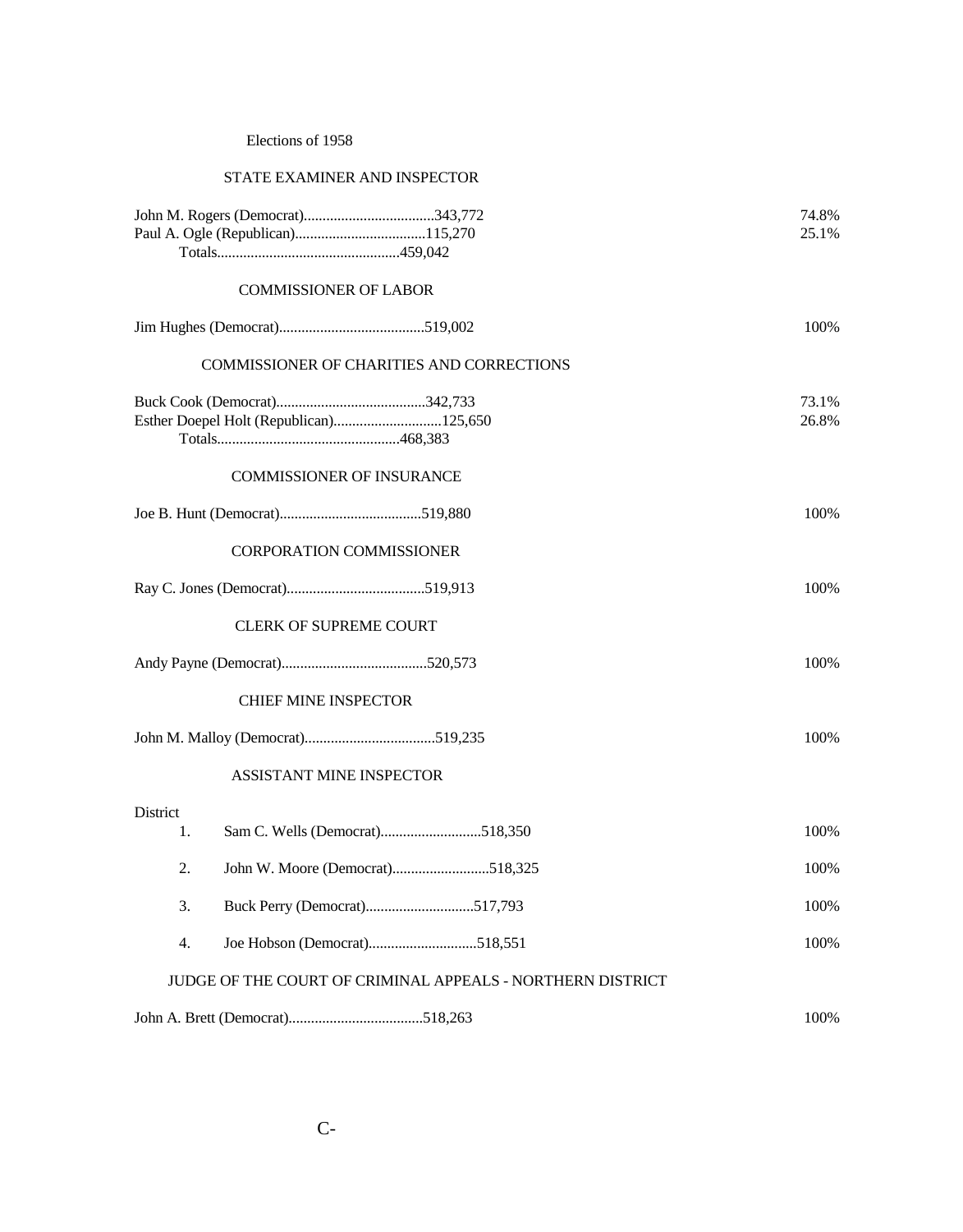Elections of 1958

## STATE EXAMINER AND INSPECTOR

| Candidate | Votes | % |
|---|---|---|
| John M. Rogers (Democrat) | 343,772 | 74.8% |
| Paul A. Ogle (Republican) | 115,270 | 25.1% |
| Totals | 459,042 | |

## COMMISSIONER OF LABOR

| Candidate | Votes | % |
|---|---|---|
| Jim Hughes (Democrat) | 519,002 | 100% |

## COMMISSIONER OF CHARITIES AND CORRECTIONS

| Candidate | Votes | % |
|---|---|---|
| Buck Cook (Democrat) | 342,733 | 73.1% |
| Esther Doepel Holt (Republican) | 125,650 | 26.8% |
| Totals | 468,383 | |

## COMMISSIONER OF INSURANCE

| Candidate | Votes | % |
|---|---|---|
| Joe B. Hunt (Democrat) | 519,880 | 100% |

## CORPORATION COMMISSIONER

| Candidate | Votes | % |
|---|---|---|
| Ray C. Jones (Democrat) | 519,913 | 100% |

## CLERK OF SUPREME COURT

| Candidate | Votes | % |
|---|---|---|
| Andy Payne (Democrat) | 520,573 | 100% |

## CHIEF MINE INSPECTOR

| Candidate | Votes | % |
|---|---|---|
| John M. Malloy (Democrat) | 519,235 | 100% |

## ASSISTANT MINE INSPECTOR

| District | Candidate | Votes | % |
|---|---|---|---|
| 1. | Sam C. Wells (Democrat) | 518,350 | 100% |
| 2. | John W. Moore (Democrat) | 518,325 | 100% |
| 3. | Buck Perry (Democrat) | 517,793 | 100% |
| 4. | Joe Hobson (Democrat) | 518,551 | 100% |

## JUDGE OF THE COURT OF CRIMINAL APPEALS - NORTHERN DISTRICT

| Candidate | Votes | % |
|---|---|---|
| John A. Brett (Democrat) | 518,263 | 100% |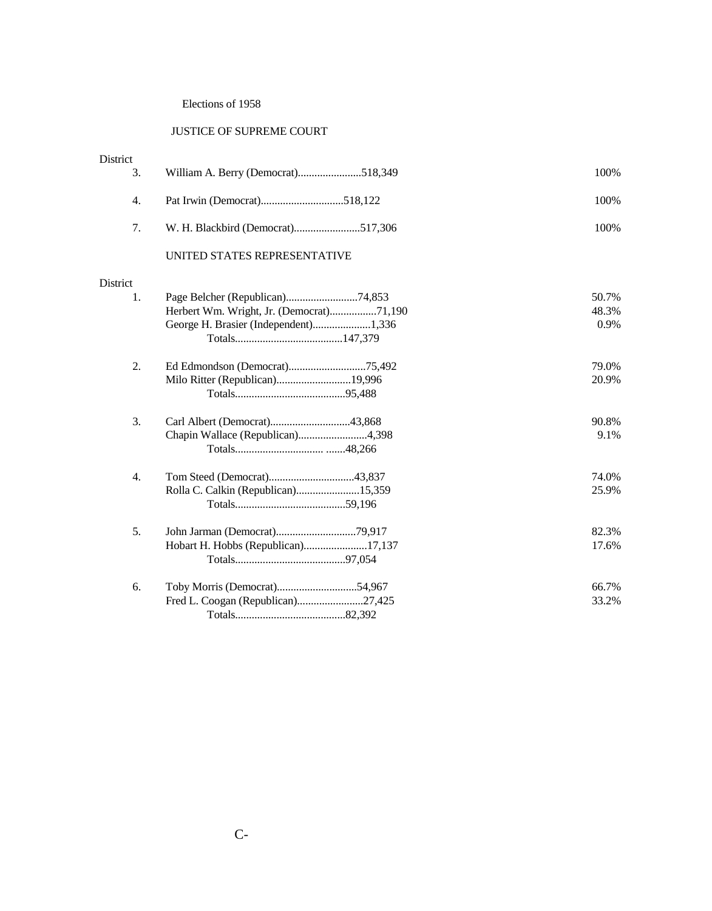Elections of 1958

## JUSTICE OF SUPREME COURT

| District | Candidate | Votes | Percent |
|---|---|---|---|
| 3. | William A. Berry (Democrat) | 518,349 | 100% |
| 4. | Pat Irwin (Democrat) | 518,122 | 100% |
| 7. | W. H. Blackbird (Democrat) | 517,306 | 100% |

## UNITED STATES REPRESENTATIVE

| District | Candidate | Votes | Percent |
|---|---|---|---|
| 1. | Page Belcher (Republican) | 74,853 | 50.7% |
| | Herbert Wm. Wright, Jr. (Democrat) | 71,190 | 48.3% |
| | George H. Brasier (Independent) | 1,336 | 0.9% |
| | Totals | 147,379 | |
| 2. | Ed Edmondson (Democrat) | 75,492 | 79.0% |
| | Milo Ritter (Republican) | 19,996 | 20.9% |
| | Totals | 95,488 | |
| 3. | Carl Albert (Democrat) | 43,868 | 90.8% |
| | Chapin Wallace (Republican) | 4,398 | 9.1% |
| | Totals | 48,266 | |
| 4. | Tom Steed (Democrat) | 43,837 | 74.0% |
| | Rolla C. Calkin (Republican) | 15,359 | 25.9% |
| | Totals | 59,196 | |
| 5. | John Jarman (Democrat) | 79,917 | 82.3% |
| | Hobart H. Hobbs (Republican) | 17,137 | 17.6% |
| | Totals | 97,054 | |
| 6. | Toby Morris (Democrat) | 54,967 | 66.7% |
| | Fred L. Coogan (Republican) | 27,425 | 33.2% |
| | Totals | 82,392 | |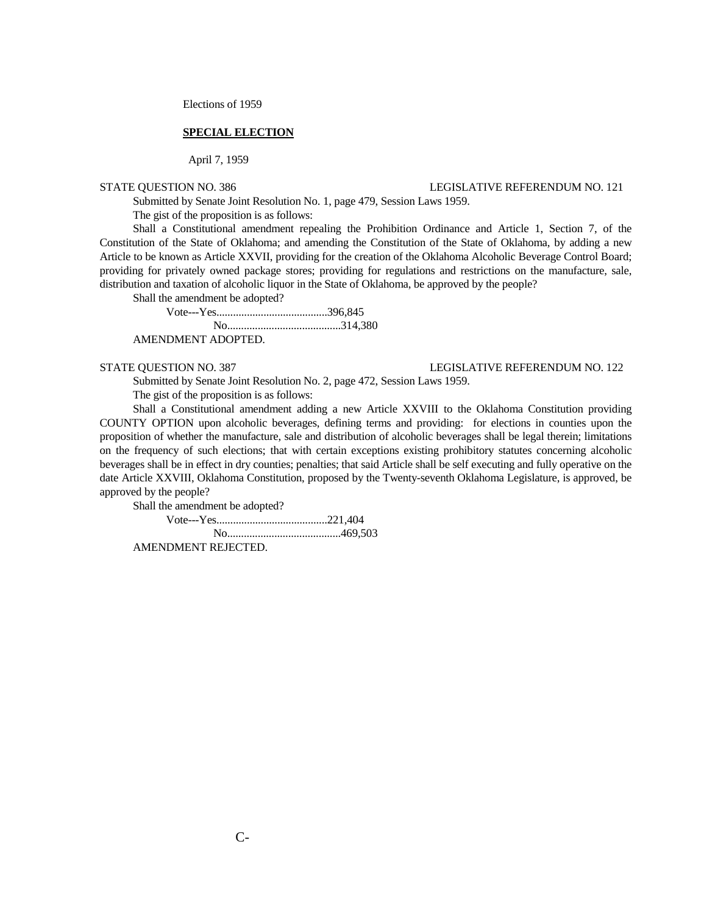Elections of 1959

**SPECIAL ELECTION**

April 7, 1959

STATE QUESTION NO. 386 LEGISLATIVE REFERENDUM NO. 121

Submitted by Senate Joint Resolution No. 1, page 479, Session Laws 1959.

The gist of the proposition is as follows:

Shall a Constitutional amendment repealing the Prohibition Ordinance and Article 1, Section 7, of the Constitution of the State of Oklahoma; and amending the Constitution of the State of Oklahoma, by adding a new Article to be known as Article XXVII, providing for the creation of the Oklahoma Alcoholic Beverage Control Board; providing for privately owned package stores; providing for regulations and restrictions on the manufacture, sale, distribution and taxation of alcoholic liquor in the State of Oklahoma, be approved by the people?

Shall the amendment be adopted?

Vote---Yes........................................396,845
No.........................................314,380

AMENDMENT ADOPTED.

STATE QUESTION NO. 387 LEGISLATIVE REFERENDUM NO. 122

Submitted by Senate Joint Resolution No. 2, page 472, Session Laws 1959.

The gist of the proposition is as follows:

Shall a Constitutional amendment adding a new Article XXVIII to the Oklahoma Constitution providing COUNTY OPTION upon alcoholic beverages, defining terms and providing: for elections in counties upon the proposition of whether the manufacture, sale and distribution of alcoholic beverages shall be legal therein; limitations on the frequency of such elections; that with certain exceptions existing prohibitory statutes concerning alcoholic beverages shall be in effect in dry counties; penalties; that said Article shall be self executing and fully operative on the date Article XXVIII, Oklahoma Constitution, proposed by the Twenty-seventh Oklahoma Legislature, is approved, be approved by the people?

Shall the amendment be adopted?

Vote---Yes........................................221,404
No.........................................469,503

AMENDMENT REJECTED.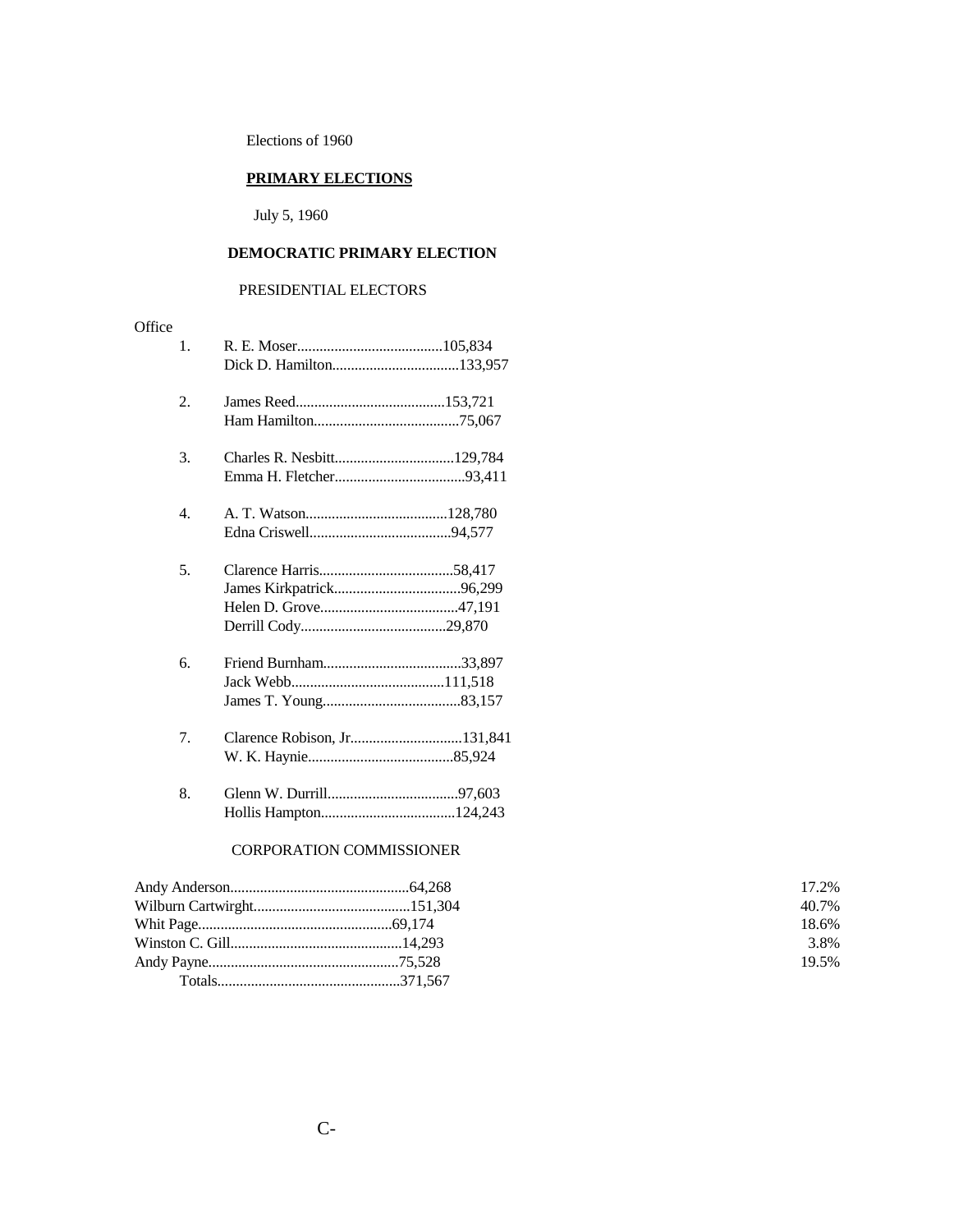Elections of 1960

## PRIMARY ELECTIONS

July 5, 1960

### DEMOCRATIC PRIMARY ELECTION

PRESIDENTIAL ELECTORS

| Office | Candidate | Votes |
|---|---|---|
| 1. | R. E. Moser | 105,834 |
| | Dick D. Hamilton | 133,957 |
| 2. | James Reed | 153,721 |
| | Ham Hamilton | 75,067 |
| 3. | Charles R. Nesbitt | 129,784 |
| | Emma H. Fletcher | 93,411 |
| 4. | A. T. Watson | 128,780 |
| | Edna Criswell | 94,577 |
| 5. | Clarence Harris | 58,417 |
| | James Kirkpatrick | 96,299 |
| | Helen D. Grove | 47,191 |
| | Derrill Cody | 29,870 |
| 6. | Friend Burnham | 33,897 |
| | Jack Webb | 111,518 |
| | James T. Young | 83,157 |
| 7. | Clarence Robison, Jr. | 131,841 |
| | W. K. Haynie | 85,924 |
| 8. | Glenn W. Durrill | 97,603 |
| | Hollis Hampton | 124,243 |

CORPORATION COMMISSIONER

| Candidate | Votes | Percent |
|---|---|---|
| Andy Anderson | 64,268 | 17.2% |
| Wilburn Cartwirght | 151,304 | 40.7% |
| Whit Page | 69,174 | 18.6% |
| Winston C. Gill | 14,293 | 3.8% |
| Andy Payne | 75,528 | 19.5% |
| Totals | 371,567 | |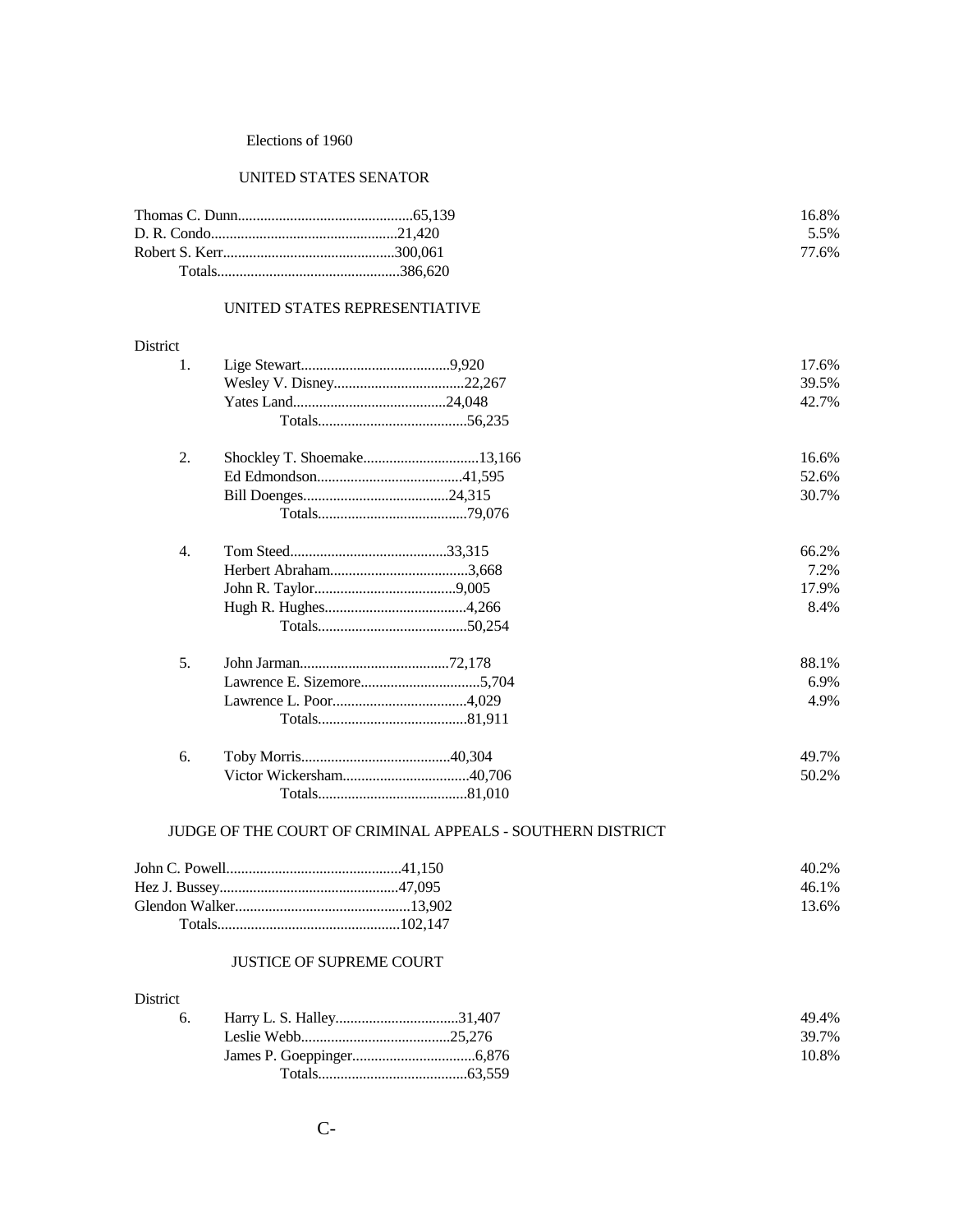## Elections of 1960

### UNITED STATES SENATOR

| Candidate | Votes | Percent |
|---|---|---|
| Thomas C. Dunn | 65,139 | 16.8% |
| D. R. Condo | 21,420 | 5.5% |
| Robert S. Kerr | 300,061 | 77.6% |
| Totals | 386,620 | |

### UNITED STATES REPRESENTIATIVE

| District | Candidate | Votes | Percent |
|---|---|---|---|
| 1. | Lige Stewart | 9,920 | 17.6% |
| | Wesley V. Disney | 22,267 | 39.5% |
| | Yates Land | 24,048 | 42.7% |
| | Totals | 56,235 | |
| 2. | Shockley T. Shoemake | 13,166 | 16.6% |
| | Ed Edmondson | 41,595 | 52.6% |
| | Bill Doenges | 24,315 | 30.7% |
| | Totals | 79,076 | |
| 4. | Tom Steed | 33,315 | 66.2% |
| | Herbert Abraham | 3,668 | 7.2% |
| | John R. Taylor | 9,005 | 17.9% |
| | Hugh R. Hughes | 4,266 | 8.4% |
| | Totals | 50,254 | |
| 5. | John Jarman | 72,178 | 88.1% |
| | Lawrence E. Sizemore | 5,704 | 6.9% |
| | Lawrence L. Poor | 4,029 | 4.9% |
| | Totals | 81,911 | |
| 6. | Toby Morris | 40,304 | 49.7% |
| | Victor Wickersham | 40,706 | 50.2% |
| | Totals | 81,010 | |

### JUDGE OF THE COURT OF CRIMINAL APPEALS - SOUTHERN DISTRICT

| Candidate | Votes | Percent |
|---|---|---|
| John C. Powell | 41,150 | 40.2% |
| Hez J. Bussey | 47,095 | 46.1% |
| Glendon Walker | 13,902 | 13.6% |
| Totals | 102,147 | |

### JUSTICE OF SUPREME COURT

| District | Candidate | Votes | Percent |
|---|---|---|---|
| 6. | Harry L. S. Halley | 31,407 | 49.4% |
| | Leslie Webb | 25,276 | 39.7% |
| | James P. Goeppinger | 6,876 | 10.8% |
| | Totals | 63,559 | |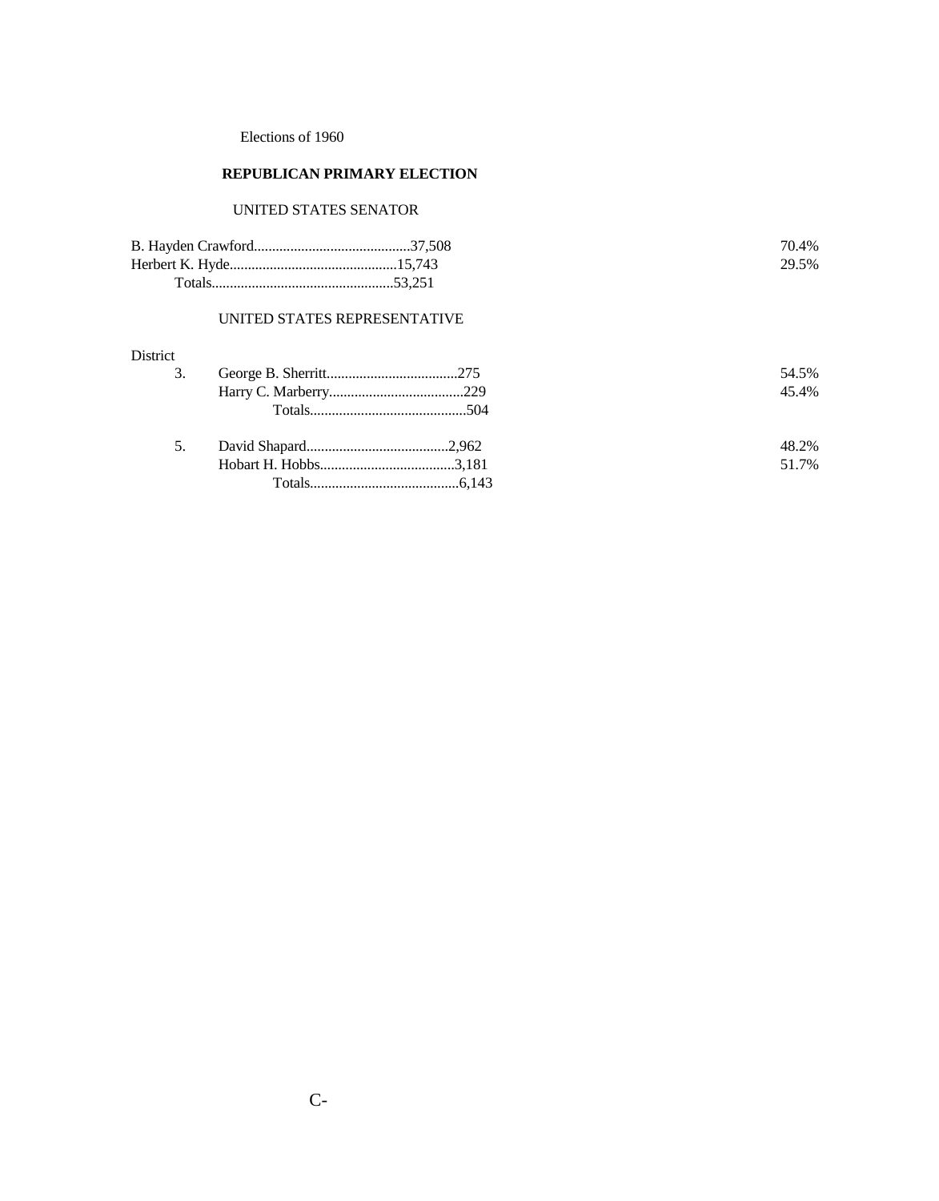Elections of 1960

## REPUBLICAN PRIMARY ELECTION

### UNITED STATES SENATOR

| Candidate | Votes | Percent |
|---|---|---|
| B. Hayden Crawford | 37,508 | 70.4% |
| Herbert K. Hyde | 15,743 | 29.5% |
| Totals | 53,251 | |

### UNITED STATES REPRESENTATIVE

| District | Candidate | Votes | Percent |
|---|---|---|---|
| 3. | George B. Sherritt | 275 | 54.5% |
| | Harry C. Marberry | 229 | 45.4% |
| | Totals | 504 | |
| 5. | David Shapard | 2,962 | 48.2% |
| | Hobart H. Hobbs | 3,181 | 51.7% |
| | Totals | 6,143 | |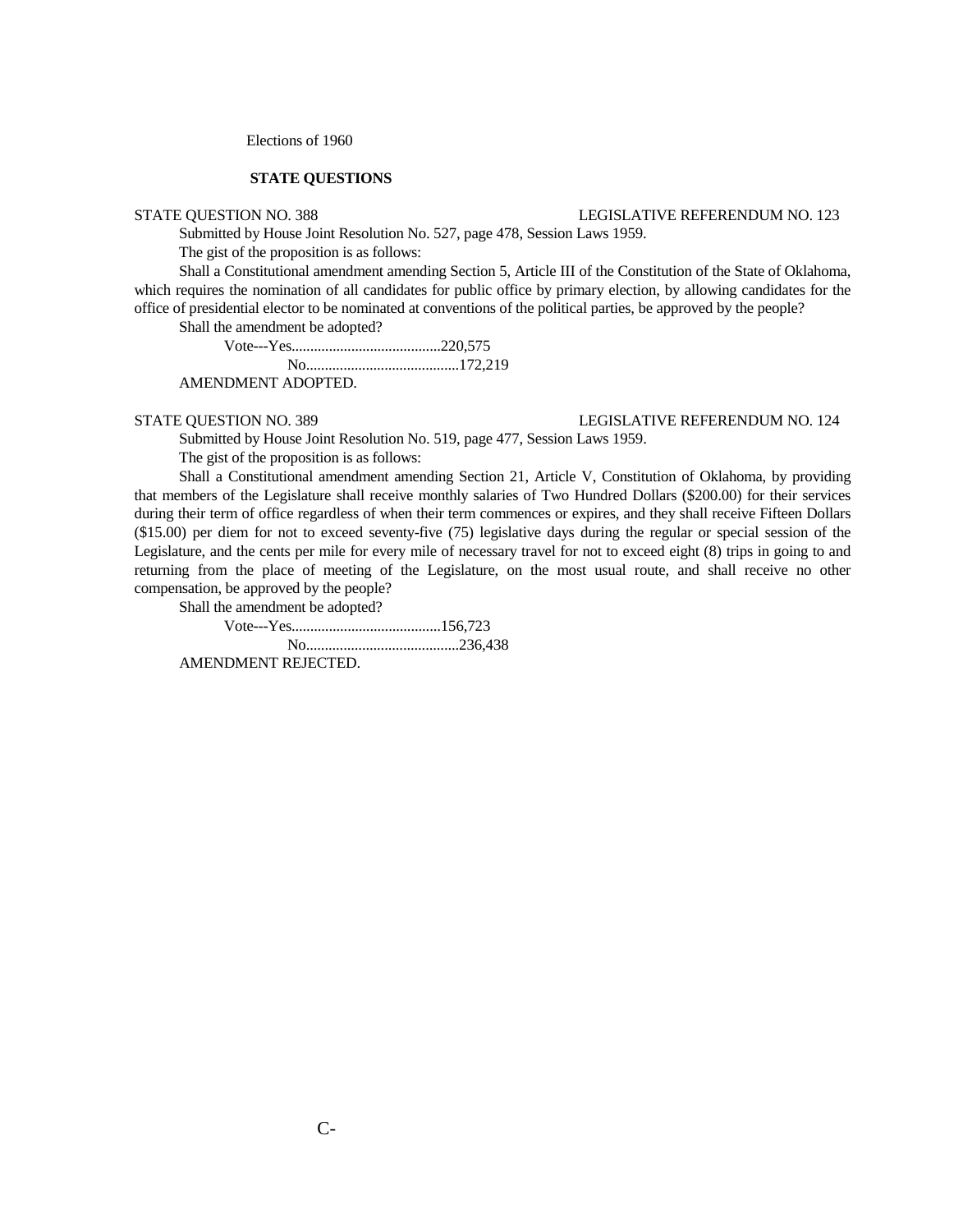Elections of 1960

**STATE QUESTIONS**

STATE QUESTION NO. 388 LEGISLATIVE REFERENDUM NO. 123

Submitted by House Joint Resolution No. 527, page 478, Session Laws 1959.

The gist of the proposition is as follows:

Shall a Constitutional amendment amending Section 5, Article III of the Constitution of the State of Oklahoma, which requires the nomination of all candidates for public office by primary election, by allowing candidates for the office of presidential elector to be nominated at conventions of the political parties, be approved by the people?

Shall the amendment be adopted?

Vote---Yes........................................220,575

No.........................................172,219

AMENDMENT ADOPTED.

STATE QUESTION NO. 389 LEGISLATIVE REFERENDUM NO. 124

Submitted by House Joint Resolution No. 519, page 477, Session Laws 1959.

The gist of the proposition is as follows:

Shall a Constitutional amendment amending Section 21, Article V, Constitution of Oklahoma, by providing that members of the Legislature shall receive monthly salaries of Two Hundred Dollars ($200.00) for their services during their term of office regardless of when their term commences or expires, and they shall receive Fifteen Dollars ($15.00) per diem for not to exceed seventy-five (75) legislative days during the regular or special session of the Legislature, and the cents per mile for every mile of necessary travel for not to exceed eight (8) trips in going to and returning from the place of meeting of the Legislature, on the most usual route, and shall receive no other compensation, be approved by the people?

Shall the amendment be adopted?

Vote---Yes........................................156,723

No.........................................236,438

AMENDMENT REJECTED.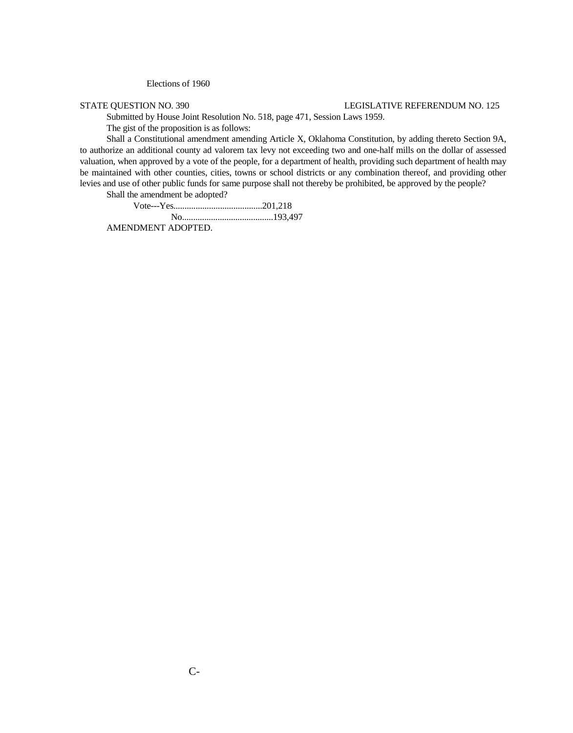Elections of 1960

STATE QUESTION NO. 390 LEGISLATIVE REFERENDUM NO. 125

Submitted by House Joint Resolution No. 518, page 471, Session Laws 1959.

The gist of the proposition is as follows:

Shall a Constitutional amendment amending Article X, Oklahoma Constitution, by adding thereto Section 9A, to authorize an additional county ad valorem tax levy not exceeding two and one-half mills on the dollar of assessed valuation, when approved by a vote of the people, for a department of health, providing such department of health may be maintained with other counties, cities, towns or school districts or any combination thereof, and providing other levies and use of other public funds for same purpose shall not thereby be prohibited, be approved by the people?

Shall the amendment be adopted?

Vote---Yes........................................201,218

No.........................................193,497

AMENDMENT ADOPTED.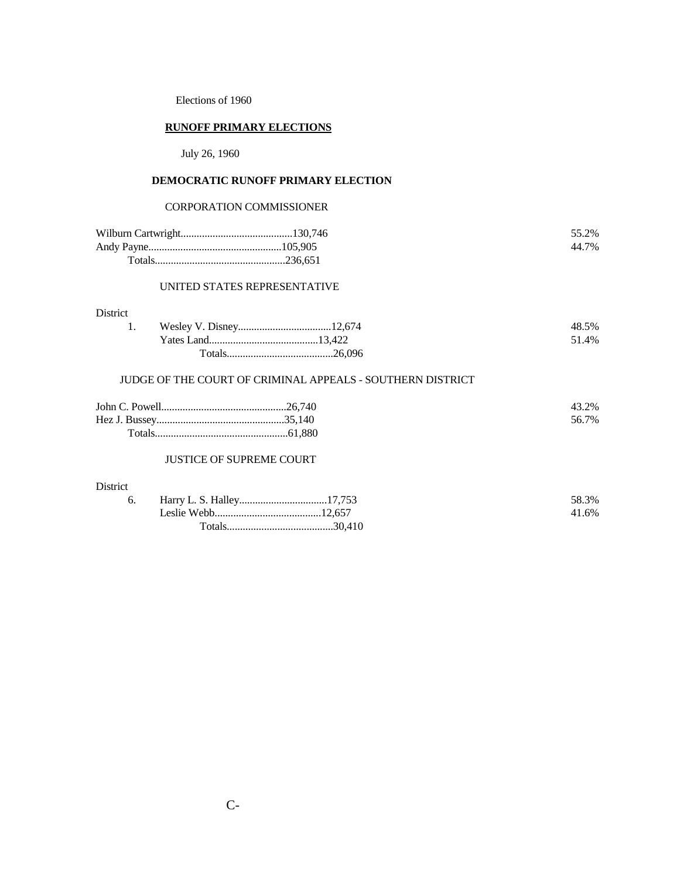Elections of 1960

## RUNOFF PRIMARY ELECTIONS

July 26, 1960

### DEMOCRATIC RUNOFF PRIMARY ELECTION

CORPORATION COMMISSIONER

| Candidate | Votes | % |
|---|---|---|
| Wilburn Cartwright | 130,746 | 55.2% |
| Andy Payne | 105,905 | 44.7% |
| Totals | 236,651 | |

UNITED STATES REPRESENTATIVE

| District | Candidate | Votes | % |
|---|---|---|---|
| 1. | Wesley V. Disney | 12,674 | 48.5% |
| | Yates Land | 13,422 | 51.4% |
| | Totals | 26,096 | |

JUDGE OF THE COURT OF CRIMINAL APPEALS - SOUTHERN DISTRICT

| Candidate | Votes | % |
|---|---|---|
| John C. Powell | 26,740 | 43.2% |
| Hez J. Bussey | 35,140 | 56.7% |
| Totals | 61,880 | |

JUSTICE OF SUPREME COURT

| District | Candidate | Votes | % |
|---|---|---|---|
| 6. | Harry L. S. Halley | 17,753 | 58.3% |
| | Leslie Webb | 12,657 | 41.6% |
| | Totals | 30,410 | |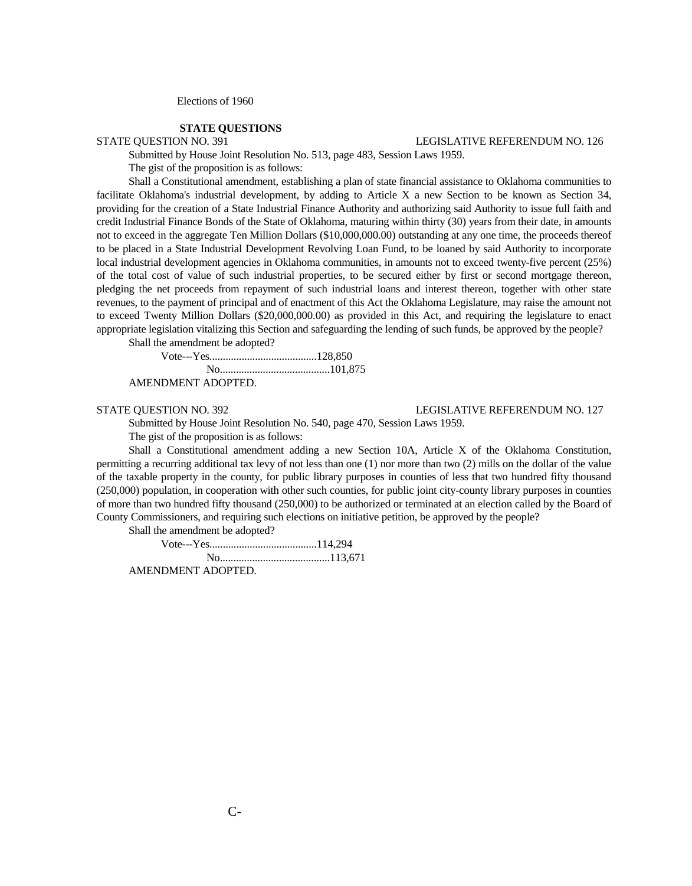Elections of 1960

## STATE QUESTIONS

STATE QUESTION NO. 391 LEGISLATIVE REFERENDUM NO. 126

Submitted by House Joint Resolution No. 513, page 483, Session Laws 1959.

The gist of the proposition is as follows:

Shall a Constitutional amendment, establishing a plan of state financial assistance to Oklahoma communities to facilitate Oklahoma's industrial development, by adding to Article X a new Section to be known as Section 34, providing for the creation of a State Industrial Finance Authority and authorizing said Authority to issue full faith and credit Industrial Finance Bonds of the State of Oklahoma, maturing within thirty (30) years from their date, in amounts not to exceed in the aggregate Ten Million Dollars ($10,000,000.00) outstanding at any one time, the proceeds thereof to be placed in a State Industrial Development Revolving Loan Fund, to be loaned by said Authority to incorporate local industrial development agencies in Oklahoma communities, in amounts not to exceed twenty-five percent (25%) of the total cost of value of such industrial properties, to be secured either by first or second mortgage thereon, pledging the net proceeds from repayment of such industrial loans and interest thereon, together with other state revenues, to the payment of principal and of enactment of this Act the Oklahoma Legislature, may raise the amount not to exceed Twenty Million Dollars ($20,000,000.00) as provided in this Act, and requiring the legislature to enact appropriate legislation vitalizing this Section and safeguarding the lending of such funds, be approved by the people?

Shall the amendment be adopted?

Vote---Yes........................................128,850
No.........................................101,875

AMENDMENT ADOPTED.

STATE QUESTION NO. 392 LEGISLATIVE REFERENDUM NO. 127

Submitted by House Joint Resolution No. 540, page 470, Session Laws 1959.

The gist of the proposition is as follows:

Shall a Constitutional amendment adding a new Section 10A, Article X of the Oklahoma Constitution, permitting a recurring additional tax levy of not less than one (1) nor more than two (2) mills on the dollar of the value of the taxable property in the county, for public library purposes in counties of less that two hundred fifty thousand (250,000) population, in cooperation with other such counties, for public joint city-county library purposes in counties of more than two hundred fifty thousand (250,000) to be authorized or terminated at an election called by the Board of County Commissioners, and requiring such elections on initiative petition, be approved by the people?

Shall the amendment be adopted?

Vote---Yes........................................114,294
No.........................................113,671

AMENDMENT ADOPTED.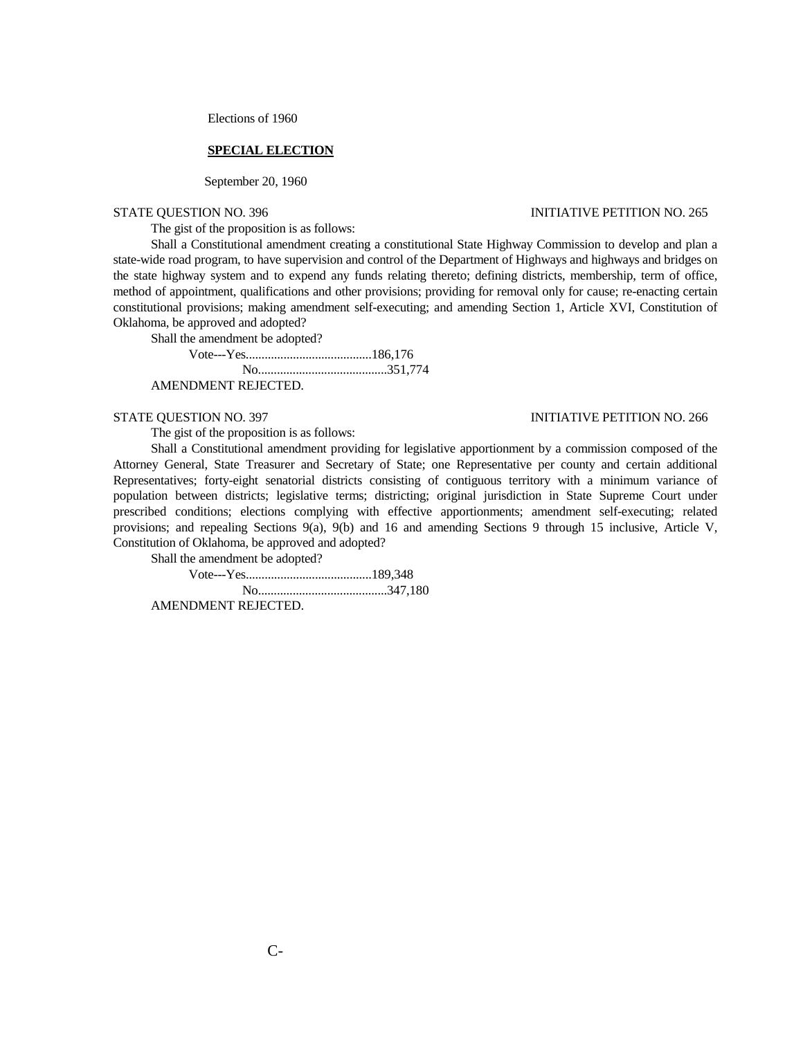Elections of 1960

**SPECIAL ELECTION**

September 20, 1960

STATE QUESTION NO. 396 INITIATIVE PETITION NO. 265

The gist of the proposition is as follows:

Shall a Constitutional amendment creating a constitutional State Highway Commission to develop and plan a state-wide road program, to have supervision and control of the Department of Highways and highways and bridges on the state highway system and to expend any funds relating thereto; defining districts, membership, term of office, method of appointment, qualifications and other provisions; providing for removal only for cause; re-enacting certain constitutional provisions; making amendment self-executing; and amending Section 1, Article XVI, Constitution of Oklahoma, be approved and adopted?

Shall the amendment be adopted?

Vote---Yes.......................................186,176
No.........................................351,774

AMENDMENT REJECTED.

STATE QUESTION NO. 397 INITIATIVE PETITION NO. 266

The gist of the proposition is as follows:

Shall a Constitutional amendment providing for legislative apportionment by a commission composed of the Attorney General, State Treasurer and Secretary of State; one Representative per county and certain additional Representatives; forty-eight senatorial districts consisting of contiguous territory with a minimum variance of population between districts; legislative terms; districting; original jurisdiction in State Supreme Court under prescribed conditions; elections complying with effective apportionments; amendment self-executing; related provisions; and repealing Sections 9(a), 9(b) and 16 and amending Sections 9 through 15 inclusive, Article V, Constitution of Oklahoma, be approved and adopted?

Shall the amendment be adopted?

Vote---Yes.......................................189,348
No.........................................347,180

AMENDMENT REJECTED.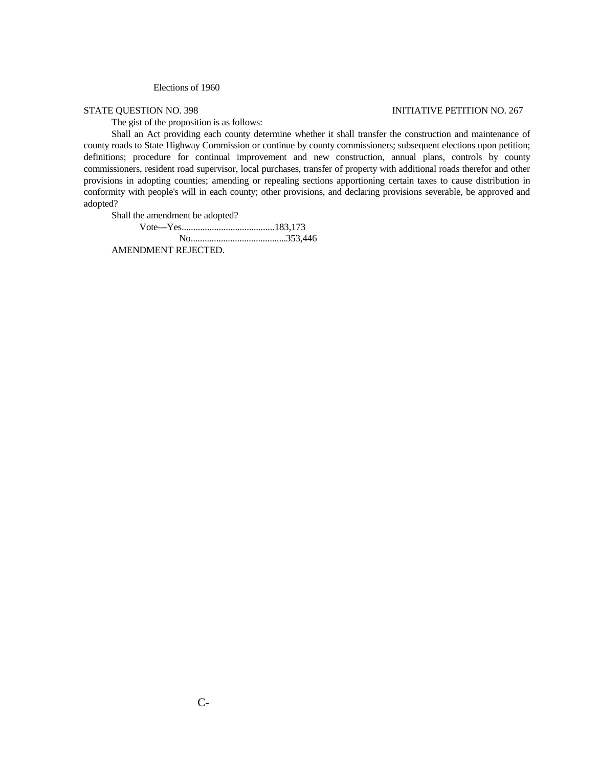Elections of 1960

STATE QUESTION NO. 398 INITIATIVE PETITION NO. 267

The gist of the proposition is as follows:

Shall an Act providing each county determine whether it shall transfer the construction and maintenance of county roads to State Highway Commission or continue by county commissioners; subsequent elections upon petition; definitions; procedure for continual improvement and new construction, annual plans, controls by county commissioners, resident road supervisor, local purchases, transfer of property with additional roads therefor and other provisions in adopting counties; amending or repealing sections apportioning certain taxes to cause distribution in conformity with people's will in each county; other provisions, and declaring provisions severable, be approved and adopted?

Shall the amendment be adopted?

Vote---Yes........................................183,173

No.........................................353,446

AMENDMENT REJECTED.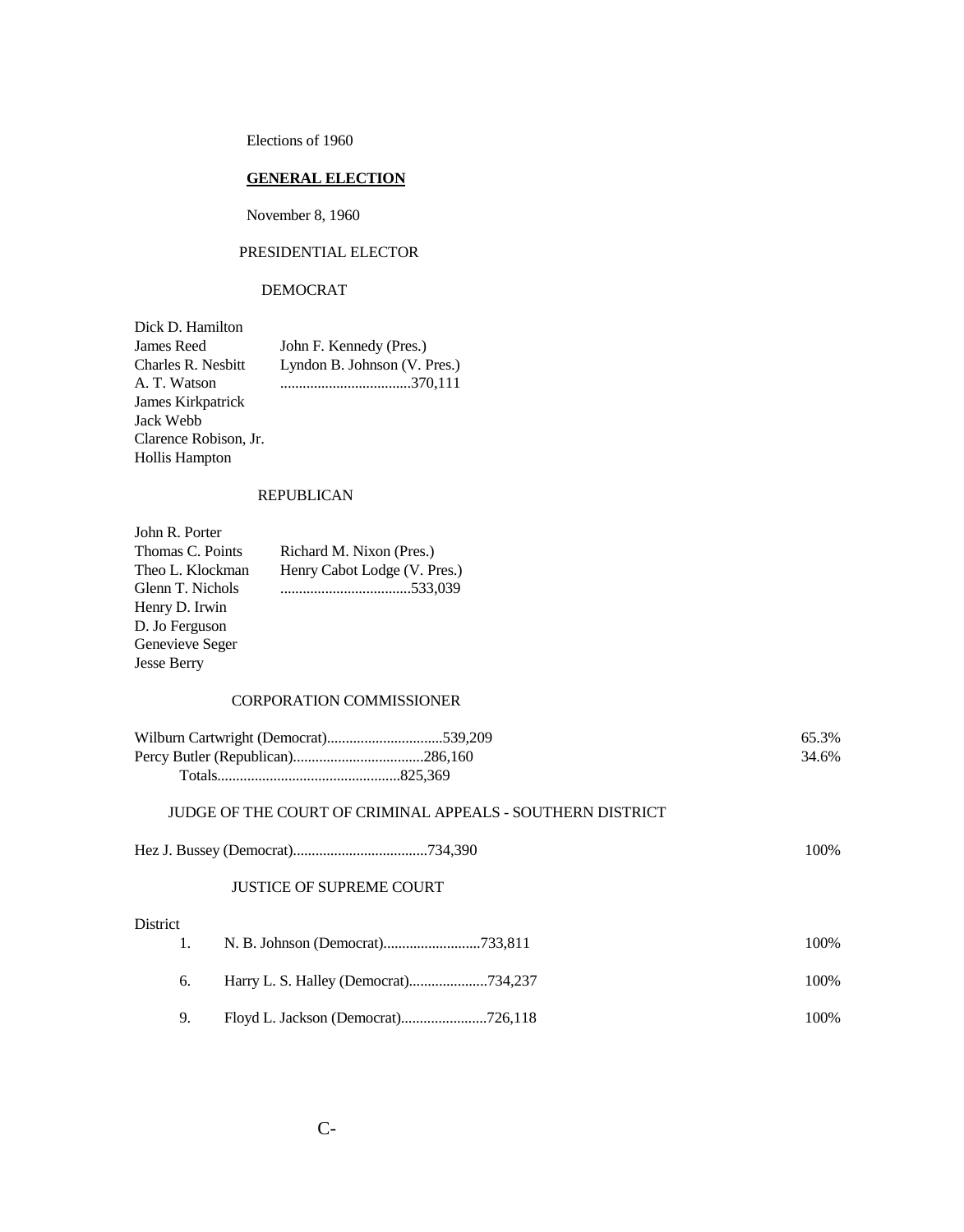Elections of 1960

## GENERAL ELECTION

November 8, 1960

### PRESIDENTIAL ELECTOR

#### DEMOCRAT

| Electors | Candidates |
|---|---|
| Dick D. Hamilton | |
| James Reed | John F. Kennedy (Pres.) |
| Charles R. Nesbitt | Lyndon B. Johnson (V. Pres.) |
| A. T. Watson | ...................................370,111 |
| James Kirkpatrick | |
| Jack Webb | |
| Clarence Robison, Jr. | |
| Hollis Hampton | |

#### REPUBLICAN

| Electors | Candidates |
|---|---|
| John R. Porter | |
| Thomas C. Points | Richard M. Nixon (Pres.) |
| Theo L. Klockman | Henry Cabot Lodge (V. Pres.) |
| Glenn T. Nichols | ...................................533,039 |
| Henry D. Irwin | |
| D. Jo Ferguson | |
| Genevieve Seger | |
| Jesse Berry | |

### CORPORATION COMMISSIONER

| Candidate | Votes | Percent |
|---|---|---|
| Wilburn Cartwright (Democrat) | 539,209 | 65.3% |
| Percy Butler (Republican) | 286,160 | 34.6% |
| Totals | 825,369 | |

### JUDGE OF THE COURT OF CRIMINAL APPEALS - SOUTHERN DISTRICT

| Candidate | Votes | Percent |
|---|---|---|
| Hez J. Bussey (Democrat) | 734,390 | 100% |

### JUSTICE OF SUPREME COURT

| District | Candidate | Votes | Percent |
|---|---|---|---|
| 1. | N. B. Johnson (Democrat) | 733,811 | 100% |
| 6. | Harry L. S. Halley (Democrat) | 734,237 | 100% |
| 9. | Floyd L. Jackson (Democrat) | 726,118 | 100% |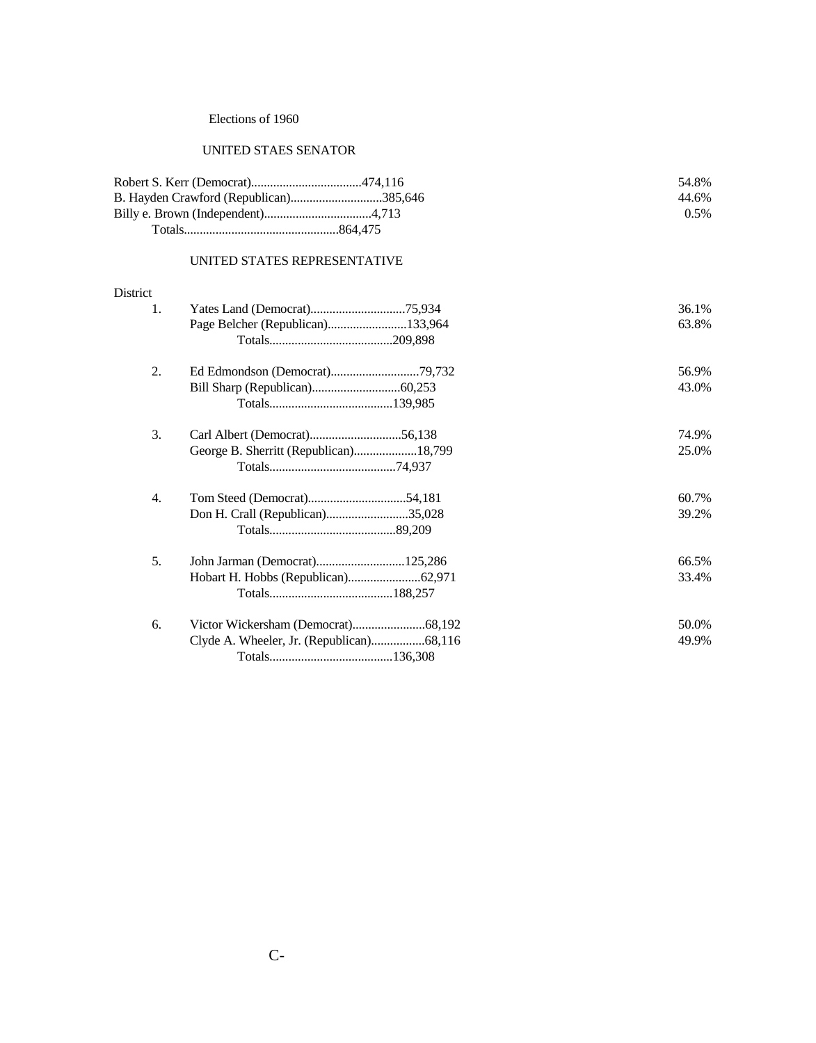Elections of 1960

UNITED STAES SENATOR

| Candidate | Votes | Percent |
|---|---|---|
| Robert S. Kerr (Democrat) | 474,116 | 54.8% |
| B. Hayden Crawford (Republican) | 385,646 | 44.6% |
| Billy e. Brown (Independent) | 4,713 | 0.5% |
| Totals | 864,475 | |

UNITED STATES REPRESENTATIVE

| District | Candidate | Votes | Percent |
|---|---|---|---|
| 1. | Yates Land (Democrat) | 75,934 | 36.1% |
| | Page Belcher (Republican) | 133,964 | 63.8% |
| | Totals | 209,898 | |
| 2. | Ed Edmondson (Democrat) | 79,732 | 56.9% |
| | Bill Sharp (Republican) | 60,253 | 43.0% |
| | Totals | 139,985 | |
| 3. | Carl Albert (Democrat) | 56,138 | 74.9% |
| | George B. Sherritt (Republican) | 18,799 | 25.0% |
| | Totals | 74,937 | |
| 4. | Tom Steed (Democrat) | 54,181 | 60.7% |
| | Don H. Crall (Republican) | 35,028 | 39.2% |
| | Totals | 89,209 | |
| 5. | John Jarman (Democrat) | 125,286 | 66.5% |
| | Hobart H. Hobbs (Republican) | 62,971 | 33.4% |
| | Totals | 188,257 | |
| 6. | Victor Wickersham (Democrat) | 68,192 | 50.0% |
| | Clyde A. Wheeler, Jr. (Republican) | 68,116 | 49.9% |
| | Totals | 136,308 | |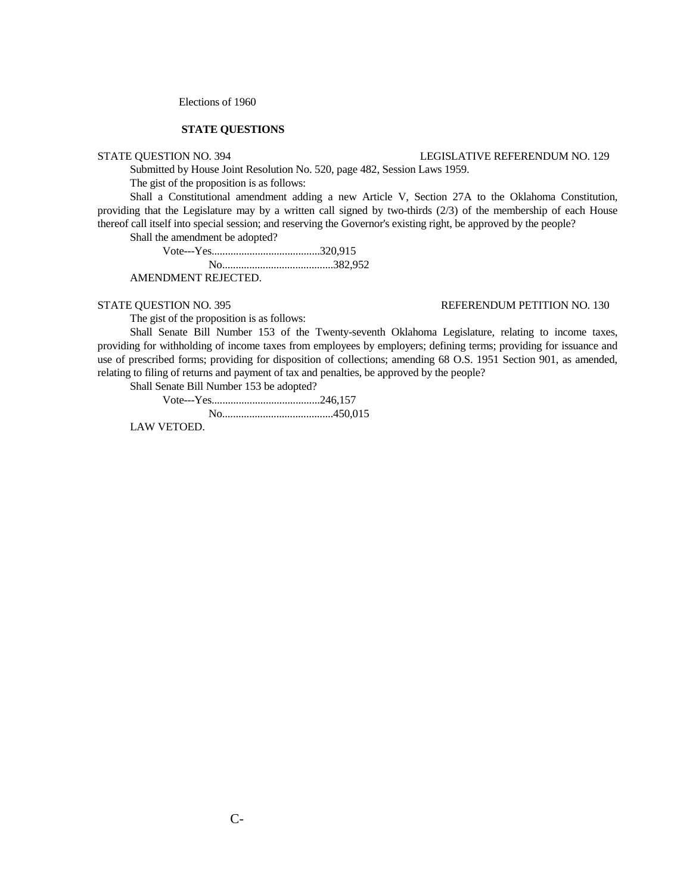Elections of 1960

## STATE QUESTIONS

STATE QUESTION NO. 394 LEGISLATIVE REFERENDUM NO. 129

Submitted by House Joint Resolution No. 520, page 482, Session Laws 1959.

The gist of the proposition is as follows:

Shall a Constitutional amendment adding a new Article V, Section 27A to the Oklahoma Constitution, providing that the Legislature may by a written call signed by two-thirds (2/3) of the membership of each House thereof call itself into special session; and reserving the Governor's existing right, be approved by the people?

Shall the amendment be adopted?

Vote---Yes........................................320,915

No.........................................382,952

AMENDMENT REJECTED.

STATE QUESTION NO. 395 REFERENDUM PETITION NO. 130

The gist of the proposition is as follows:

Shall Senate Bill Number 153 of the Twenty-seventh Oklahoma Legislature, relating to income taxes, providing for withholding of income taxes from employees by employers; defining terms; providing for issuance and use of prescribed forms; providing for disposition of collections; amending 68 O.S. 1951 Section 901, as amended, relating to filing of returns and payment of tax and penalties, be approved by the people?

Shall Senate Bill Number 153 be adopted?

Vote---Yes........................................246,157

No.........................................450,015

LAW VETOED.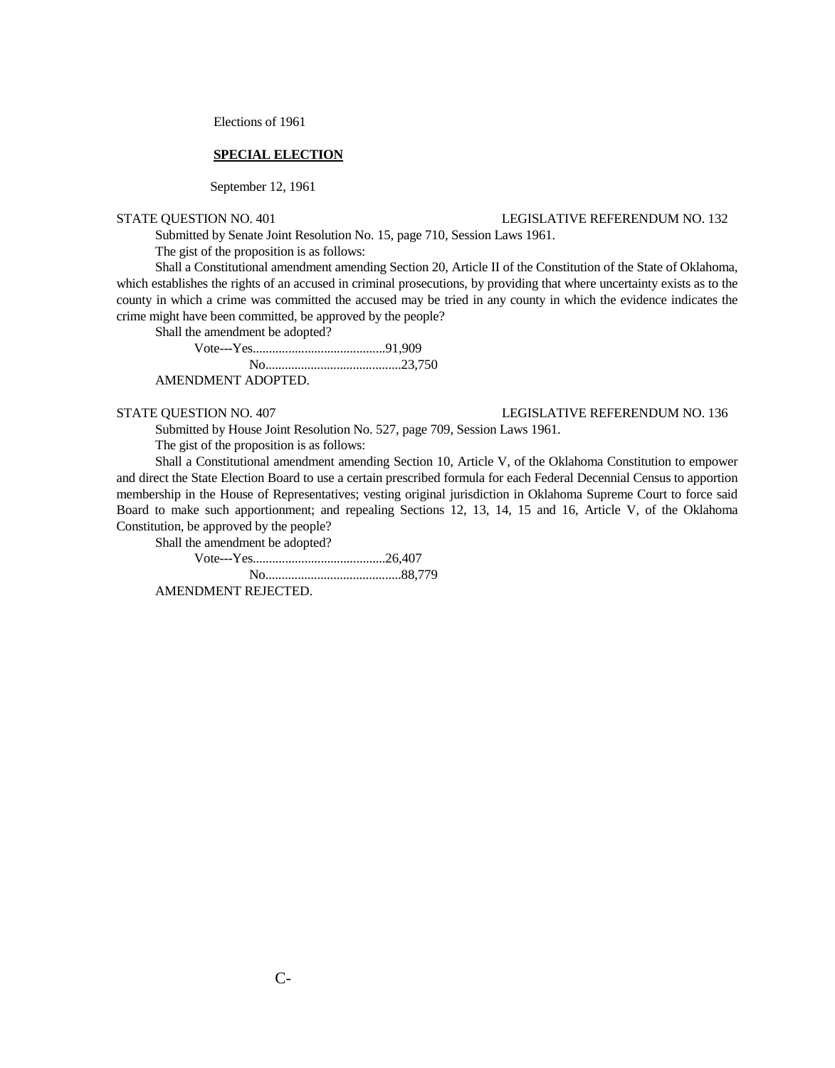Elections of 1961

**SPECIAL ELECTION**

September 12, 1961

STATE QUESTION NO. 401 LEGISLATIVE REFERENDUM NO. 132

Submitted by Senate Joint Resolution No. 15, page 710, Session Laws 1961.

The gist of the proposition is as follows:

Shall a Constitutional amendment amending Section 20, Article II of the Constitution of the State of Oklahoma, which establishes the rights of an accused in criminal prosecutions, by providing that where uncertainty exists as to the county in which a crime was committed the accused may be tried in any county in which the evidence indicates the crime might have been committed, be approved by the people?

Shall the amendment be adopted?

Vote---Yes.........................................91,909

No..........................................23,750

AMENDMENT ADOPTED.

STATE QUESTION NO. 407 LEGISLATIVE REFERENDUM NO. 136

Submitted by House Joint Resolution No. 527, page 709, Session Laws 1961.

The gist of the proposition is as follows:

Shall a Constitutional amendment amending Section 10, Article V, of the Oklahoma Constitution to empower and direct the State Election Board to use a certain prescribed formula for each Federal Decennial Census to apportion membership in the House of Representatives; vesting original jurisdiction in Oklahoma Supreme Court to force said Board to make such apportionment; and repealing Sections 12, 13, 14, 15 and 16, Article V, of the Oklahoma Constitution, be approved by the people?

Shall the amendment be adopted?

Vote---Yes.........................................26,407

No..........................................88,779

AMENDMENT REJECTED.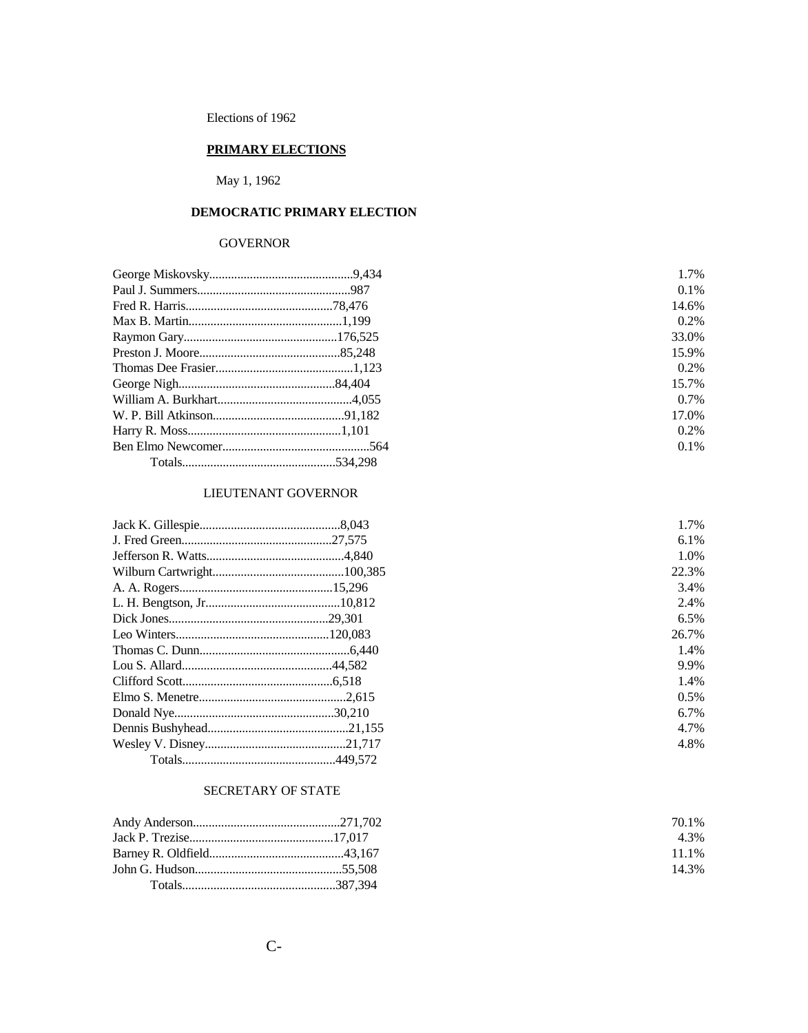Elections of 1962

## PRIMARY ELECTIONS

May 1, 1962

### DEMOCRATIC PRIMARY ELECTION

#### GOVERNOR

| Candidate | Votes | Percent |
|---|---|---|
| George Miskovsky | 9,434 | 1.7% |
| Paul J. Summers | 987 | 0.1% |
| Fred R. Harris | 78,476 | 14.6% |
| Max B. Martin | 1,199 | 0.2% |
| Raymon Gary | 176,525 | 33.0% |
| Preston J. Moore | 85,248 | 15.9% |
| Thomas Dee Frasier | 1,123 | 0.2% |
| George Nigh | 84,404 | 15.7% |
| William A. Burkhart | 4,055 | 0.7% |
| W. P. Bill Atkinson | 91,182 | 17.0% |
| Harry R. Moss | 1,101 | 0.2% |
| Ben Elmo Newcomer | 564 | 0.1% |
| Totals | 534,298 | |

#### LIEUTENANT GOVERNOR

| Candidate | Votes | Percent |
|---|---|---|
| Jack K. Gillespie | 8,043 | 1.7% |
| J. Fred Green | 27,575 | 6.1% |
| Jefferson R. Watts | 4,840 | 1.0% |
| Wilburn Cartwright | 100,385 | 22.3% |
| A. A. Rogers | 15,296 | 3.4% |
| L. H. Bengtson, Jr. | 10,812 | 2.4% |
| Dick Jones | 29,301 | 6.5% |
| Leo Winters | 120,083 | 26.7% |
| Thomas C. Dunn | 6,440 | 1.4% |
| Lou S. Allard | 44,582 | 9.9% |
| Clifford Scott | 6,518 | 1.4% |
| Elmo S. Menetre | 2,615 | 0.5% |
| Donald Nye | 30,210 | 6.7% |
| Dennis Bushyhead | 21,155 | 4.7% |
| Wesley V. Disney | 21,717 | 4.8% |
| Totals | 449,572 | |

#### SECRETARY OF STATE

| Candidate | Votes | Percent |
|---|---|---|
| Andy Anderson | 271,702 | 70.1% |
| Jack P. Trezise | 17,017 | 4.3% |
| Barney R. Oldfield | 43,167 | 11.1% |
| John G. Hudson | 55,508 | 14.3% |
| Totals | 387,394 | |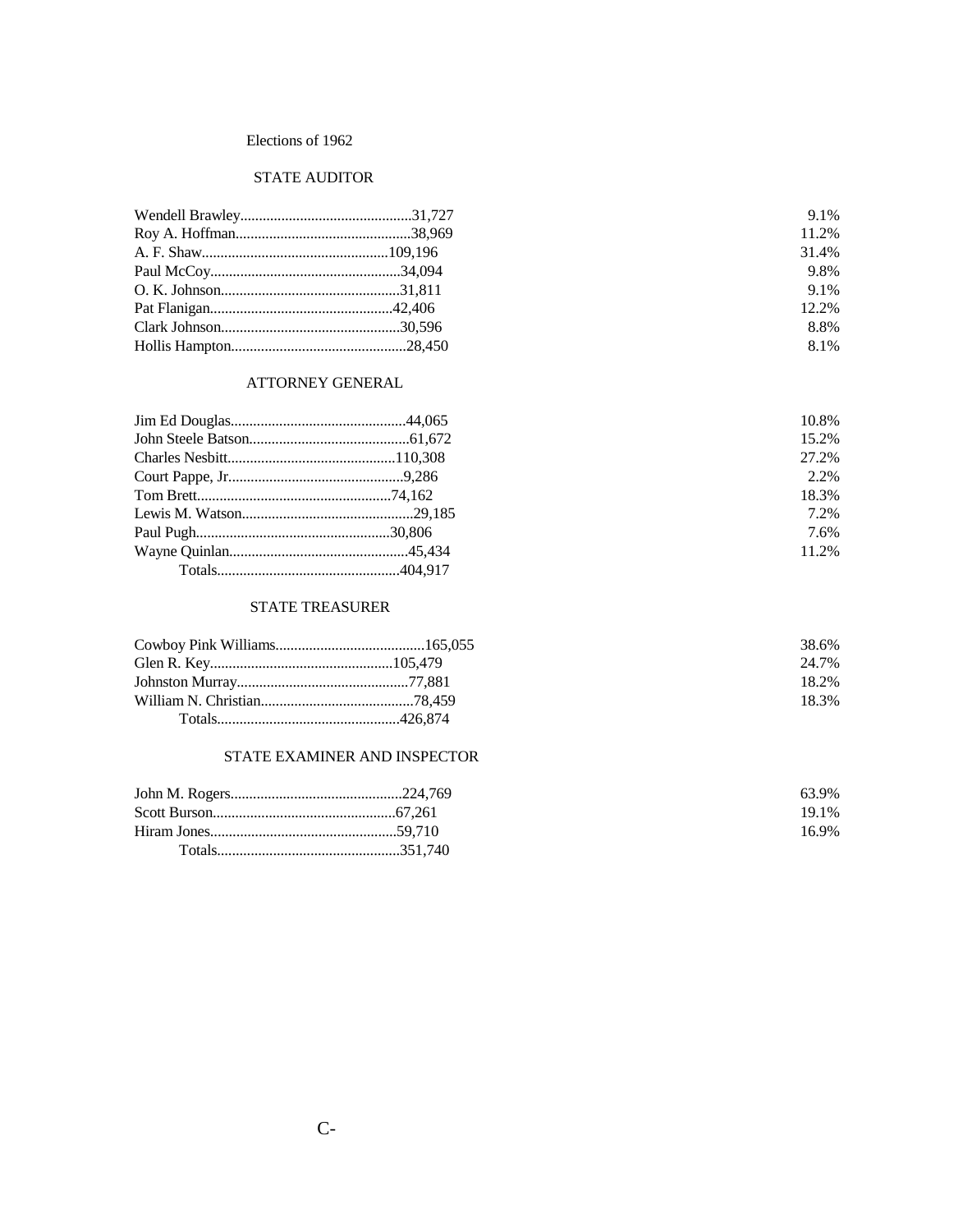Elections of 1962

## STATE AUDITOR

| Candidate | Votes | Percent |
|---|---|---|
| Wendell Brawley | 31,727 | 9.1% |
| Roy A. Hoffman | 38,969 | 11.2% |
| A. F. Shaw | 109,196 | 31.4% |
| Paul McCoy | 34,094 | 9.8% |
| O. K. Johnson | 31,811 | 9.1% |
| Pat Flanigan | 42,406 | 12.2% |
| Clark Johnson | 30,596 | 8.8% |
| Hollis Hampton | 28,450 | 8.1% |

## ATTORNEY GENERAL

| Candidate | Votes | Percent |
|---|---|---|
| Jim Ed Douglas | 44,065 | 10.8% |
| John Steele Batson | 61,672 | 15.2% |
| Charles Nesbitt | 110,308 | 27.2% |
| Court Pappe, Jr. | 9,286 | 2.2% |
| Tom Brett | 74,162 | 18.3% |
| Lewis M. Watson | 29,185 | 7.2% |
| Paul Pugh | 30,806 | 7.6% |
| Wayne Quinlan | 45,434 | 11.2% |
| Totals | 404,917 | |

## STATE TREASURER

| Candidate | Votes | Percent |
|---|---|---|
| Cowboy Pink Williams | 165,055 | 38.6% |
| Glen R. Key | 105,479 | 24.7% |
| Johnston Murray | 77,881 | 18.2% |
| William N. Christian | 78,459 | 18.3% |
| Totals | 426,874 | |

## STATE EXAMINER AND INSPECTOR

| Candidate | Votes | Percent |
|---|---|---|
| John M. Rogers | 224,769 | 63.9% |
| Scott Burson | 67,261 | 19.1% |
| Hiram Jones | 59,710 | 16.9% |
| Totals | 351,740 | |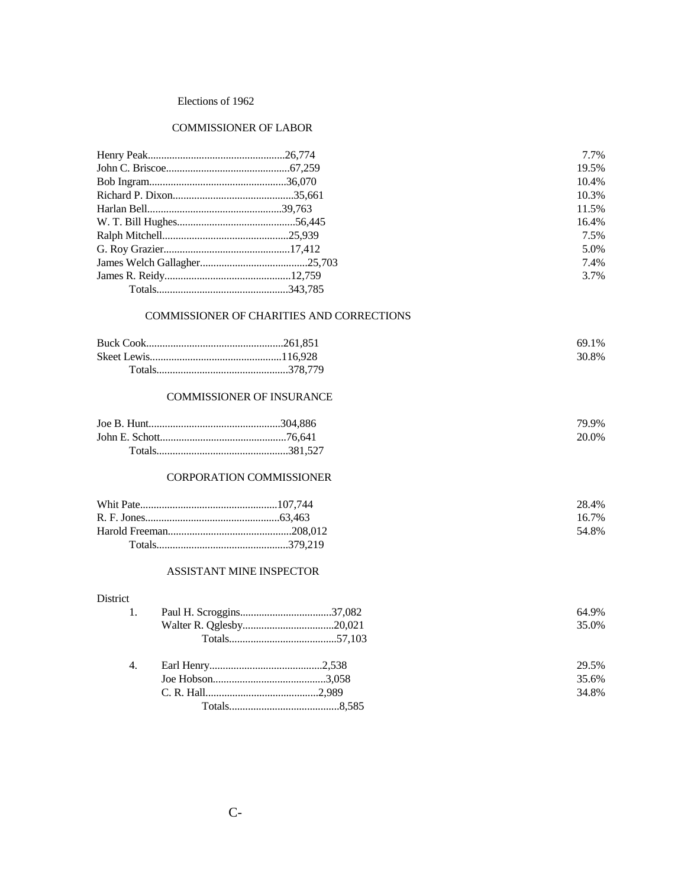# Elections of 1962

## COMMISSIONER OF LABOR

| Candidate | Votes | Percent |
|---|---|---|
| Henry Peak | 26,774 | 7.7% |
| John C. Briscoe | 67,259 | 19.5% |
| Bob Ingram | 36,070 | 10.4% |
| Richard P. Dixon | 35,661 | 10.3% |
| Harlan Bell | 39,763 | 11.5% |
| W. T. Bill Hughes | 56,445 | 16.4% |
| Ralph Mitchell | 25,939 | 7.5% |
| G. Roy Grazier | 17,412 | 5.0% |
| James Welch Gallagher | 25,703 | 7.4% |
| James R. Reidy | 12,759 | 3.7% |
| Totals | 343,785 | |

## COMMISSIONER OF CHARITIES AND CORRECTIONS

| Candidate | Votes | Percent |
|---|---|---|
| Buck Cook | 261,851 | 69.1% |
| Skeet Lewis | 116,928 | 30.8% |
| Totals | 378,779 | |

## COMMISSIONER OF INSURANCE

| Candidate | Votes | Percent |
|---|---|---|
| Joe B. Hunt | 304,886 | 79.9% |
| John E. Schott | 76,641 | 20.0% |
| Totals | 381,527 | |

## CORPORATION COMMISSIONER

| Candidate | Votes | Percent |
|---|---|---|
| Whit Pate | 107,744 | 28.4% |
| R. F. Jones | 63,463 | 16.7% |
| Harold Freeman | 208,012 | 54.8% |
| Totals | 379,219 | |

## ASSISTANT MINE INSPECTOR

| District | Candidate | Votes | Percent |
|---|---|---|---|
| 1. | Paul H. Scroggins | 37,082 | 64.9% |
| | Walter R. Qglesby | 20,021 | 35.0% |
| | Totals | 57,103 | |
| 4. | Earl Henry | 2,538 | 29.5% |
| | Joe Hobson | 3,058 | 35.6% |
| | C. R. Hall | 2,989 | 34.8% |
| | Totals | 8,585 | |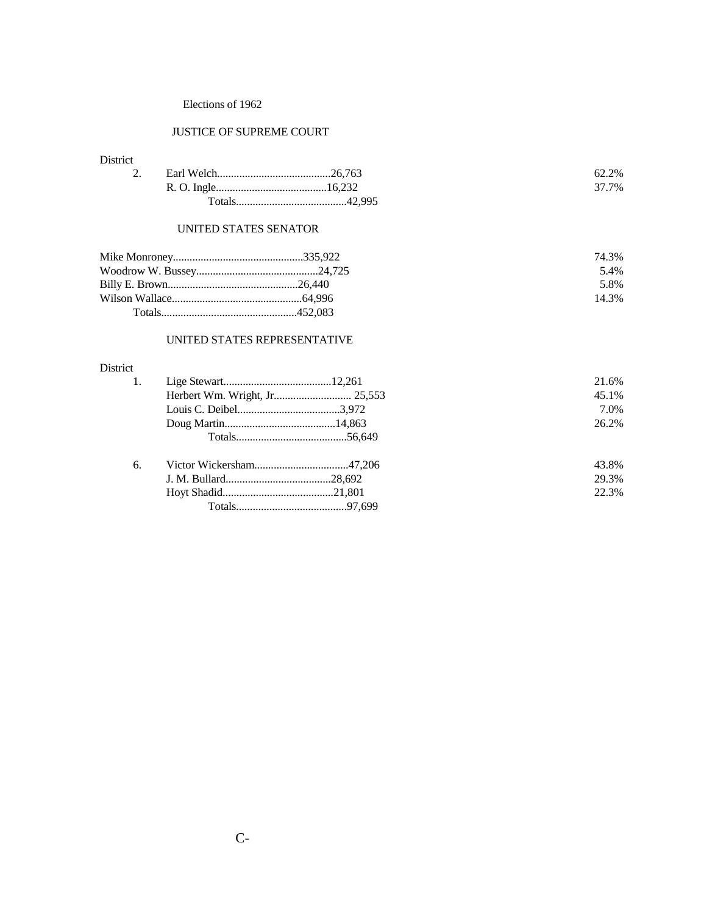# Elections of 1962

## JUSTICE OF SUPREME COURT

| District | Candidate | Votes | Percent |
|---|---|---|---|
| 2. | Earl Welch | 26,763 | 62.2% |
| | R. O. Ingle | 16,232 | 37.7% |
| | Totals | 42,995 | |

## UNITED STATES SENATOR

| Candidate | Votes | Percent |
|---|---|---|
| Mike Monroney | 335,922 | 74.3% |
| Woodrow W. Bussey | 24,725 | 5.4% |
| Billy E. Brown | 26,440 | 5.8% |
| Wilson Wallace | 64,996 | 14.3% |
| Totals | 452,083 | |

## UNITED STATES REPRESENTATIVE

| District | Candidate | Votes | Percent |
|---|---|---|---|
| 1. | Lige Stewart | 12,261 | 21.6% |
| | Herbert Wm. Wright, Jr. | 25,553 | 45.1% |
| | Louis C. Deibel | 3,972 | 7.0% |
| | Doug Martin | 14,863 | 26.2% |
| | Totals | 56,649 | |
| 6. | Victor Wickersham | 47,206 | 43.8% |
| | J. M. Bullard | 28,692 | 29.3% |
| | Hoyt Shadid | 21,801 | 22.3% |
| | Totals | 97,699 | |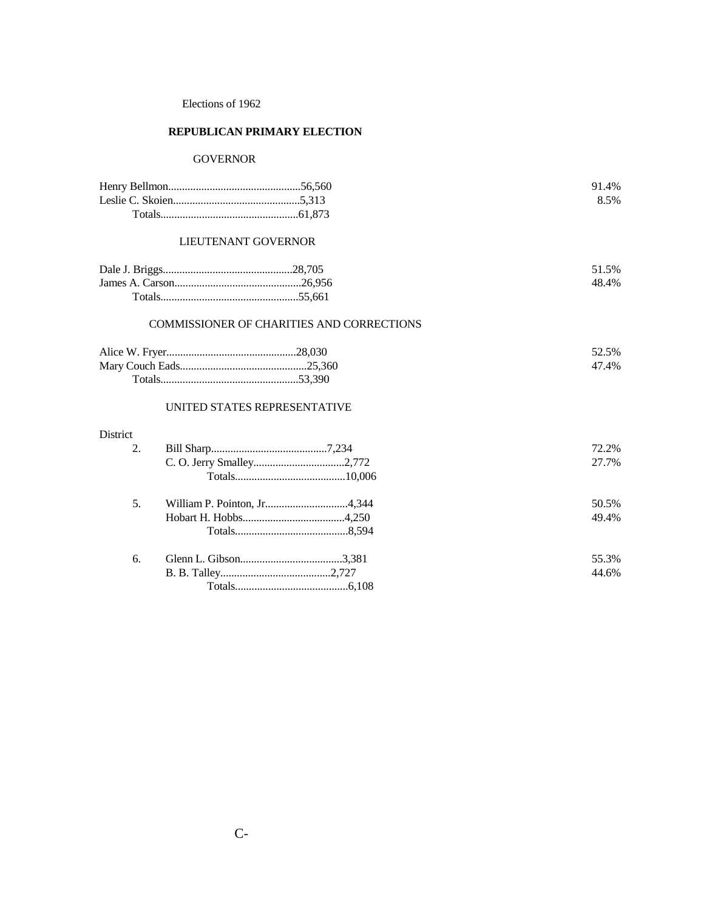Elections of 1962

## REPUBLICAN PRIMARY ELECTION

### GOVERNOR

| Candidate | Votes | Percent |
|---|---|---|
| Henry Bellmon | 56,560 | 91.4% |
| Leslie C. Skoien | 5,313 | 8.5% |
| Totals | 61,873 | |

### LIEUTENANT GOVERNOR

| Candidate | Votes | Percent |
|---|---|---|
| Dale J. Briggs | 28,705 | 51.5% |
| James A. Carson | 26,956 | 48.4% |
| Totals | 55,661 | |

### COMMISSIONER OF CHARITIES AND CORRECTIONS

| Candidate | Votes | Percent |
|---|---|---|
| Alice W. Fryer | 28,030 | 52.5% |
| Mary Couch Eads | 25,360 | 47.4% |
| Totals | 53,390 | |

### UNITED STATES REPRESENTATIVE

| District | Candidate | Votes | Percent |
|---|---|---|---|
| 2. | Bill Sharp | 7,234 | 72.2% |
| | C. O. Jerry Smalley | 2,772 | 27.7% |
| | Totals | 10,006 | |
| 5. | William P. Pointon, Jr. | 4,344 | 50.5% |
| | Hobart H. Hobbs | 4,250 | 49.4% |
| | Totals | 8,594 | |
| 6. | Glenn L. Gibson | 3,381 | 55.3% |
| | B. B. Talley | 2,727 | 44.6% |
| | Totals | 6,108 | |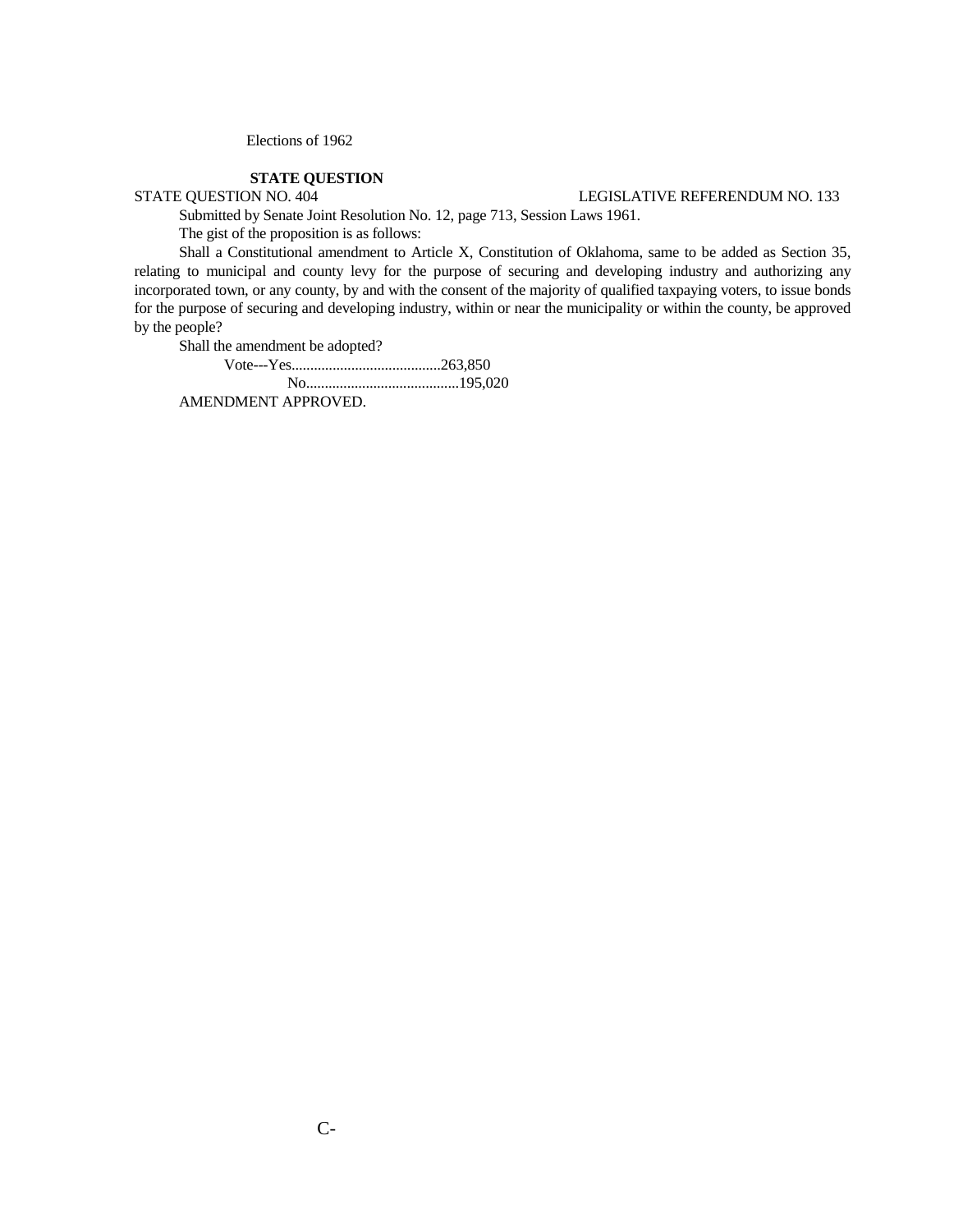Elections of 1962

**STATE QUESTION**

STATE QUESTION NO. 404 LEGISLATIVE REFERENDUM NO. 133

Submitted by Senate Joint Resolution No. 12, page 713, Session Laws 1961.

The gist of the proposition is as follows:

Shall a Constitutional amendment to Article X, Constitution of Oklahoma, same to be added as Section 35, relating to municipal and county levy for the purpose of securing and developing industry and authorizing any incorporated town, or any county, by and with the consent of the majority of qualified taxpaying voters, to issue bonds for the purpose of securing and developing industry, within or near the municipality or within the county, be approved by the people?

Shall the amendment be adopted?

Vote---Yes........................................263,850
No.........................................195,020

AMENDMENT APPROVED.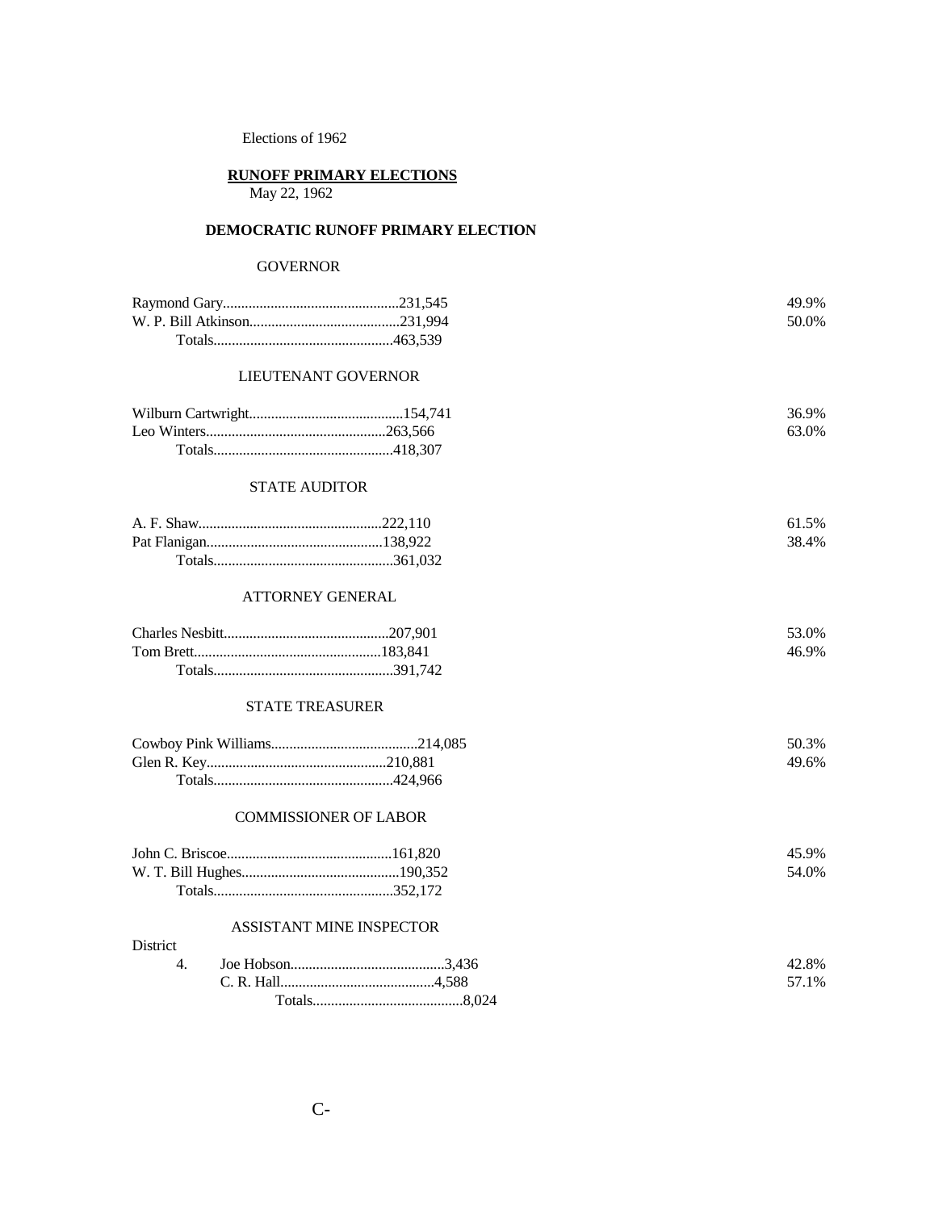Elections of 1962

## RUNOFF PRIMARY ELECTIONS

May 22, 1962

### DEMOCRATIC RUNOFF PRIMARY ELECTION

#### GOVERNOR

| Candidate | Votes | Percent |
|---|---|---|
| Raymond Gary | 231,545 | 49.9% |
| W. P. Bill Atkinson | 231,994 | 50.0% |
| Totals | 463,539 | |

#### LIEUTENANT GOVERNOR

| Candidate | Votes | Percent |
|---|---|---|
| Wilburn Cartwright | 154,741 | 36.9% |
| Leo Winters | 263,566 | 63.0% |
| Totals | 418,307 | |

#### STATE AUDITOR

| Candidate | Votes | Percent |
|---|---|---|
| A. F. Shaw | 222,110 | 61.5% |
| Pat Flanigan | 138,922 | 38.4% |
| Totals | 361,032 | |

#### ATTORNEY GENERAL

| Candidate | Votes | Percent |
|---|---|---|
| Charles Nesbitt | 207,901 | 53.0% |
| Tom Brett | 183,841 | 46.9% |
| Totals | 391,742 | |

#### STATE TREASURER

| Candidate | Votes | Percent |
|---|---|---|
| Cowboy Pink Williams | 214,085 | 50.3% |
| Glen R. Key | 210,881 | 49.6% |
| Totals | 424,966 | |

#### COMMISSIONER OF LABOR

| Candidate | Votes | Percent |
|---|---|---|
| John C. Briscoe | 161,820 | 45.9% |
| W. T. Bill Hughes | 190,352 | 54.0% |
| Totals | 352,172 | |

#### ASSISTANT MINE INSPECTOR

| District | Candidate | Votes | Percent |
|---|---|---|---|
| 4. | Joe Hobson | 3,436 | 42.8% |
| | C. R. Hall | 4,588 | 57.1% |
| | Totals | 8,024 | |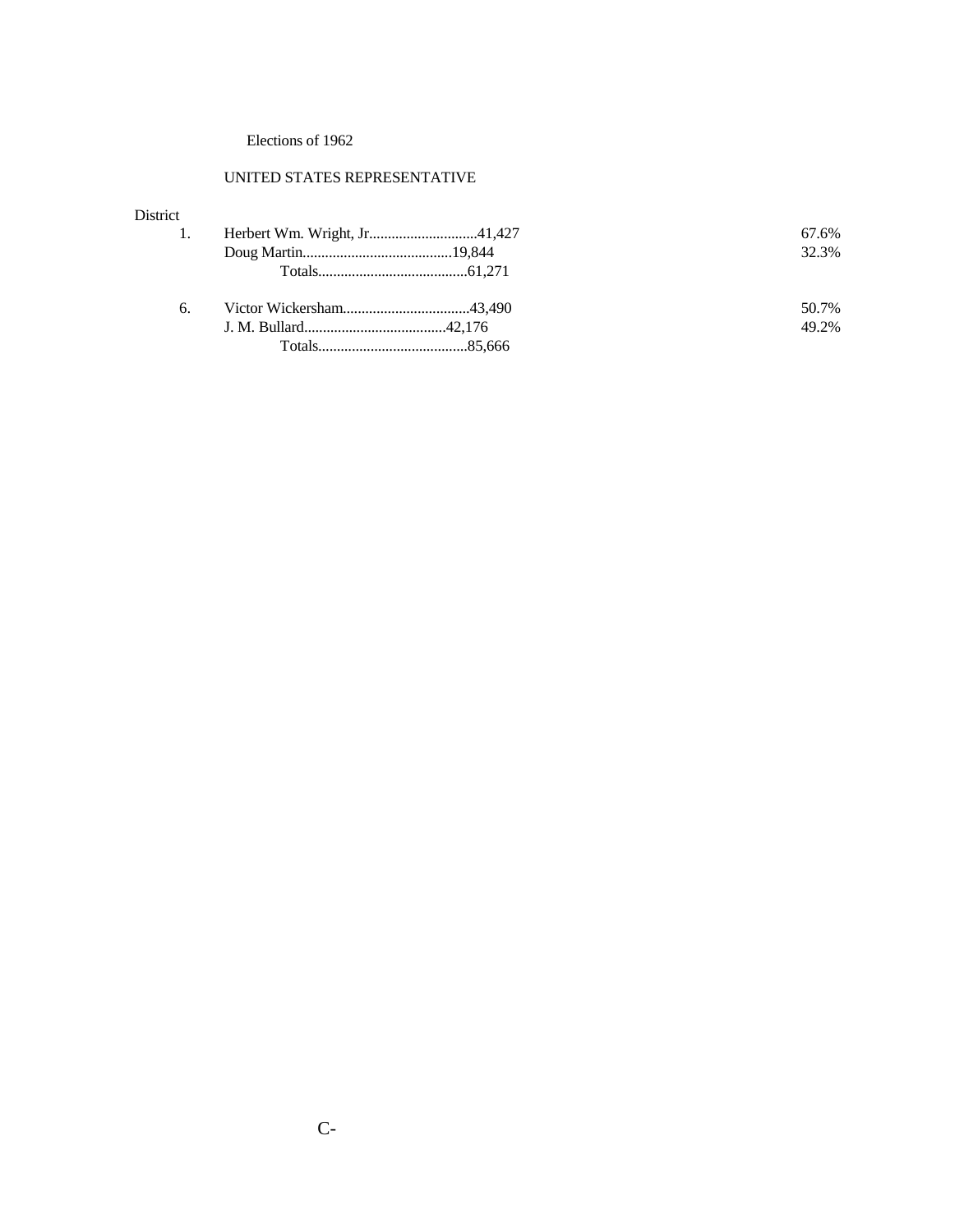Elections of 1962

UNITED STATES REPRESENTATIVE

| District | Candidate | Votes | Percent |
|---|---|---|---|
| 1. | Herbert Wm. Wright, Jr. | 41,427 | 67.6% |
| | Doug Martin | 19,844 | 32.3% |
| | Totals | 61,271 | |
| 6. | Victor Wickersham | 43,490 | 50.7% |
| | J. M. Bullard | 42,176 | 49.2% |
| | Totals | 85,666 | |

C-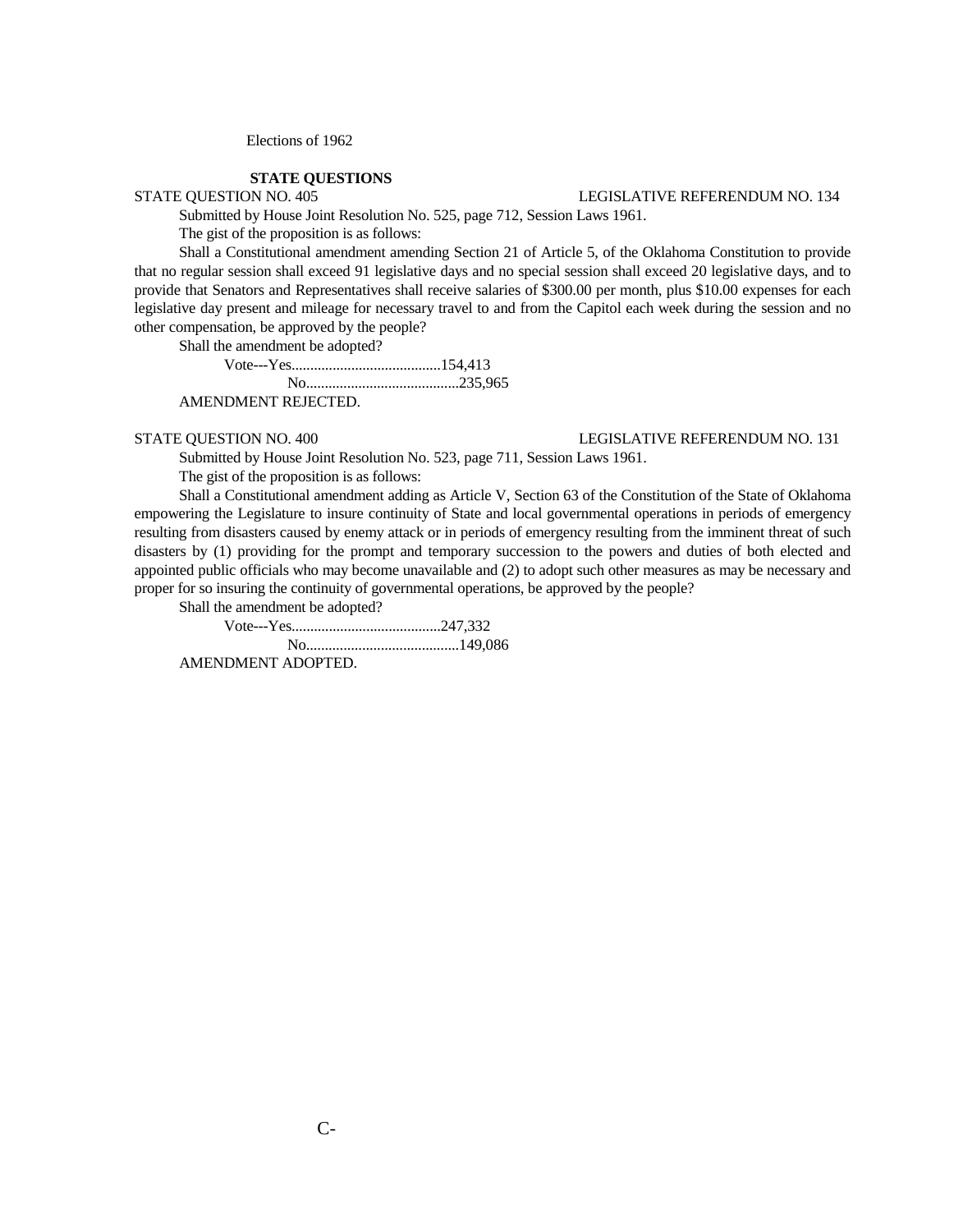Elections of 1962

**STATE QUESTIONS**

STATE QUESTION NO. 405 LEGISLATIVE REFERENDUM NO. 134

Submitted by House Joint Resolution No. 525, page 712, Session Laws 1961.

The gist of the proposition is as follows:

Shall a Constitutional amendment amending Section 21 of Article 5, of the Oklahoma Constitution to provide that no regular session shall exceed 91 legislative days and no special session shall exceed 20 legislative days, and to provide that Senators and Representatives shall receive salaries of $300.00 per month, plus $10.00 expenses for each legislative day present and mileage for necessary travel to and from the Capitol each week during the session and no other compensation, be approved by the people?

Shall the amendment be adopted?

Vote---Yes........................................154,413
No.........................................235,965

AMENDMENT REJECTED.

STATE QUESTION NO. 400 LEGISLATIVE REFERENDUM NO. 131

Submitted by House Joint Resolution No. 523, page 711, Session Laws 1961.

The gist of the proposition is as follows:

Shall a Constitutional amendment adding as Article V, Section 63 of the Constitution of the State of Oklahoma empowering the Legislature to insure continuity of State and local governmental operations in periods of emergency resulting from disasters caused by enemy attack or in periods of emergency resulting from the imminent threat of such disasters by (1) providing for the prompt and temporary succession to the powers and duties of both elected and appointed public officials who may become unavailable and (2) to adopt such other measures as may be necessary and proper for so insuring the continuity of governmental operations, be approved by the people?

Shall the amendment be adopted?

Vote---Yes........................................247,332
No.........................................149,086

AMENDMENT ADOPTED.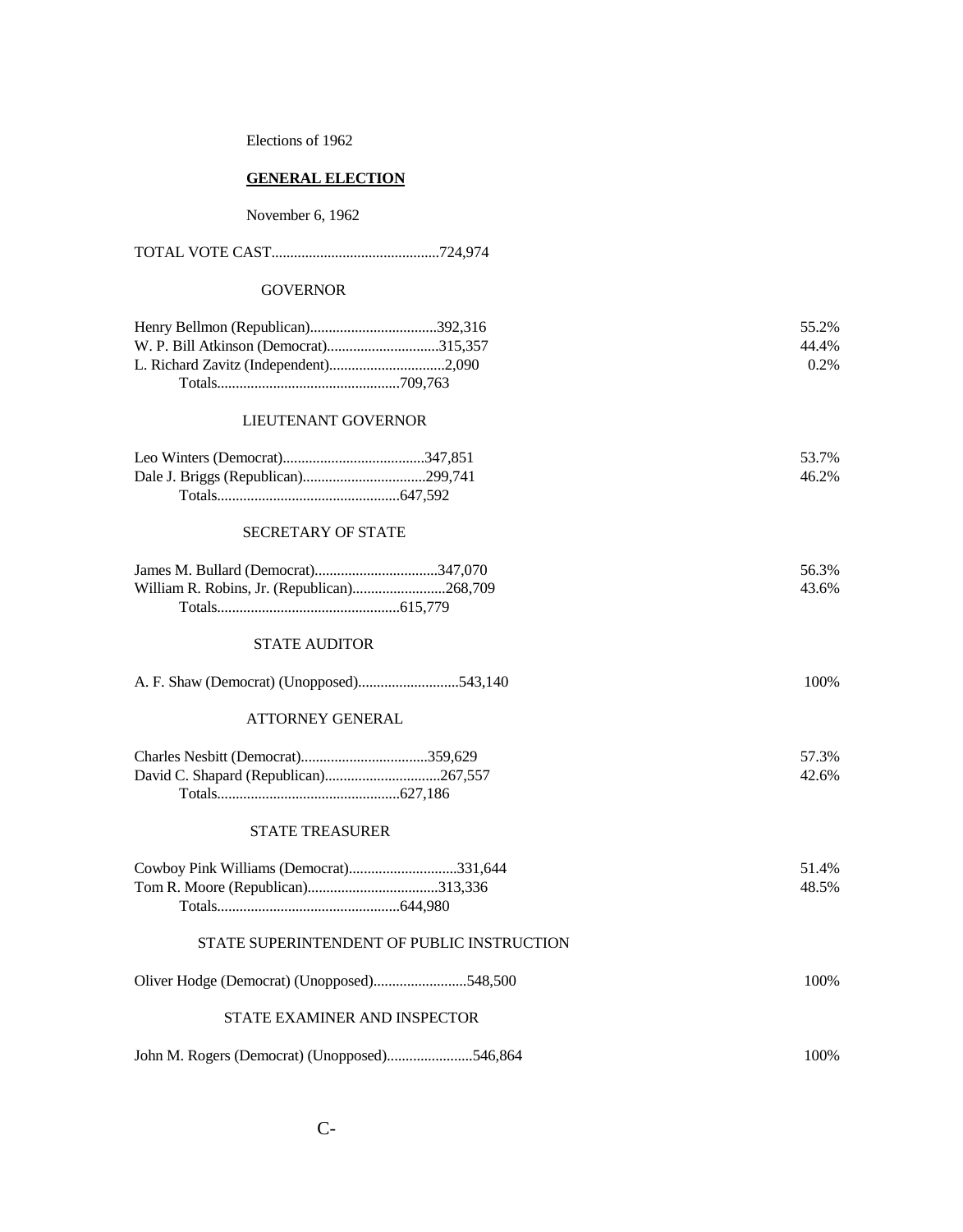Elections of 1962

**GENERAL ELECTION**

November 6, 1962

TOTAL VOTE CAST............................................724,974

### GOVERNOR

| Candidate | Votes | Percent |
|---|---|---|
| Henry Bellmon (Republican) | 392,316 | 55.2% |
| W. P. Bill Atkinson (Democrat) | 315,357 | 44.4% |
| L. Richard Zavitz (Independent) | 2,090 | 0.2% |
| Totals | 709,763 | |

### LIEUTENANT GOVERNOR

| Candidate | Votes | Percent |
|---|---|---|
| Leo Winters (Democrat) | 347,851 | 53.7% |
| Dale J. Briggs (Republican) | 299,741 | 46.2% |
| Totals | 647,592 | |

### SECRETARY OF STATE

| Candidate | Votes | Percent |
|---|---|---|
| James M. Bullard (Democrat) | 347,070 | 56.3% |
| William R. Robins, Jr. (Republican) | 268,709 | 43.6% |
| Totals | 615,779 | |

### STATE AUDITOR

| Candidate | Votes | Percent |
|---|---|---|
| A. F. Shaw (Democrat) (Unopposed) | 543,140 | 100% |

### ATTORNEY GENERAL

| Candidate | Votes | Percent |
|---|---|---|
| Charles Nesbitt (Democrat) | 359,629 | 57.3% |
| David C. Shapard (Republican) | 267,557 | 42.6% |
| Totals | 627,186 | |

### STATE TREASURER

| Candidate | Votes | Percent |
|---|---|---|
| Cowboy Pink Williams (Democrat) | 331,644 | 51.4% |
| Tom R. Moore (Republican) | 313,336 | 48.5% |
| Totals | 644,980 | |

### STATE SUPERINTENDENT OF PUBLIC INSTRUCTION

| Candidate | Votes | Percent |
|---|---|---|
| Oliver Hodge (Democrat) (Unopposed) | 548,500 | 100% |

### STATE EXAMINER AND INSPECTOR

| Candidate | Votes | Percent |
|---|---|---|
| John M. Rogers (Democrat) (Unopposed) | 546,864 | 100% |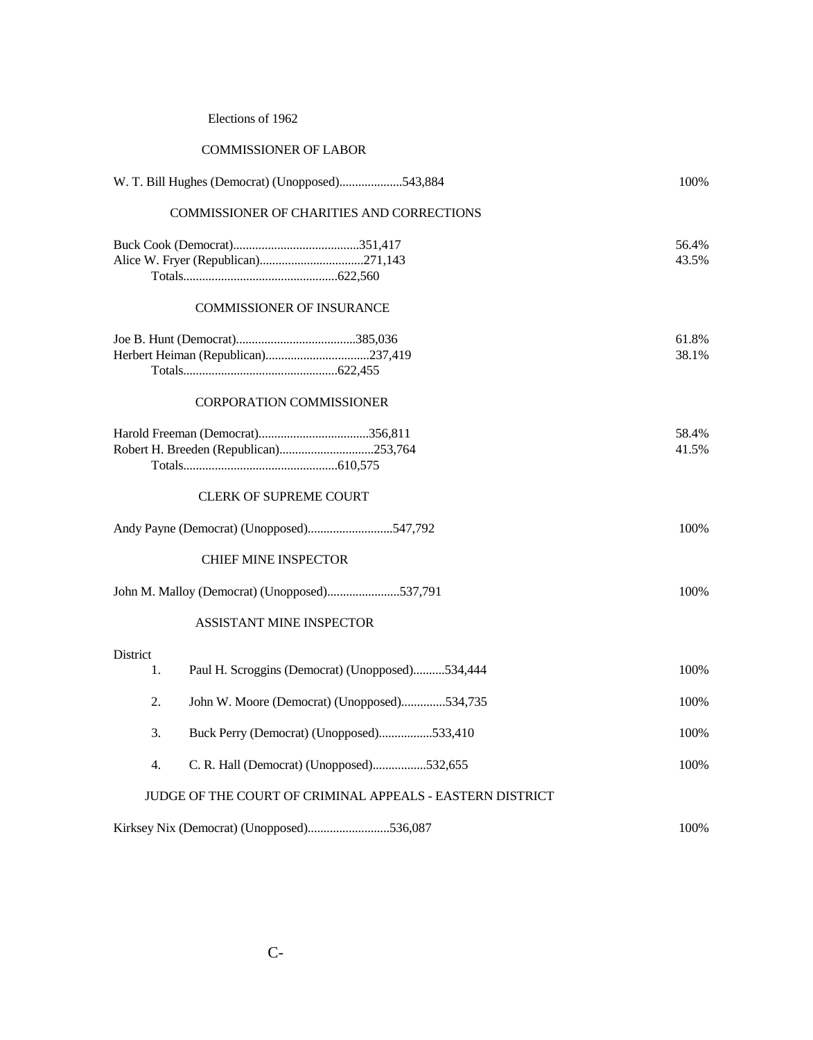Elections of 1962

### COMMISSIONER OF LABOR

| Candidate | Votes | Percent |
|---|---|---|
| W. T. Bill Hughes (Democrat) (Unopposed) | 543,884 | 100% |

### COMMISSIONER OF CHARITIES AND CORRECTIONS

| Candidate | Votes | Percent |
|---|---|---|
| Buck Cook (Democrat) | 351,417 | 56.4% |
| Alice W. Fryer (Republican) | 271,143 | 43.5% |
| Totals | 622,560 | |

### COMMISSIONER OF INSURANCE

| Candidate | Votes | Percent |
|---|---|---|
| Joe B. Hunt (Democrat) | 385,036 | 61.8% |
| Herbert Heiman (Republican) | 237,419 | 38.1% |
| Totals | 622,455 | |

### CORPORATION COMMISSIONER

| Candidate | Votes | Percent |
|---|---|---|
| Harold Freeman (Democrat) | 356,811 | 58.4% |
| Robert H. Breeden (Republican) | 253,764 | 41.5% |
| Totals | 610,575 | |

### CLERK OF SUPREME COURT

| Candidate | Votes | Percent |
|---|---|---|
| Andy Payne (Democrat) (Unopposed) | 547,792 | 100% |

### CHIEF MINE INSPECTOR

| Candidate | Votes | Percent |
|---|---|---|
| John M. Malloy (Democrat) (Unopposed) | 537,791 | 100% |

### ASSISTANT MINE INSPECTOR

| District | Candidate | Votes | Percent |
|---|---|---|---|
| 1. | Paul H. Scroggins (Democrat) (Unopposed) | 534,444 | 100% |
| 2. | John W. Moore (Democrat) (Unopposed) | 534,735 | 100% |
| 3. | Buck Perry (Democrat) (Unopposed) | 533,410 | 100% |
| 4. | C. R. Hall (Democrat) (Unopposed) | 532,655 | 100% |

### JUDGE OF THE COURT OF CRIMINAL APPEALS - EASTERN DISTRICT

| Candidate | Votes | Percent |
|---|---|---|
| Kirksey Nix (Democrat) (Unopposed) | 536,087 | 100% |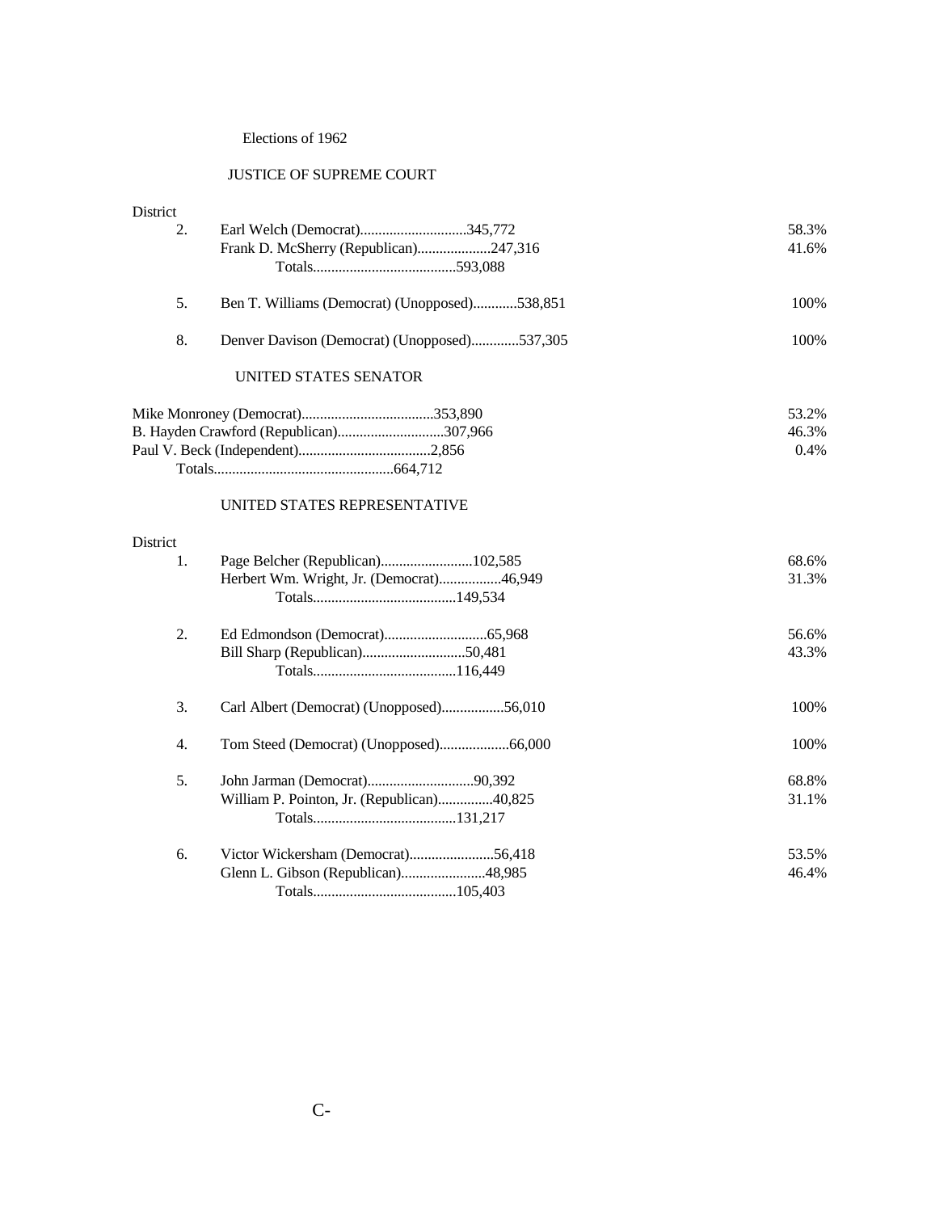# Elections of 1962

## JUSTICE OF SUPREME COURT

| District | Candidate | Votes | Percent |
|---|---|---|---|
| 2. | Earl Welch (Democrat) | 345,772 | 58.3% |
| | Frank D. McSherry (Republican) | 247,316 | 41.6% |
| | Totals | 593,088 | |
| 5. | Ben T. Williams (Democrat) (Unopposed) | 538,851 | 100% |
| 8. | Denver Davison (Democrat) (Unopposed) | 537,305 | 100% |

## UNITED STATES SENATOR

| Candidate | Votes | Percent |
|---|---|---|
| Mike Monroney (Democrat) | 353,890 | 53.2% |
| B. Hayden Crawford (Republican) | 307,966 | 46.3% |
| Paul V. Beck (Independent) | 2,856 | 0.4% |
| Totals | 664,712 | |

## UNITED STATES REPRESENTATIVE

| District | Candidate | Votes | Percent |
|---|---|---|---|
| 1. | Page Belcher (Republican) | 102,585 | 68.6% |
| | Herbert Wm. Wright, Jr. (Democrat) | 46,949 | 31.3% |
| | Totals | 149,534 | |
| 2. | Ed Edmondson (Democrat) | 65,968 | 56.6% |
| | Bill Sharp (Republican) | 50,481 | 43.3% |
| | Totals | 116,449 | |
| 3. | Carl Albert (Democrat) (Unopposed) | 56,010 | 100% |
| 4. | Tom Steed (Democrat) (Unopposed) | 66,000 | 100% |
| 5. | John Jarman (Democrat) | 90,392 | 68.8% |
| | William P. Pointon, Jr. (Republican) | 40,825 | 31.1% |
| | Totals | 131,217 | |
| 6. | Victor Wickersham (Democrat) | 56,418 | 53.5% |
| | Glenn L. Gibson (Republican) | 48,985 | 46.4% |
| | Totals | 105,403 | |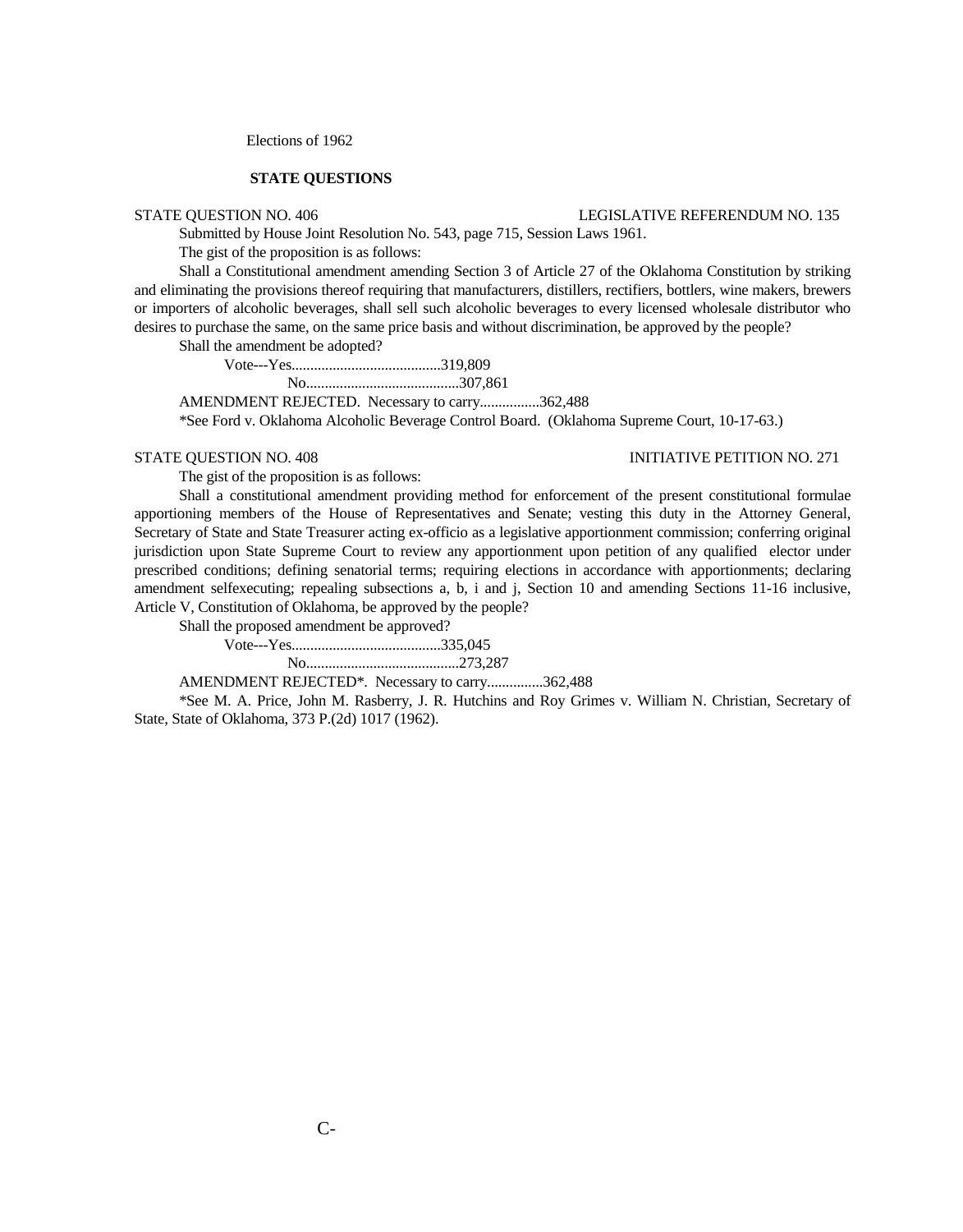Elections of 1962

## STATE QUESTIONS

STATE QUESTION NO. 406 LEGISLATIVE REFERENDUM NO. 135

Submitted by House Joint Resolution No. 543, page 715, Session Laws 1961.

The gist of the proposition is as follows:

Shall a Constitutional amendment amending Section 3 of Article 27 of the Oklahoma Constitution by striking and eliminating the provisions thereof requiring that manufacturers, distillers, rectifiers, bottlers, wine makers, brewers or importers of alcoholic beverages, shall sell such alcoholic beverages to every licensed wholesale distributor who desires to purchase the same, on the same price basis and without discrimination, be approved by the people?

Shall the amendment be adopted?

Vote---Yes........................................319,809

No.........................................307,861

AMENDMENT REJECTED. Necessary to carry................362,488

*See Ford v. Oklahoma Alcoholic Beverage Control Board. (Oklahoma Supreme Court, 10-17-63.)

STATE QUESTION NO. 408 INITIATIVE PETITION NO. 271

The gist of the proposition is as follows:

Shall a constitutional amendment providing method for enforcement of the present constitutional formulae apportioning members of the House of Representatives and Senate; vesting this duty in the Attorney General, Secretary of State and State Treasurer acting ex-officio as a legislative apportionment commission; conferring original jurisdiction upon State Supreme Court to review any apportionment upon petition of any qualified elector under prescribed conditions; defining senatorial terms; requiring elections in accordance with apportionments; declaring amendment selfexecuting; repealing subsections a, b, i and j, Section 10 and amending Sections 11-16 inclusive, Article V, Constitution of Oklahoma, be approved by the people?

Shall the proposed amendment be approved?

Vote---Yes........................................335,045

No.........................................273,287

AMENDMENT REJECTED*. Necessary to carry...............362,488

*See M. A. Price, John M. Rasberry, J. R. Hutchins and Roy Grimes v. William N. Christian, Secretary of State, State of Oklahoma, 373 P.(2d) 1017 (1962).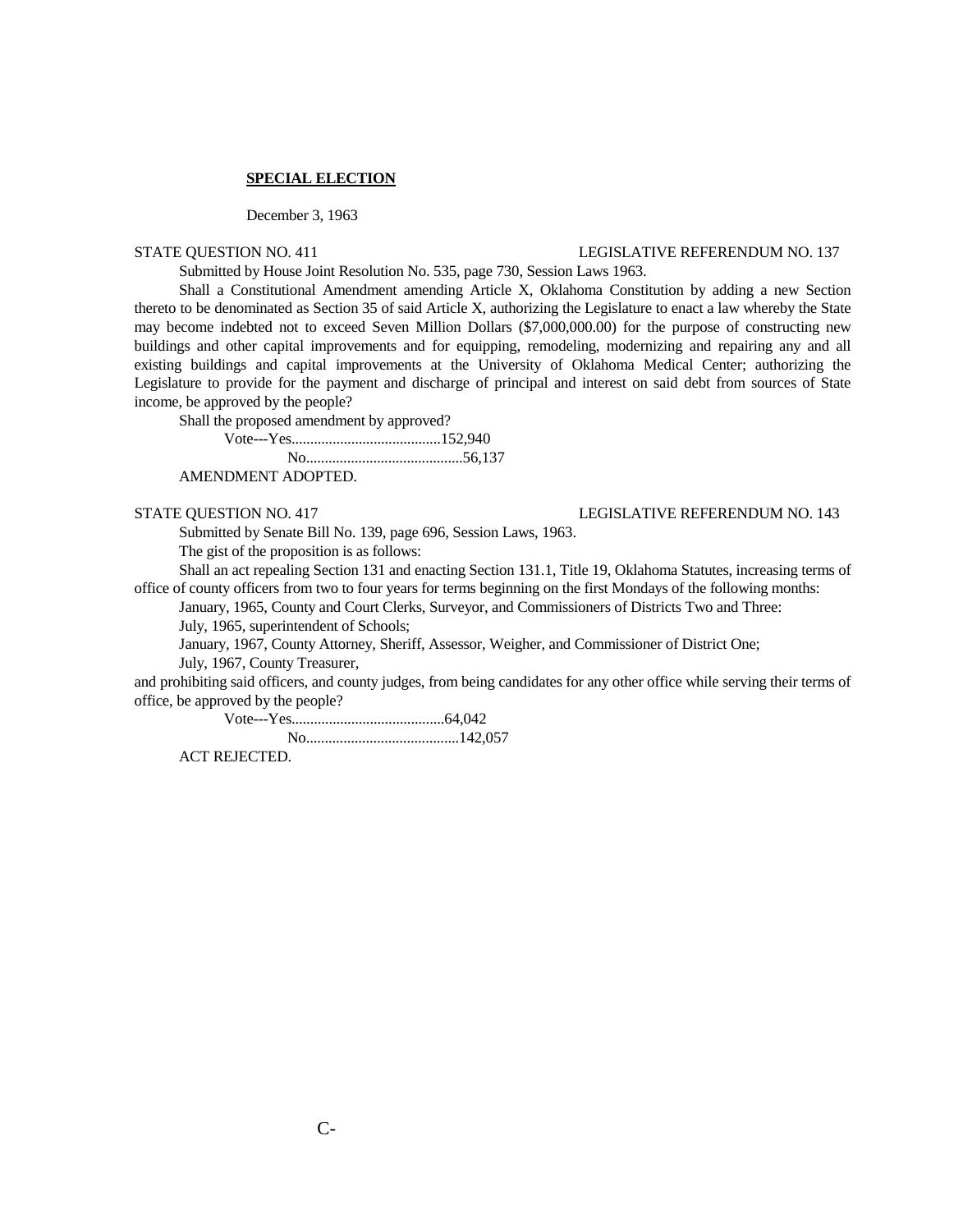**SPECIAL ELECTION**

December 3, 1963

STATE QUESTION NO. 411 LEGISLATIVE REFERENDUM NO. 137

Submitted by House Joint Resolution No. 535, page 730, Session Laws 1963.

Shall a Constitutional Amendment amending Article X, Oklahoma Constitution by adding a new Section thereto to be denominated as Section 35 of said Article X, authorizing the Legislature to enact a law whereby the State may become indebted not to exceed Seven Million Dollars ($7,000,000.00) for the purpose of constructing new buildings and other capital improvements and for equipping, remodeling, modernizing and repairing any and all existing buildings and capital improvements at the University of Oklahoma Medical Center; authorizing the Legislature to provide for the payment and discharge of principal and interest on said debt from sources of State income, be approved by the people?

Shall the proposed amendment by approved?

Vote---Yes........................................152,940

No..........................................56,137

AMENDMENT ADOPTED.

STATE QUESTION NO. 417 LEGISLATIVE REFERENDUM NO. 143

Submitted by Senate Bill No. 139, page 696, Session Laws, 1963.

The gist of the proposition is as follows:

Shall an act repealing Section 131 and enacting Section 131.1, Title 19, Oklahoma Statutes, increasing terms of office of county officers from two to four years for terms beginning on the first Mondays of the following months:

January, 1965, County and Court Clerks, Surveyor, and Commissioners of Districts Two and Three:

July, 1965, superintendent of Schools;

January, 1967, County Attorney, Sheriff, Assessor, Weigher, and Commissioner of District One;

July, 1967, County Treasurer,

and prohibiting said officers, and county judges, from being candidates for any other office while serving their terms of office, be approved by the people?

Vote---Yes........................................64,042

No.........................................142,057

ACT REJECTED.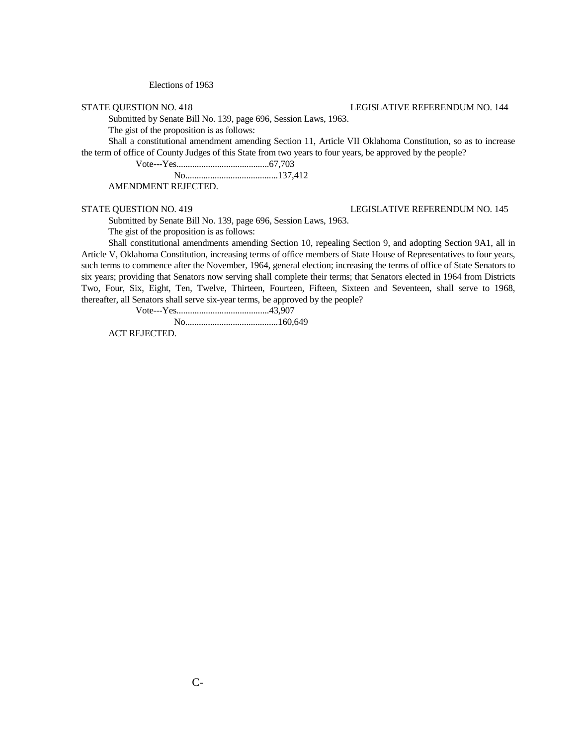Elections of 1963

STATE QUESTION NO. 418 LEGISLATIVE REFERENDUM NO. 144

Submitted by Senate Bill No. 139, page 696, Session Laws, 1963.

The gist of the proposition is as follows:

Shall a constitutional amendment amending Section 11, Article VII Oklahoma Constitution, so as to increase the term of office of County Judges of this State from two years to four years, be approved by the people?

Vote---Yes.........................................67,703

No.........................................137,412

AMENDMENT REJECTED.

STATE QUESTION NO. 419 LEGISLATIVE REFERENDUM NO. 145

Submitted by Senate Bill No. 139, page 696, Session Laws, 1963.

The gist of the proposition is as follows:

Shall constitutional amendments amending Section 10, repealing Section 9, and adopting Section 9A1, all in Article V, Oklahoma Constitution, increasing terms of office members of State House of Representatives to four years, such terms to commence after the November, 1964, general election; increasing the terms of office of State Senators to six years; providing that Senators now serving shall complete their terms; that Senators elected in 1964 from Districts Two, Four, Six, Eight, Ten, Twelve, Thirteen, Fourteen, Fifteen, Sixteen and Seventeen, shall serve to 1968, thereafter, all Senators shall serve six-year terms, be approved by the people?

Vote---Yes.........................................43,907

No.........................................160,649

ACT REJECTED.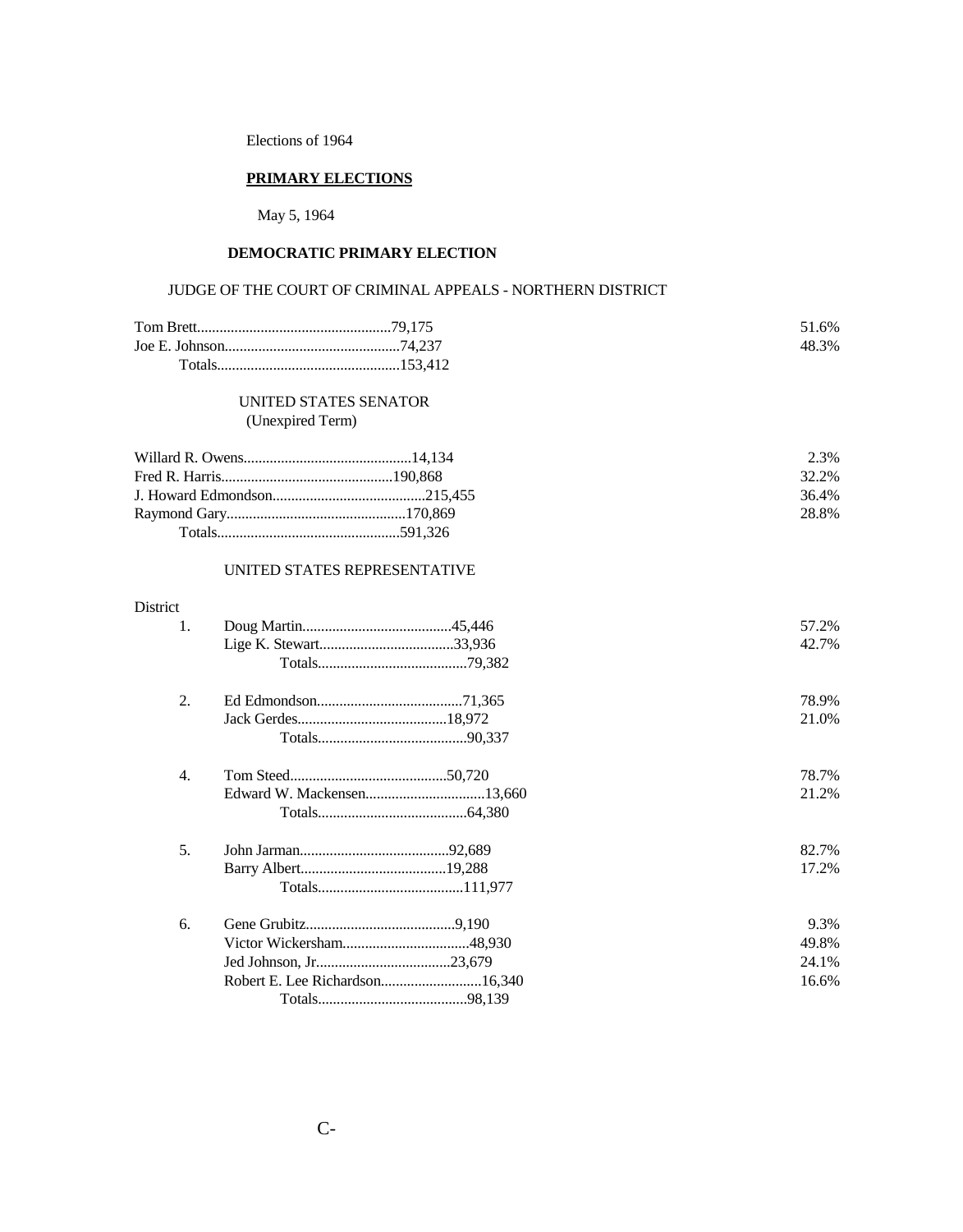Elections of 1964

**PRIMARY ELECTIONS**

May 5, 1964

**DEMOCRATIC PRIMARY ELECTION**

JUDGE OF THE COURT OF CRIMINAL APPEALS - NORTHERN DISTRICT

| Candidate | Votes | Percent |
|---|---|---|
| Tom Brett | 79,175 | 51.6% |
| Joe E. Johnson | 74,237 | 48.3% |
| Totals | 153,412 | |

UNITED STATES SENATOR
(Unexpired Term)

| Candidate | Votes | Percent |
|---|---|---|
| Willard R. Owens | 14,134 | 2.3% |
| Fred R. Harris | 190,868 | 32.2% |
| J. Howard Edmondson | 215,455 | 36.4% |
| Raymond Gary | 170,869 | 28.8% |
| Totals | 591,326 | |

UNITED STATES REPRESENTATIVE

| District | Candidate | Votes | Percent |
|---|---|---|---|
| 1. | Doug Martin | 45,446 | 57.2% |
| | Lige K. Stewart | 33,936 | 42.7% |
| | Totals | 79,382 | |
| 2. | Ed Edmondson | 71,365 | 78.9% |
| | Jack Gerdes | 18,972 | 21.0% |
| | Totals | 90,337 | |
| 4. | Tom Steed | 50,720 | 78.7% |
| | Edward W. Mackensen | 13,660 | 21.2% |
| | Totals | 64,380 | |
| 5. | John Jarman | 92,689 | 82.7% |
| | Barry Albert | 19,288 | 17.2% |
| | Totals | 111,977 | |
| 6. | Gene Grubitz | 9,190 | 9.3% |
| | Victor Wickersham | 48,930 | 49.8% |
| | Jed Johnson, Jr. | 23,679 | 24.1% |
| | Robert E. Lee Richardson | 16,340 | 16.6% |
| | Totals | 98,139 | |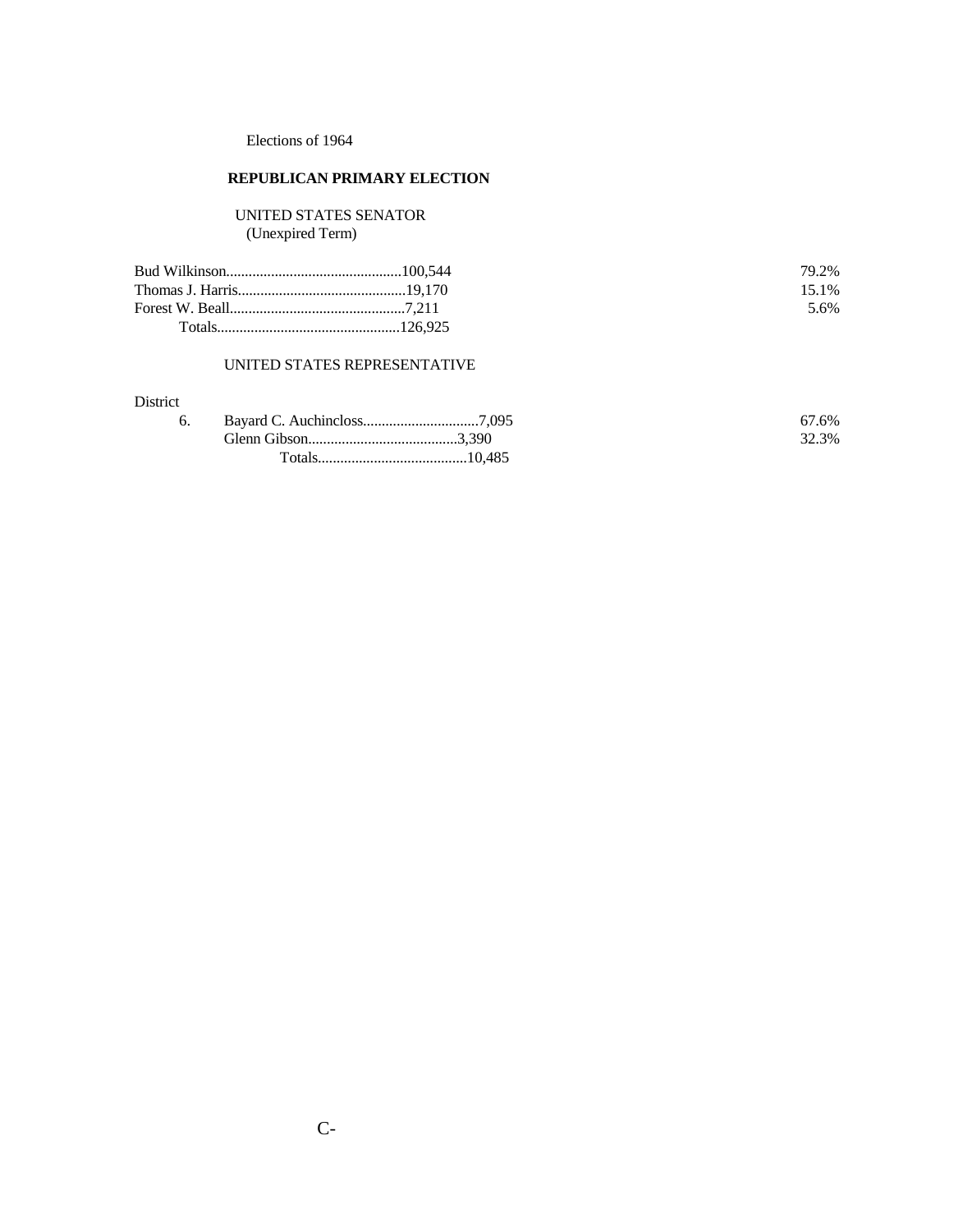Elections of 1964

## REPUBLICAN PRIMARY ELECTION

### UNITED STATES SENATOR
(Unexpired Term)

| Candidate | Votes | Percent |
|---|---|---|
| Bud Wilkinson | 100,544 | 79.2% |
| Thomas J. Harris | 19,170 | 15.1% |
| Forest W. Beall | 7,211 | 5.6% |
| Totals | 126,925 | |

### UNITED STATES REPRESENTATIVE

| District | Candidate | Votes | Percent |
|---|---|---|---|
| 6. | Bayard C. Auchincloss | 7,095 | 67.6% |
| | Glenn Gibson | 3,390 | 32.3% |
| | Totals | 10,485 | |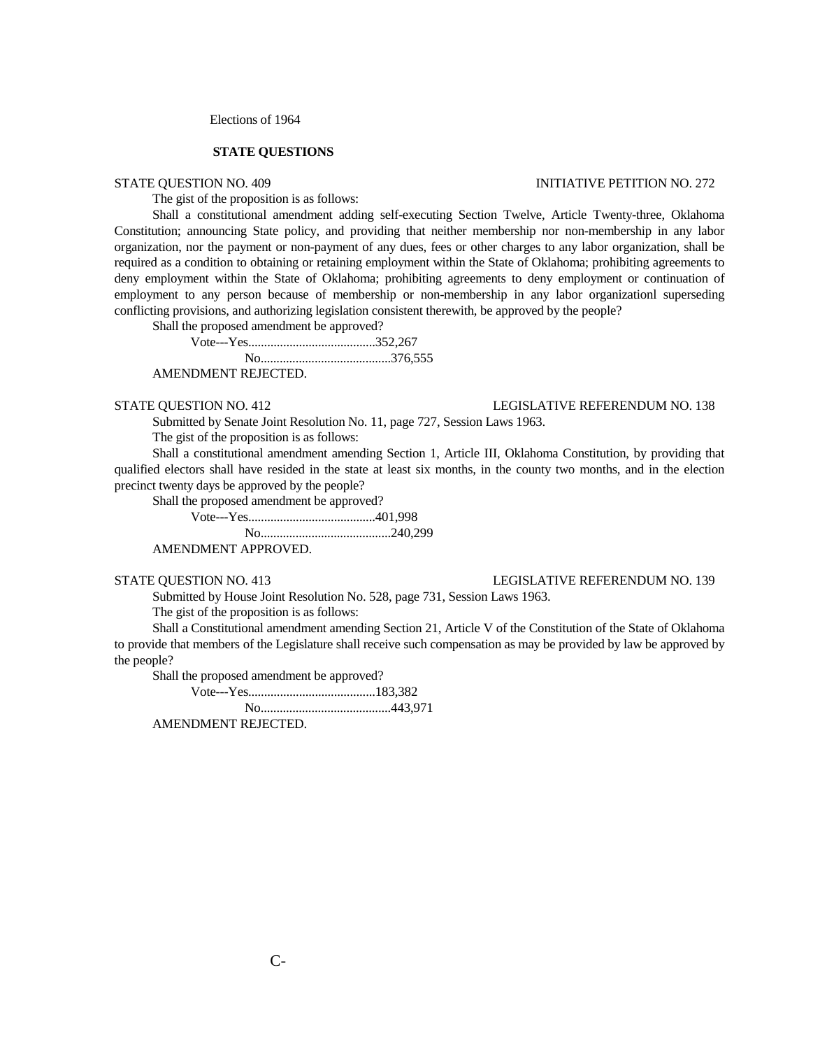Elections of 1964

**STATE QUESTIONS**

STATE QUESTION NO. 409 INITIATIVE PETITION NO. 272

The gist of the proposition is as follows:

Shall a constitutional amendment adding self-executing Section Twelve, Article Twenty-three, Oklahoma Constitution; announcing State policy, and providing that neither membership nor non-membership in any labor organization, nor the payment or non-payment of any dues, fees or other charges to any labor organization, shall be required as a condition to obtaining or retaining employment within the State of Oklahoma; prohibiting agreements to deny employment within the State of Oklahoma; prohibiting agreements to deny employment or continuation of employment to any person because of membership or non-membership in any labor organizationl superseding conflicting provisions, and authorizing legislation consistent therewith, be approved by the people?

Shall the proposed amendment be approved?

Vote---Yes........................................352,267

No.........................................376,555

AMENDMENT REJECTED.

STATE QUESTION NO. 412 LEGISLATIVE REFERENDUM NO. 138

Submitted by Senate Joint Resolution No. 11, page 727, Session Laws 1963.

The gist of the proposition is as follows:

Shall a constitutional amendment amending Section 1, Article III, Oklahoma Constitution, by providing that qualified electors shall have resided in the state at least six months, in the county two months, and in the election precinct twenty days be approved by the people?

Shall the proposed amendment be approved?

Vote---Yes........................................401,998

No.........................................240,299

AMENDMENT APPROVED.

STATE QUESTION NO. 413 LEGISLATIVE REFERENDUM NO. 139

Submitted by House Joint Resolution No. 528, page 731, Session Laws 1963.

The gist of the proposition is as follows:

Shall a Constitutional amendment amending Section 21, Article V of the Constitution of the State of Oklahoma to provide that members of the Legislature shall receive such compensation as may be provided by law be approved by the people?

Shall the proposed amendment be approved?

Vote---Yes........................................183,382

No.........................................443,971

AMENDMENT REJECTED.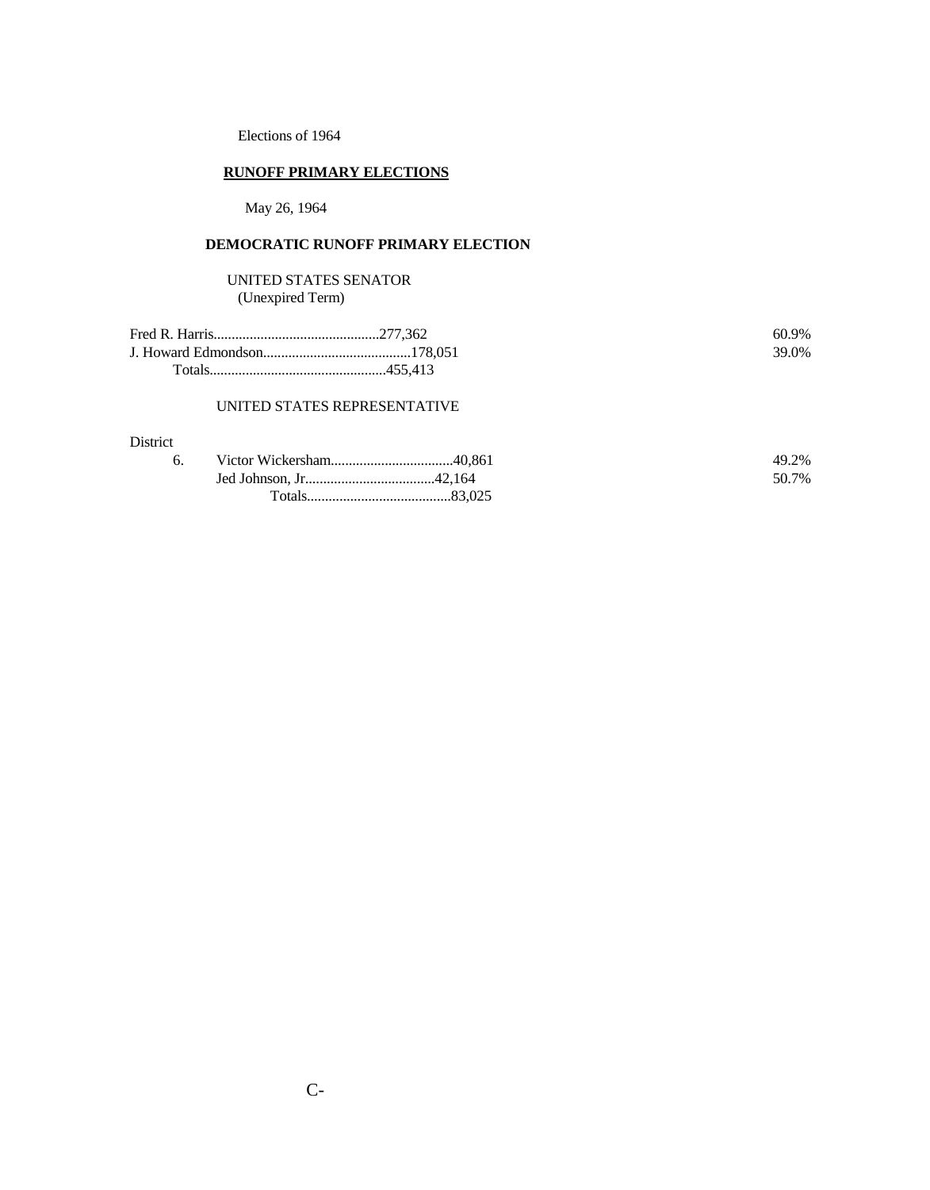Elections of 1964

## RUNOFF PRIMARY ELECTIONS

May 26, 1964

### DEMOCRATIC RUNOFF PRIMARY ELECTION

UNITED STATES SENATOR
(Unexpired Term)

| Candidate | Votes | Percent |
|---|---|---|
| Fred R. Harris | 277,362 | 60.9% |
| J. Howard Edmondson | 178,051 | 39.0% |
| Totals | 455,413 | |

UNITED STATES REPRESENTATIVE

| District | Candidate | Votes | Percent |
|---|---|---|---|
| 6. | Victor Wickersham | 40,861 | 49.2% |
| | Jed Johnson, Jr. | 42,164 | 50.7% |
| | Totals | 83,025 | |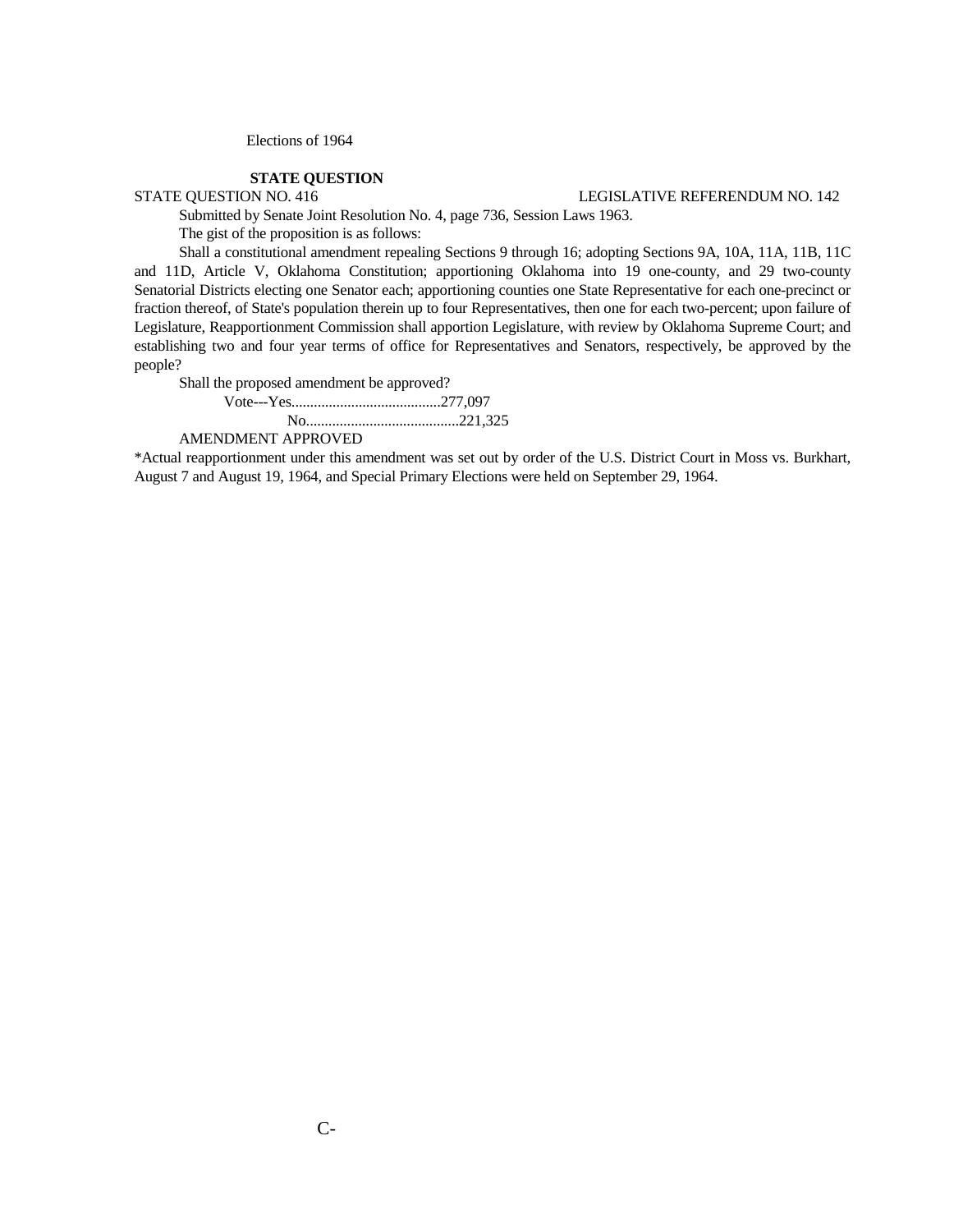Elections of 1964

**STATE QUESTION**

STATE QUESTION NO. 416 LEGISLATIVE REFERENDUM NO. 142

Submitted by Senate Joint Resolution No. 4, page 736, Session Laws 1963.

The gist of the proposition is as follows:

Shall a constitutional amendment repealing Sections 9 through 16; adopting Sections 9A, 10A, 11A, 11B, 11C and 11D, Article V, Oklahoma Constitution; apportioning Oklahoma into 19 one-county, and 29 two-county Senatorial Districts electing one Senator each; apportioning counties one State Representative for each one-precinct or fraction thereof, of State's population therein up to four Representatives, then one for each two-percent; upon failure of Legislature, Reapportionment Commission shall apportion Legislature, with review by Oklahoma Supreme Court; and establishing two and four year terms of office for Representatives and Senators, respectively, be approved by the people?

Shall the proposed amendment be approved?

Vote---Yes........................................277,097

No.........................................221,325

AMENDMENT APPROVED

*Actual reapportionment under this amendment was set out by order of the U.S. District Court in Moss vs. Burkhart, August 7 and August 19, 1964, and Special Primary Elections were held on September 29, 1964.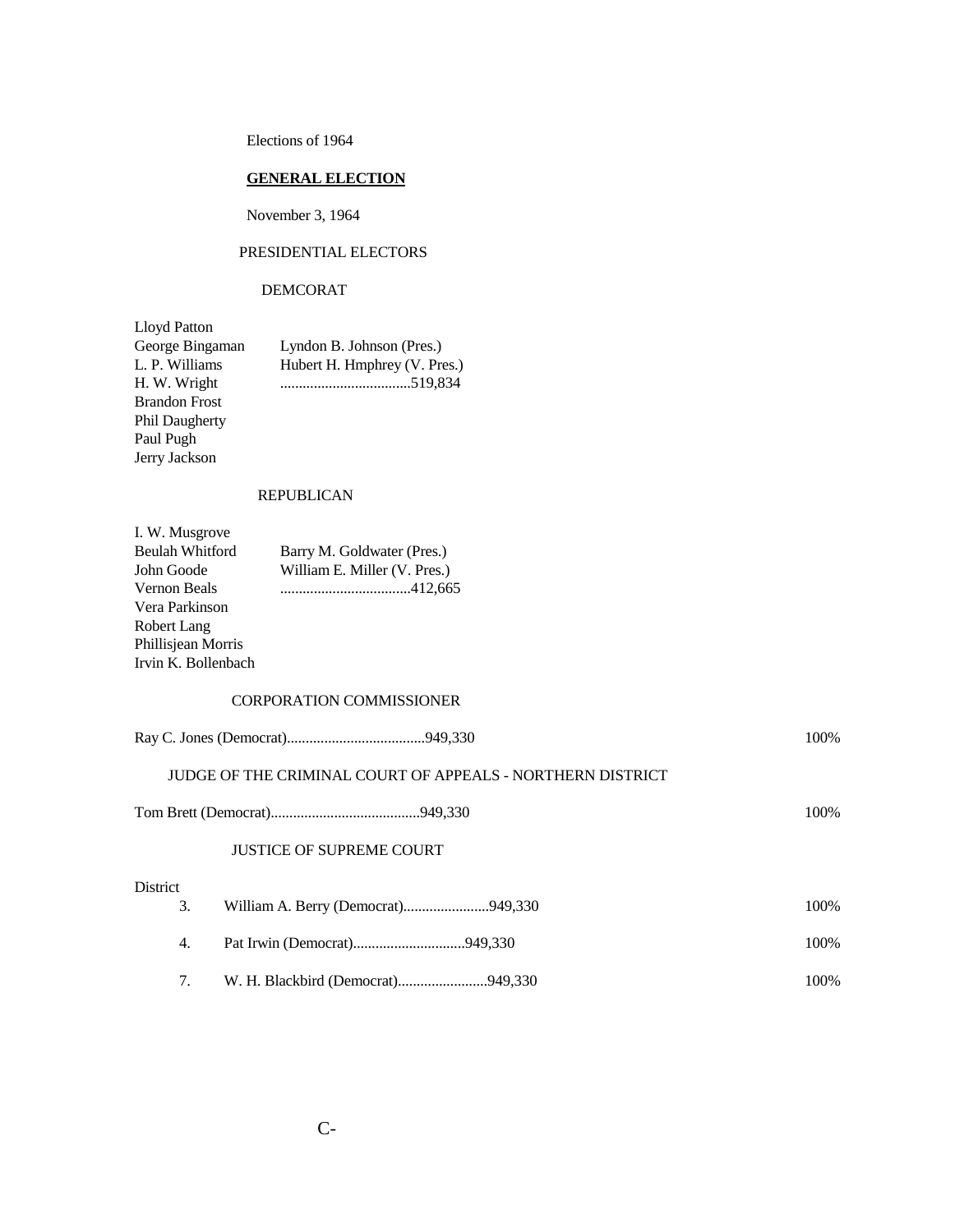Elections of 1964

**GENERAL ELECTION**

November 3, 1964

PRESIDENTIAL ELECTORS

DEMCORAT

Lloyd Patton
George Bingaman — Lyndon B. Johnson (Pres.)
L. P. Williams — Hubert H. Hmphrey (V. Pres.)
H. W. Wright — ...................................519,834
Brandon Frost
Phil Daugherty
Paul Pugh
Jerry Jackson

REPUBLICAN

I. W. Musgrove
Beulah Whitford — Barry M. Goldwater (Pres.)
John Goode — William E. Miller (V. Pres.)
Vernon Beals — ...................................412,665
Vera Parkinson
Robert Lang
Phillisjean Morris
Irvin K. Bollenbach

CORPORATION COMMISSIONER

Ray C. Jones (Democrat).....................................949,330 — 100%

JUDGE OF THE CRIMINAL COURT OF APPEALS - NORTHERN DISTRICT

Tom Brett (Democrat)........................................949,330 — 100%

JUSTICE OF SUPREME COURT

| District | | |
|---|---|---|
| 3. | William A. Berry (Democrat).......................949,330 | 100% |
| 4. | Pat Irwin (Democrat)..............................949,330 | 100% |
| 7. | W. H. Blackbird (Democrat)........................949,330 | 100% |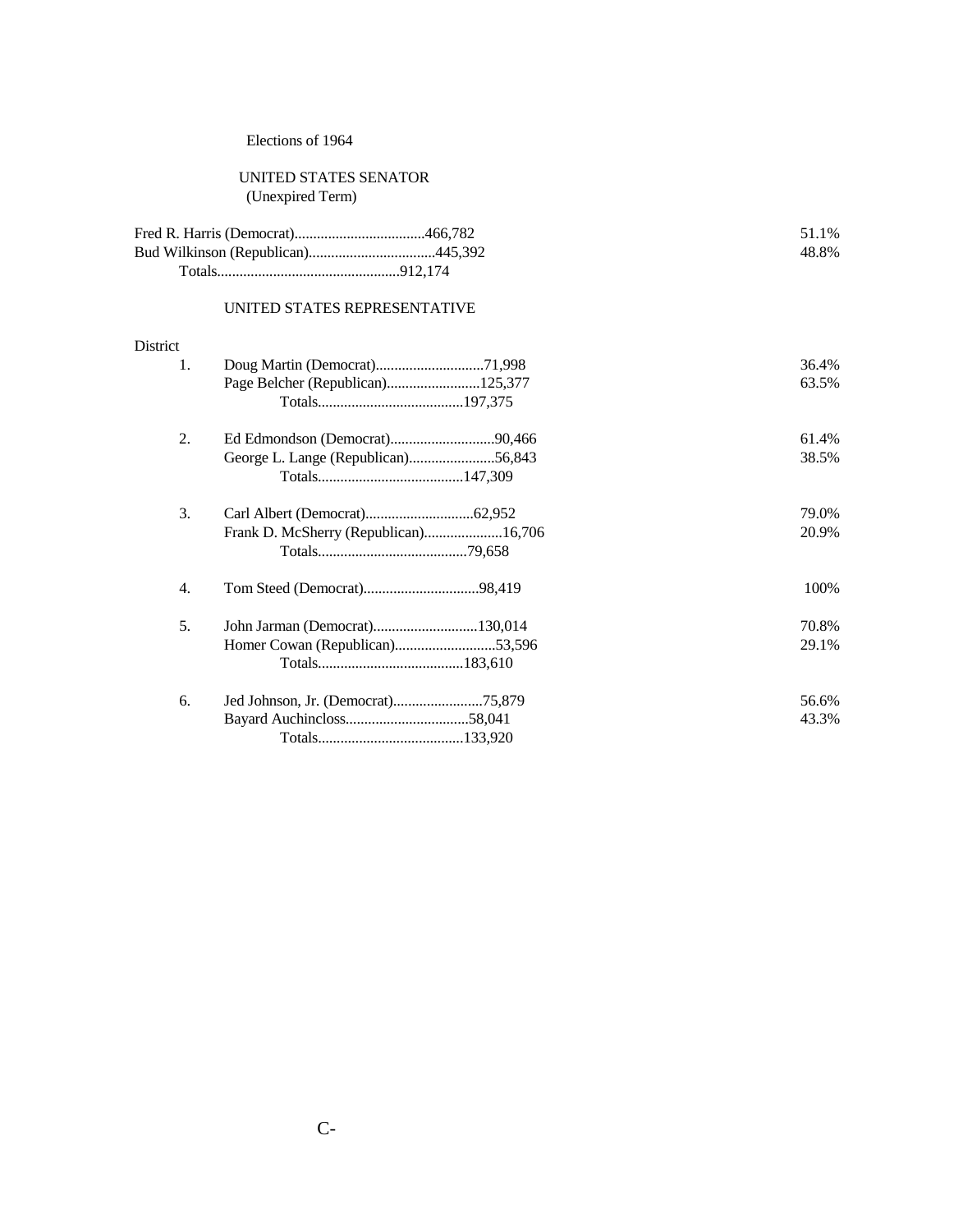Elections of 1964

UNITED STATES SENATOR
(Unexpired Term)

| Candidate | Votes | Percent |
|---|---|---|
| Fred R. Harris (Democrat) | 466,782 | 51.1% |
| Bud Wilkinson (Republican) | 445,392 | 48.8% |
| Totals | 912,174 | |

UNITED STATES REPRESENTATIVE

| District | Candidate | Votes | Percent |
|---|---|---|---|
| 1. | Doug Martin (Democrat) | 71,998 | 36.4% |
| | Page Belcher (Republican) | 125,377 | 63.5% |
| | Totals | 197,375 | |
| 2. | Ed Edmondson (Democrat) | 90,466 | 61.4% |
| | George L. Lange (Republican) | 56,843 | 38.5% |
| | Totals | 147,309 | |
| 3. | Carl Albert (Democrat) | 62,952 | 79.0% |
| | Frank D. McSherry (Republican) | 16,706 | 20.9% |
| | Totals | 79,658 | |
| 4. | Tom Steed (Democrat) | 98,419 | 100% |
| 5. | John Jarman (Democrat) | 130,014 | 70.8% |
| | Homer Cowan (Republican) | 53,596 | 29.1% |
| | Totals | 183,610 | |
| 6. | Jed Johnson, Jr. (Democrat) | 75,879 | 56.6% |
| | Bayard Auchincloss | 58,041 | 43.3% |
| | Totals | 133,920 | |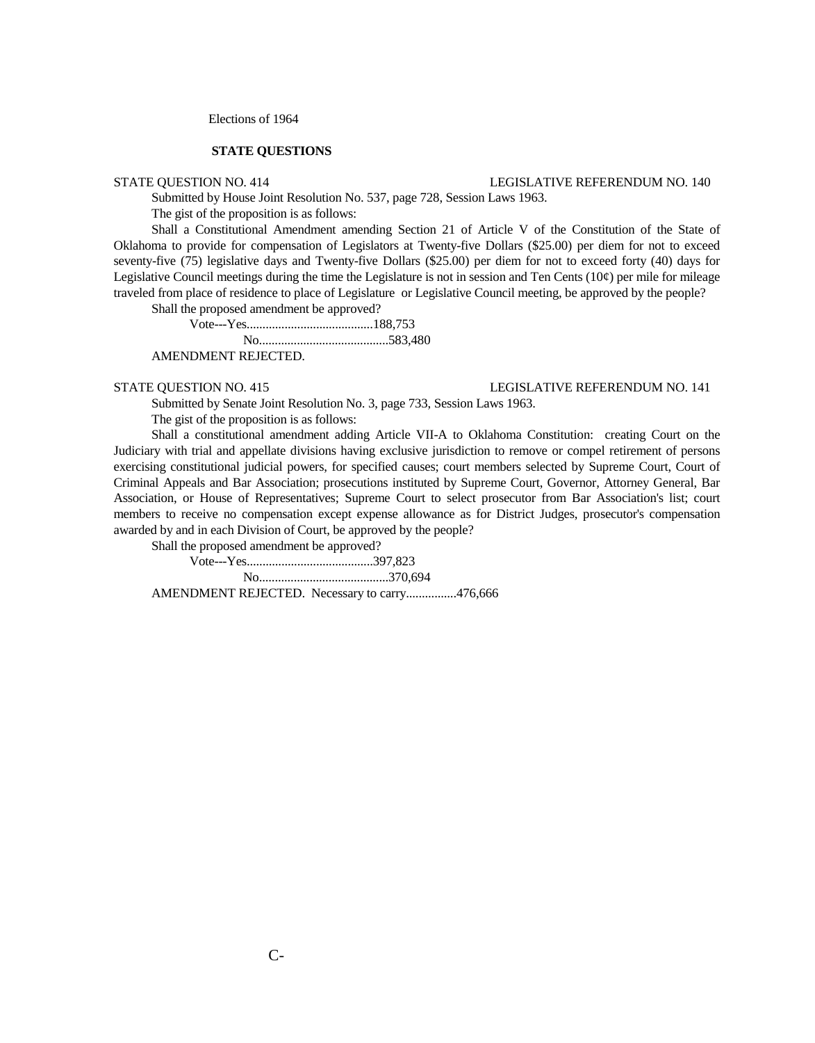Elections of 1964

## STATE QUESTIONS

STATE QUESTION NO. 414 LEGISLATIVE REFERENDUM NO. 140

Submitted by House Joint Resolution No. 537, page 728, Session Laws 1963.

The gist of the proposition is as follows:

Shall a Constitutional Amendment amending Section 21 of Article V of the Constitution of the State of Oklahoma to provide for compensation of Legislators at Twenty-five Dollars ($25.00) per diem for not to exceed seventy-five (75) legislative days and Twenty-five Dollars ($25.00) per diem for not to exceed forty (40) days for Legislative Council meetings during the time the Legislature is not in session and Ten Cents (10¢) per mile for mileage traveled from place of residence to place of Legislature or Legislative Council meeting, be approved by the people?

Shall the proposed amendment be approved?

Vote---Yes........................................188,753

No.........................................583,480

AMENDMENT REJECTED.

STATE QUESTION NO. 415 LEGISLATIVE REFERENDUM NO. 141

Submitted by Senate Joint Resolution No. 3, page 733, Session Laws 1963.

The gist of the proposition is as follows:

Shall a constitutional amendment adding Article VII-A to Oklahoma Constitution: creating Court on the Judiciary with trial and appellate divisions having exclusive jurisdiction to remove or compel retirement of persons exercising constitutional judicial powers, for specified causes; court members selected by Supreme Court, Court of Criminal Appeals and Bar Association; prosecutions instituted by Supreme Court, Governor, Attorney General, Bar Association, or House of Representatives; Supreme Court to select prosecutor from Bar Association's list; court members to receive no compensation except expense allowance as for District Judges, prosecutor's compensation awarded by and in each Division of Court, be approved by the people?

Shall the proposed amendment be approved?

Vote---Yes........................................397,823

No.........................................370,694

AMENDMENT REJECTED. Necessary to carry................476,666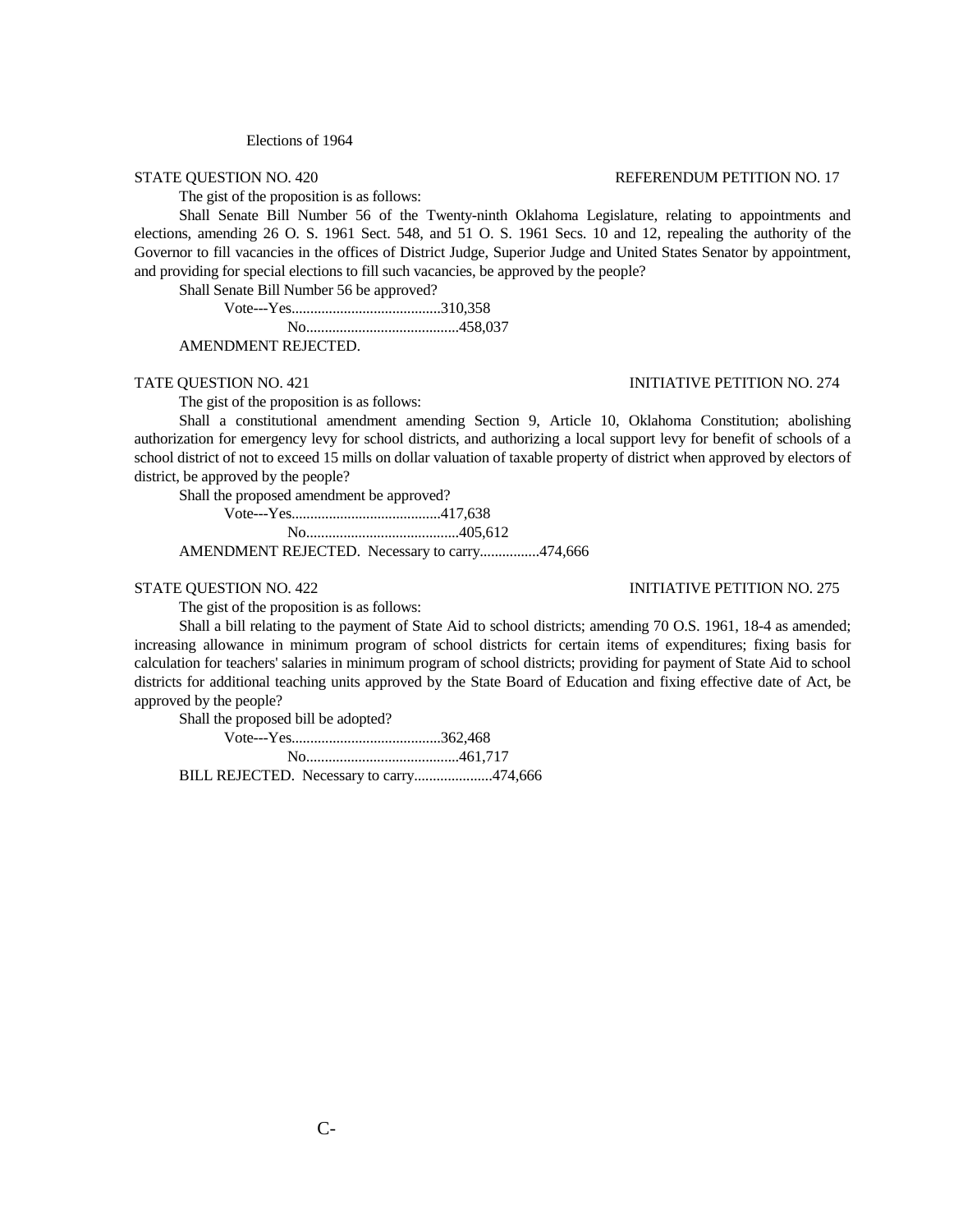Elections of 1964

STATE QUESTION NO. 420 REFERENDUM PETITION NO. 17

The gist of the proposition is as follows:

Shall Senate Bill Number 56 of the Twenty-ninth Oklahoma Legislature, relating to appointments and elections, amending 26 O. S. 1961 Sect. 548, and 51 O. S. 1961 Secs. 10 and 12, repealing the authority of the Governor to fill vacancies in the offices of District Judge, Superior Judge and United States Senator by appointment, and providing for special elections to fill such vacancies, be approved by the people?

Shall Senate Bill Number 56 be approved?

Vote---Yes........................................310,358

No.........................................458,037

AMENDMENT REJECTED.

TATE QUESTION NO. 421 INITIATIVE PETITION NO. 274

The gist of the proposition is as follows:

Shall a constitutional amendment amending Section 9, Article 10, Oklahoma Constitution; abolishing authorization for emergency levy for school districts, and authorizing a local support levy for benefit of schools of a school district of not to exceed 15 mills on dollar valuation of taxable property of district when approved by electors of district, be approved by the people?

Shall the proposed amendment be approved?

Vote---Yes........................................417,638

No.........................................405,612

AMENDMENT REJECTED. Necessary to carry................474,666

STATE QUESTION NO. 422 INITIATIVE PETITION NO. 275

The gist of the proposition is as follows:

Shall a bill relating to the payment of State Aid to school districts; amending 70 O.S. 1961, 18-4 as amended; increasing allowance in minimum program of school districts for certain items of expenditures; fixing basis for calculation for teachers' salaries in minimum program of school districts; providing for payment of State Aid to school districts for additional teaching units approved by the State Board of Education and fixing effective date of Act, be approved by the people?

Shall the proposed bill be adopted?

Vote---Yes........................................362,468

No.........................................461,717

BILL REJECTED. Necessary to carry.....................474,666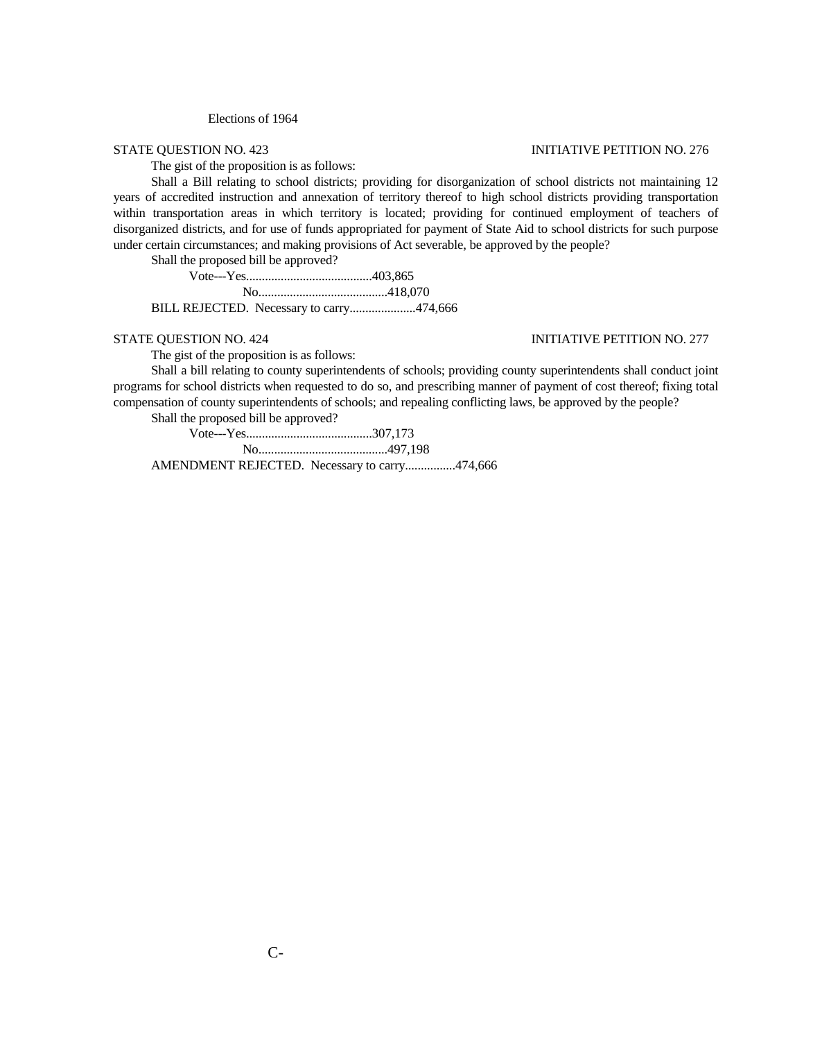Elections of 1964

STATE QUESTION NO. 423 INITIATIVE PETITION NO. 276

The gist of the proposition is as follows:

Shall a Bill relating to school districts; providing for disorganization of school districts not maintaining 12 years of accredited instruction and annexation of territory thereof to high school districts providing transportation within transportation areas in which territory is located; providing for continued employment of teachers of disorganized districts, and for use of funds appropriated for payment of State Aid to school districts for such purpose under certain circumstances; and making provisions of Act severable, be approved by the people?

Shall the proposed bill be approved?

Vote---Yes........................................403,865

No.........................................418,070

BILL REJECTED. Necessary to carry.....................474,666

STATE QUESTION NO. 424 INITIATIVE PETITION NO. 277

The gist of the proposition is as follows:

Shall a bill relating to county superintendents of schools; providing county superintendents shall conduct joint programs for school districts when requested to do so, and prescribing manner of payment of cost thereof; fixing total compensation of county superintendents of schools; and repealing conflicting laws, be approved by the people?

Shall the proposed bill be approved?

Vote---Yes........................................307,173

No.........................................497,198

AMENDMENT REJECTED. Necessary to carry................474,666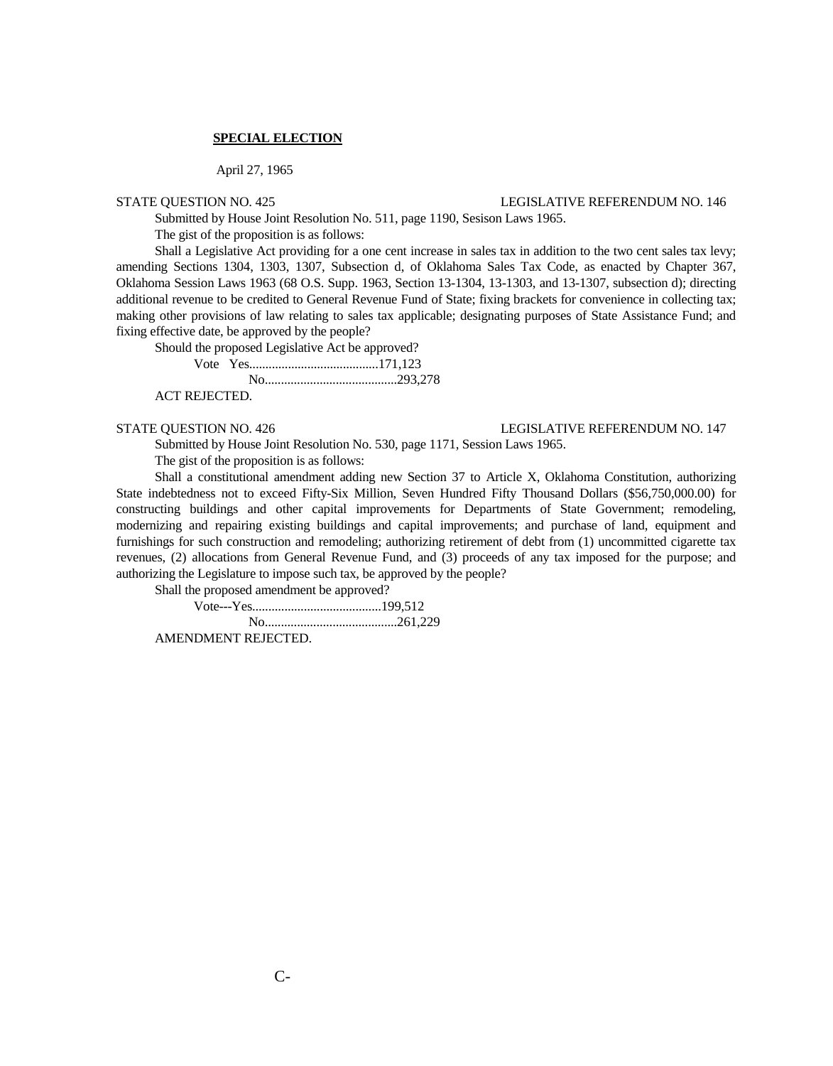**SPECIAL ELECTION**

April 27, 1965

STATE QUESTION NO. 425 LEGISLATIVE REFERENDUM NO. 146

Submitted by House Joint Resolution No. 511, page 1190, Sesison Laws 1965.

The gist of the proposition is as follows:

Shall a Legislative Act providing for a one cent increase in sales tax in addition to the two cent sales tax levy; amending Sections 1304, 1303, 1307, Subsection d, of Oklahoma Sales Tax Code, as enacted by Chapter 367, Oklahoma Session Laws 1963 (68 O.S. Supp. 1963, Section 13-1304, 13-1303, and 13-1307, subsection d); directing additional revenue to be credited to General Revenue Fund of State; fixing brackets for convenience in collecting tax; making other provisions of law relating to sales tax applicable; designating purposes of State Assistance Fund; and fixing effective date, be approved by the people?

Should the proposed Legislative Act be approved?

Vote Yes........................................171,123

No.........................................293,278

ACT REJECTED.

STATE QUESTION NO. 426 LEGISLATIVE REFERENDUM NO. 147

Submitted by House Joint Resolution No. 530, page 1171, Session Laws 1965.

The gist of the proposition is as follows:

Shall a constitutional amendment adding new Section 37 to Article X, Oklahoma Constitution, authorizing State indebtedness not to exceed Fifty-Six Million, Seven Hundred Fifty Thousand Dollars ($56,750,000.00) for constructing buildings and other capital improvements for Departments of State Government; remodeling, modernizing and repairing existing buildings and capital improvements; and purchase of land, equipment and furnishings for such construction and remodeling; authorizing retirement of debt from (1) uncommitted cigarette tax revenues, (2) allocations from General Revenue Fund, and (3) proceeds of any tax imposed for the purpose; and authorizing the Legislature to impose such tax, be approved by the people?

Shall the proposed amendment be approved?

Vote---Yes........................................199,512

No.........................................261,229

AMENDMENT REJECTED.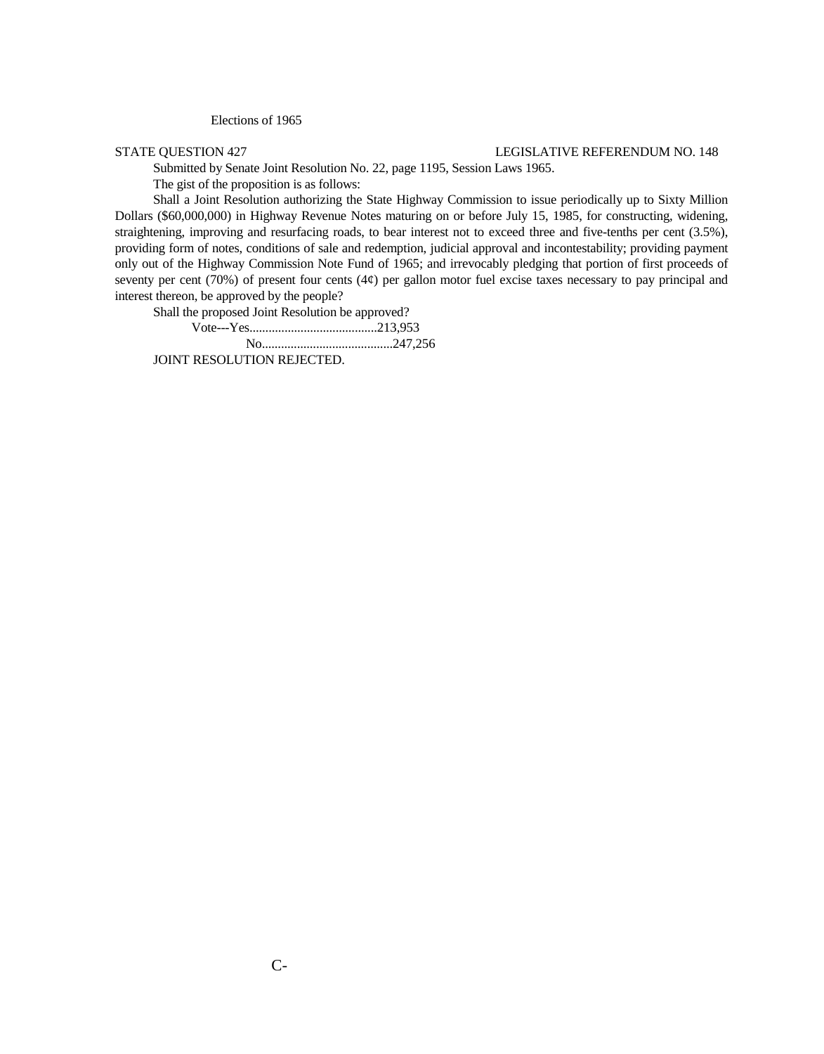Elections of 1965

STATE QUESTION 427 LEGISLATIVE REFERENDUM NO. 148

Submitted by Senate Joint Resolution No. 22, page 1195, Session Laws 1965.

The gist of the proposition is as follows:

Shall a Joint Resolution authorizing the State Highway Commission to issue periodically up to Sixty Million Dollars ($60,000,000) in Highway Revenue Notes maturing on or before July 15, 1985, for constructing, widening, straightening, improving and resurfacing roads, to bear interest not to exceed three and five-tenths per cent (3.5%), providing form of notes, conditions of sale and redemption, judicial approval and incontestability; providing payment only out of the Highway Commission Note Fund of 1965; and irrevocably pledging that portion of first proceeds of seventy per cent (70%) of present four cents (4¢) per gallon motor fuel excise taxes necessary to pay principal and interest thereon, be approved by the people?

Shall the proposed Joint Resolution be approved?

Vote---Yes........................................213,953

No.........................................247,256

JOINT RESOLUTION REJECTED.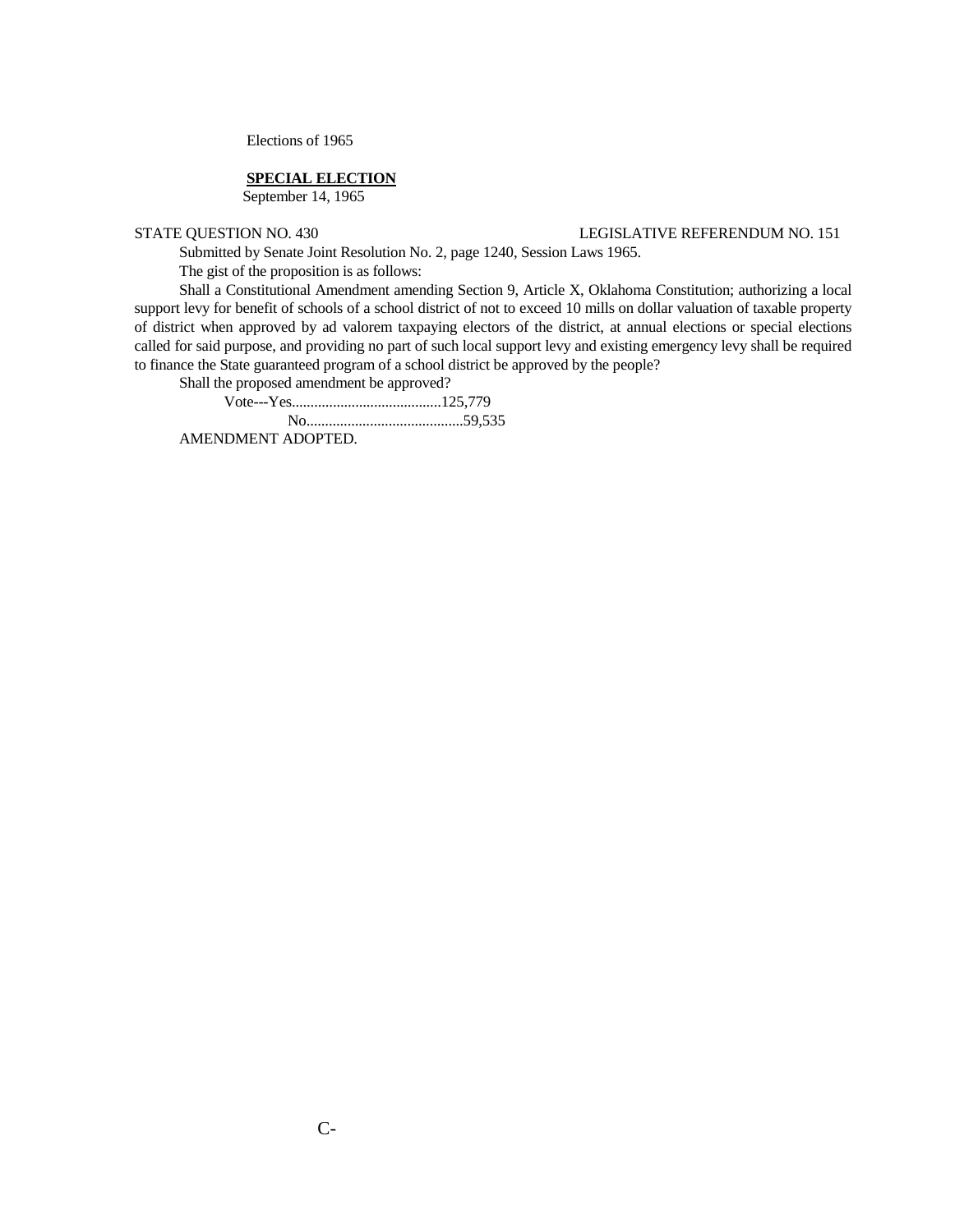Elections of 1965

**SPECIAL ELECTION**
September 14, 1965

STATE QUESTION NO. 430 LEGISLATIVE REFERENDUM NO. 151

Submitted by Senate Joint Resolution No. 2, page 1240, Session Laws 1965.

The gist of the proposition is as follows:

Shall a Constitutional Amendment amending Section 9, Article X, Oklahoma Constitution; authorizing a local support levy for benefit of schools of a school district of not to exceed 10 mills on dollar valuation of taxable property of district when approved by ad valorem taxpaying electors of the district, at annual elections or special elections called for said purpose, and providing no part of such local support levy and existing emergency levy shall be required to finance the State guaranteed program of a school district be approved by the people?

Shall the proposed amendment be approved?

Vote---Yes........................................125,779
No..........................................59,535

AMENDMENT ADOPTED.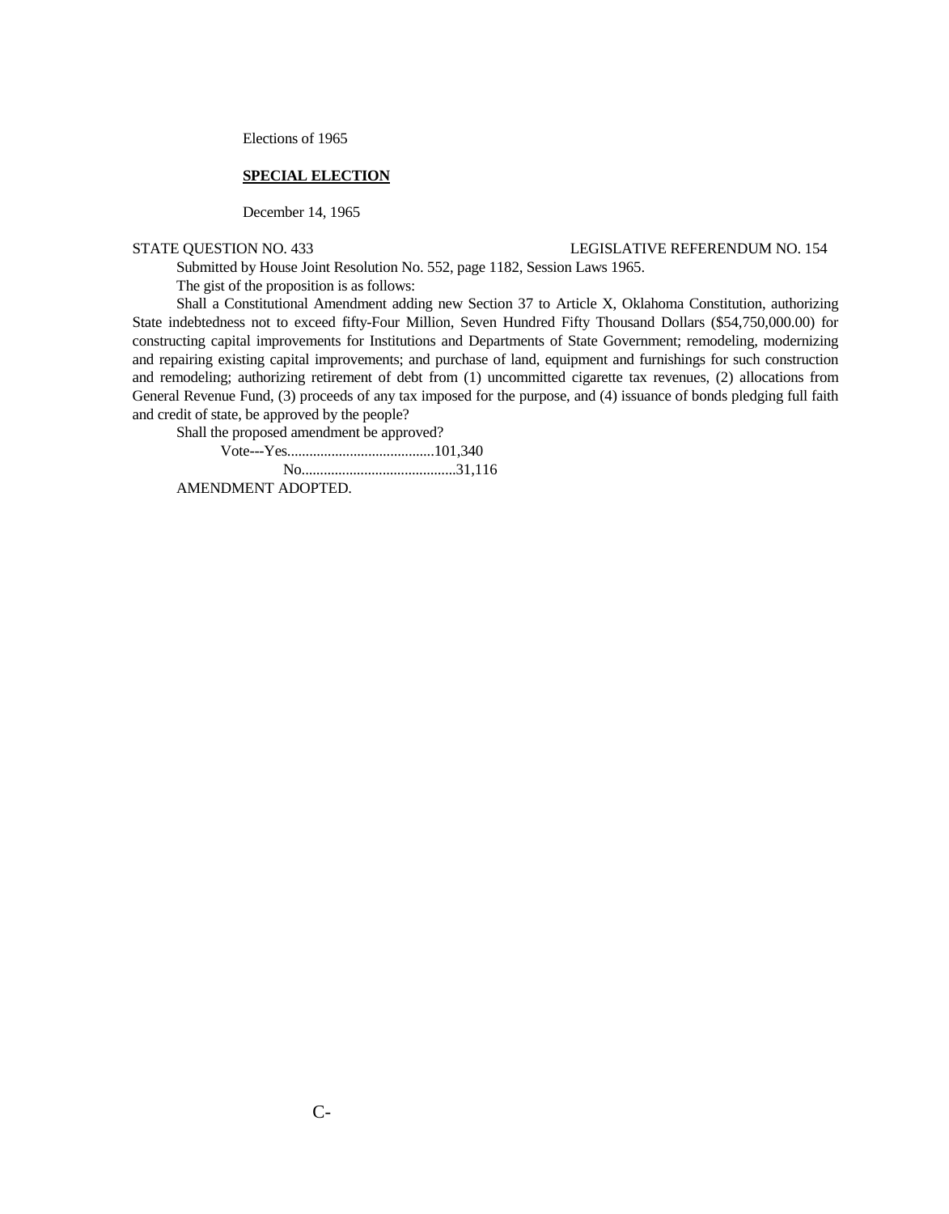Elections of 1965

**SPECIAL ELECTION**

December 14, 1965

STATE QUESTION NO. 433 LEGISLATIVE REFERENDUM NO. 154

Submitted by House Joint Resolution No. 552, page 1182, Session Laws 1965.

The gist of the proposition is as follows:

Shall a Constitutional Amendment adding new Section 37 to Article X, Oklahoma Constitution, authorizing State indebtedness not to exceed fifty-Four Million, Seven Hundred Fifty Thousand Dollars ($54,750,000.00) for constructing capital improvements for Institutions and Departments of State Government; remodeling, modernizing and repairing existing capital improvements; and purchase of land, equipment and furnishings for such construction and remodeling; authorizing retirement of debt from (1) uncommitted cigarette tax revenues, (2) allocations from General Revenue Fund, (3) proceeds of any tax imposed for the purpose, and (4) issuance of bonds pledging full faith and credit of state, be approved by the people?

Shall the proposed amendment be approved?

Vote---Yes........................................101,340

No..........................................31,116

AMENDMENT ADOPTED.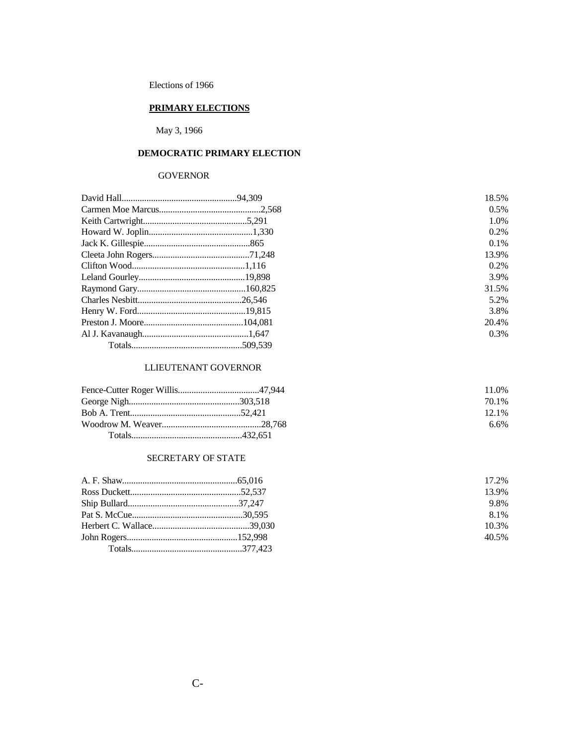Elections of 1966

## PRIMARY ELECTIONS

May 3, 1966

### DEMOCRATIC PRIMARY ELECTION

#### GOVERNOR

| Candidate | Votes | Percent |
|---|---|---|
| David Hall | 94,309 | 18.5% |
| Carmen Moe Marcus | 2,568 | 0.5% |
| Keith Cartwright | 5,291 | 1.0% |
| Howard W. Joplin | 1,330 | 0.2% |
| Jack K. Gillespie | 865 | 0.1% |
| Cleeta John Rogers | 71,248 | 13.9% |
| Clifton Wood | 1,116 | 0.2% |
| Leland Gourley | 19,898 | 3.9% |
| Raymond Gary | 160,825 | 31.5% |
| Charles Nesbitt | 26,546 | 5.2% |
| Henry W. Ford | 19,815 | 3.8% |
| Preston J. Moore | 104,081 | 20.4% |
| Al J. Kavanaugh | 1,647 | 0.3% |
| Totals | 509,539 | |

#### LLIEUTENANT GOVERNOR

| Candidate | Votes | Percent |
|---|---|---|
| Fence-Cutter Roger Willis | 47,944 | 11.0% |
| George Nigh | 303,518 | 70.1% |
| Bob A. Trent | 52,421 | 12.1% |
| Woodrow M. Weaver | 28,768 | 6.6% |
| Totals | 432,651 | |

#### SECRETARY OF STATE

| Candidate | Votes | Percent |
|---|---|---|
| A. F. Shaw | 65,016 | 17.2% |
| Ross Duckett | 52,537 | 13.9% |
| Ship Bullard | 37,247 | 9.8% |
| Pat S. McCue | 30,595 | 8.1% |
| Herbert C. Wallace | 39,030 | 10.3% |
| John Rogers | 152,998 | 40.5% |
| Totals | 377,423 | |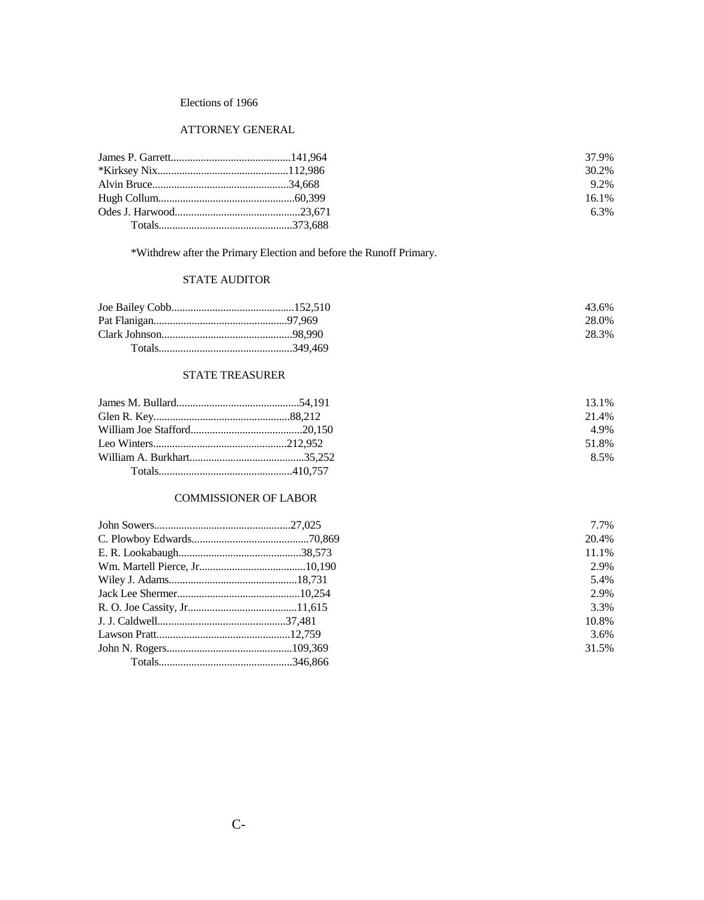Elections of 1966

## ATTORNEY GENERAL

| Candidate | Votes | Percent |
|---|---|---|
| James P. Garrett | 141,964 | 37.9% |
| *Kirksey Nix | 112,986 | 30.2% |
| Alvin Bruce | 34,668 | 9.2% |
| Hugh Collum | 60,399 | 16.1% |
| Odes J. Harwood | 23,671 | 6.3% |
| Totals | 373,688 | |

*Withdrew after the Primary Election and before the Runoff Primary.

## STATE AUDITOR

| Candidate | Votes | Percent |
|---|---|---|
| Joe Bailey Cobb | 152,510 | 43.6% |
| Pat Flanigan | 97,969 | 28.0% |
| Clark Johnson | 98,990 | 28.3% |
| Totals | 349,469 | |

## STATE TREASURER

| Candidate | Votes | Percent |
|---|---|---|
| James M. Bullard | 54,191 | 13.1% |
| Glen R. Key | 88,212 | 21.4% |
| William Joe Stafford | 20,150 | 4.9% |
| Leo Winters | 212,952 | 51.8% |
| William A. Burkhart | 35,252 | 8.5% |
| Totals | 410,757 | |

## COMMISSIONER OF LABOR

| Candidate | Votes | Percent |
|---|---|---|
| John Sowers | 27,025 | 7.7% |
| C. Plowboy Edwards | 70,869 | 20.4% |
| E. R. Lookabaugh | 38,573 | 11.1% |
| Wm. Martell Pierce, Jr. | 10,190 | 2.9% |
| Wiley J. Adams | 18,731 | 5.4% |
| Jack Lee Shermer | 10,254 | 2.9% |
| R. O. Joe Cassity, Jr. | 11,615 | 3.3% |
| J. J. Caldwell | 37,481 | 10.8% |
| Lawson Pratt | 12,759 | 3.6% |
| John N. Rogers | 109,369 | 31.5% |
| Totals | 346,866 | |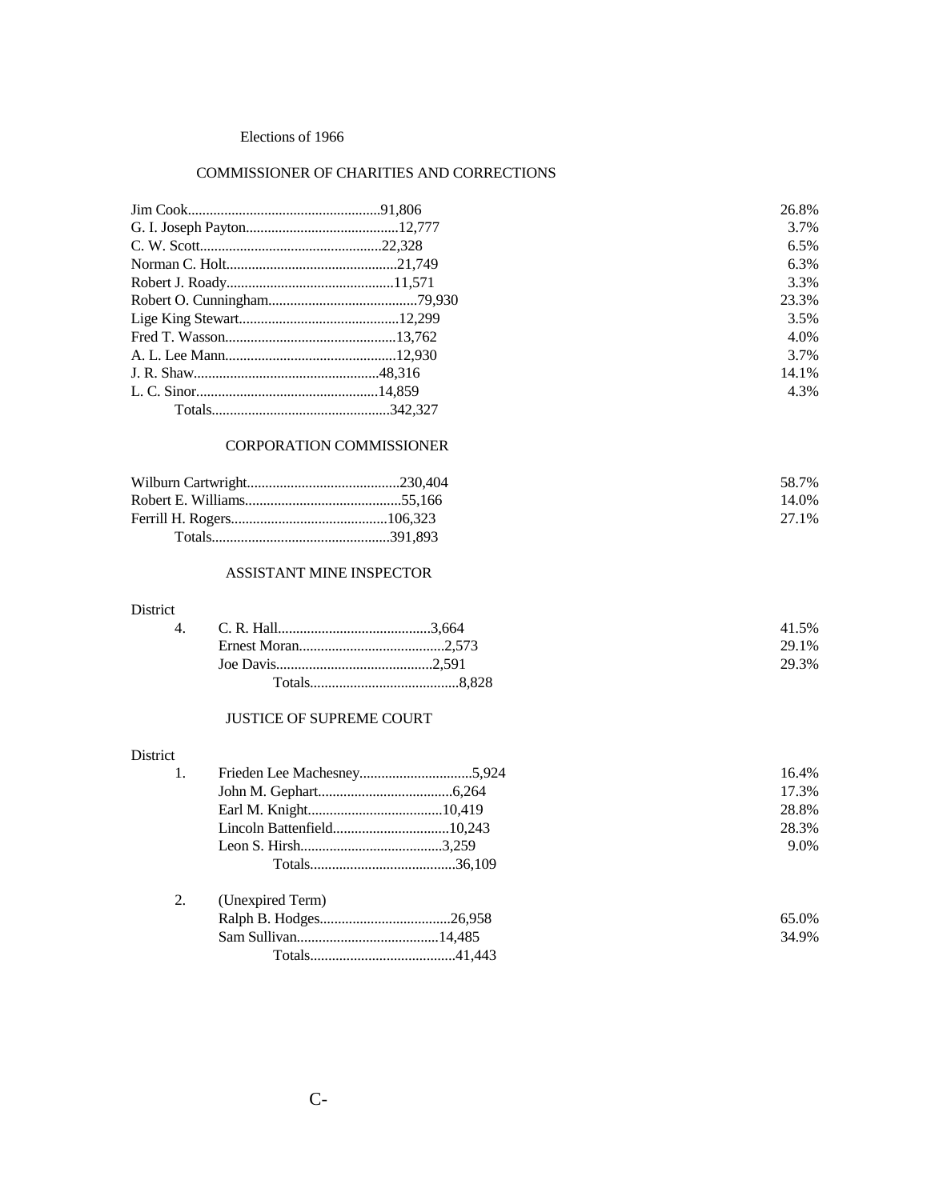Elections of 1966

## COMMISSIONER OF CHARITIES AND CORRECTIONS

| Candidate | Votes | Percent |
|---|---|---|
| Jim Cook | 91,806 | 26.8% |
| G. I. Joseph Payton | 12,777 | 3.7% |
| C. W. Scott | 22,328 | 6.5% |
| Norman C. Holt | 21,749 | 6.3% |
| Robert J. Roady | 11,571 | 3.3% |
| Robert O. Cunningham | 79,930 | 23.3% |
| Lige King Stewart | 12,299 | 3.5% |
| Fred T. Wasson | 13,762 | 4.0% |
| A. L. Lee Mann | 12,930 | 3.7% |
| J. R. Shaw | 48,316 | 14.1% |
| L. C. Sinor | 14,859 | 4.3% |
| Totals | 342,327 | |

## CORPORATION COMMISSIONER

| Candidate | Votes | Percent |
|---|---|---|
| Wilburn Cartwright | 230,404 | 58.7% |
| Robert E. Williams | 55,166 | 14.0% |
| Ferrill H. Rogers | 106,323 | 27.1% |
| Totals | 391,893 | |

## ASSISTANT MINE INSPECTOR

| District | Candidate | Votes | Percent |
|---|---|---|---|
| 4. | C. R. Hall | 3,664 | 41.5% |
| | Ernest Moran | 2,573 | 29.1% |
| | Joe Davis | 2,591 | 29.3% |
| | Totals | 8,828 | |

## JUSTICE OF SUPREME COURT

| District | Candidate | Votes | Percent |
|---|---|---|---|
| 1. | Frieden Lee Machesney | 5,924 | 16.4% |
| | John M. Gephart | 6,264 | 17.3% |
| | Earl M. Knight | 10,419 | 28.8% |
| | Lincoln Battenfield | 10,243 | 28.3% |
| | Leon S. Hirsh | 3,259 | 9.0% |
| | Totals | 36,109 | |
| 2. | (Unexpired Term) | | |
| | Ralph B. Hodges | 26,958 | 65.0% |
| | Sam Sullivan | 14,485 | 34.9% |
| | Totals | 41,443 | |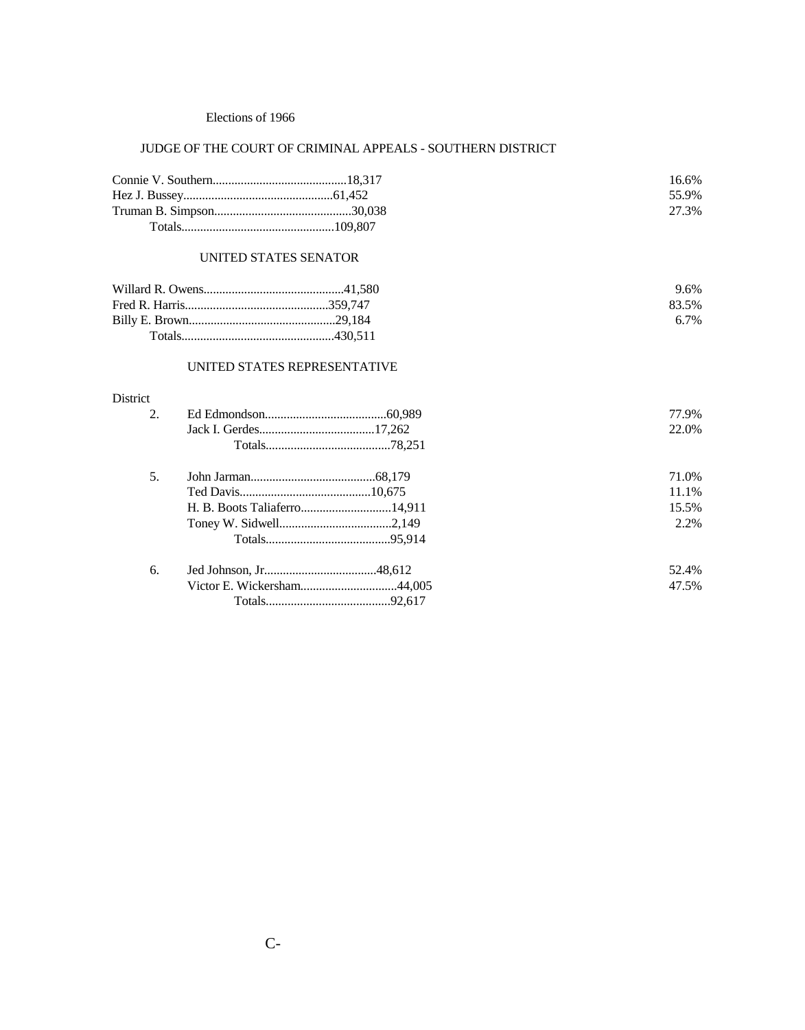Elections of 1966

## JUDGE OF THE COURT OF CRIMINAL APPEALS - SOUTHERN DISTRICT

| Candidate | Votes | Percent |
|---|---|---|
| Connie V. Southern | 18,317 | 16.6% |
| Hez J. Bussey | 61,452 | 55.9% |
| Truman B. Simpson | 30,038 | 27.3% |
| Totals | 109,807 | |

## UNITED STATES SENATOR

| Candidate | Votes | Percent |
|---|---|---|
| Willard R. Owens | 41,580 | 9.6% |
| Fred R. Harris | 359,747 | 83.5% |
| Billy E. Brown | 29,184 | 6.7% |
| Totals | 430,511 | |

## UNITED STATES REPRESENTATIVE

| District | Candidate | Votes | Percent |
|---|---|---|---|
| 2. | Ed Edmondson | 60,989 | 77.9% |
| | Jack I. Gerdes | 17,262 | 22.0% |
| | Totals | 78,251 | |
| 5. | John Jarman | 68,179 | 71.0% |
| | Ted Davis | 10,675 | 11.1% |
| | H. B. Boots Taliaferro | 14,911 | 15.5% |
| | Toney W. Sidwell | 2,149 | 2.2% |
| | Totals | 95,914 | |
| 6. | Jed Johnson, Jr. | 48,612 | 52.4% |
| | Victor E. Wickersham | 44,005 | 47.5% |
| | Totals | 92,617 | |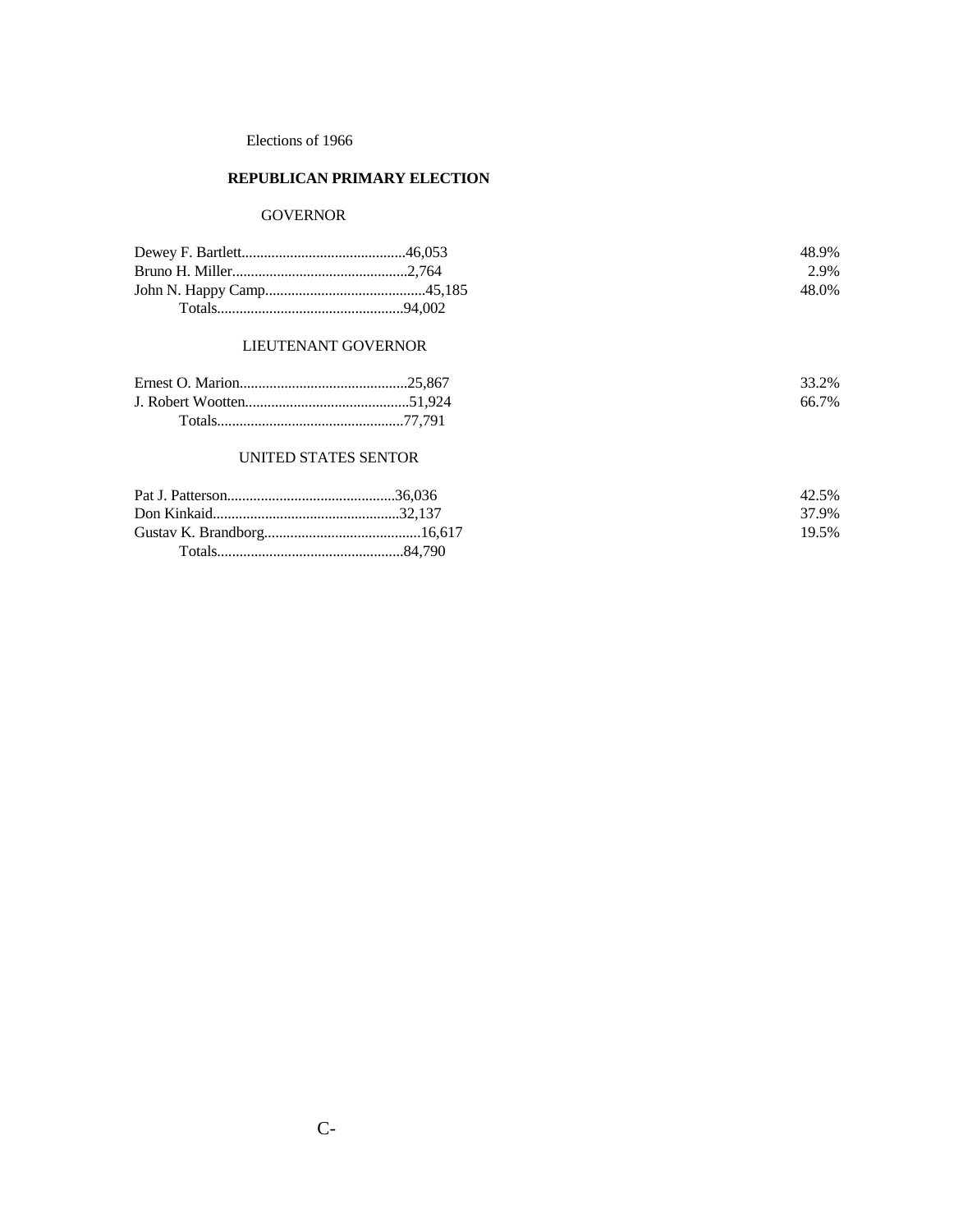Elections of 1966

## REPUBLICAN PRIMARY ELECTION

### GOVERNOR

| Candidate | Votes | Percent |
|---|---|---|
| Dewey F. Bartlett | 46,053 | 48.9% |
| Bruno H. Miller | 2,764 | 2.9% |
| John N. Happy Camp | 45,185 | 48.0% |
| Totals | 94,002 | |

### LIEUTENANT GOVERNOR

| Candidate | Votes | Percent |
|---|---|---|
| Ernest O. Marion | 25,867 | 33.2% |
| J. Robert Wootten | 51,924 | 66.7% |
| Totals | 77,791 | |

### UNITED STATES SENTOR

| Candidate | Votes | Percent |
|---|---|---|
| Pat J. Patterson | 36,036 | 42.5% |
| Don Kinkaid | 32,137 | 37.9% |
| Gustav K. Brandborg | 16,617 | 19.5% |
| Totals | 84,790 | |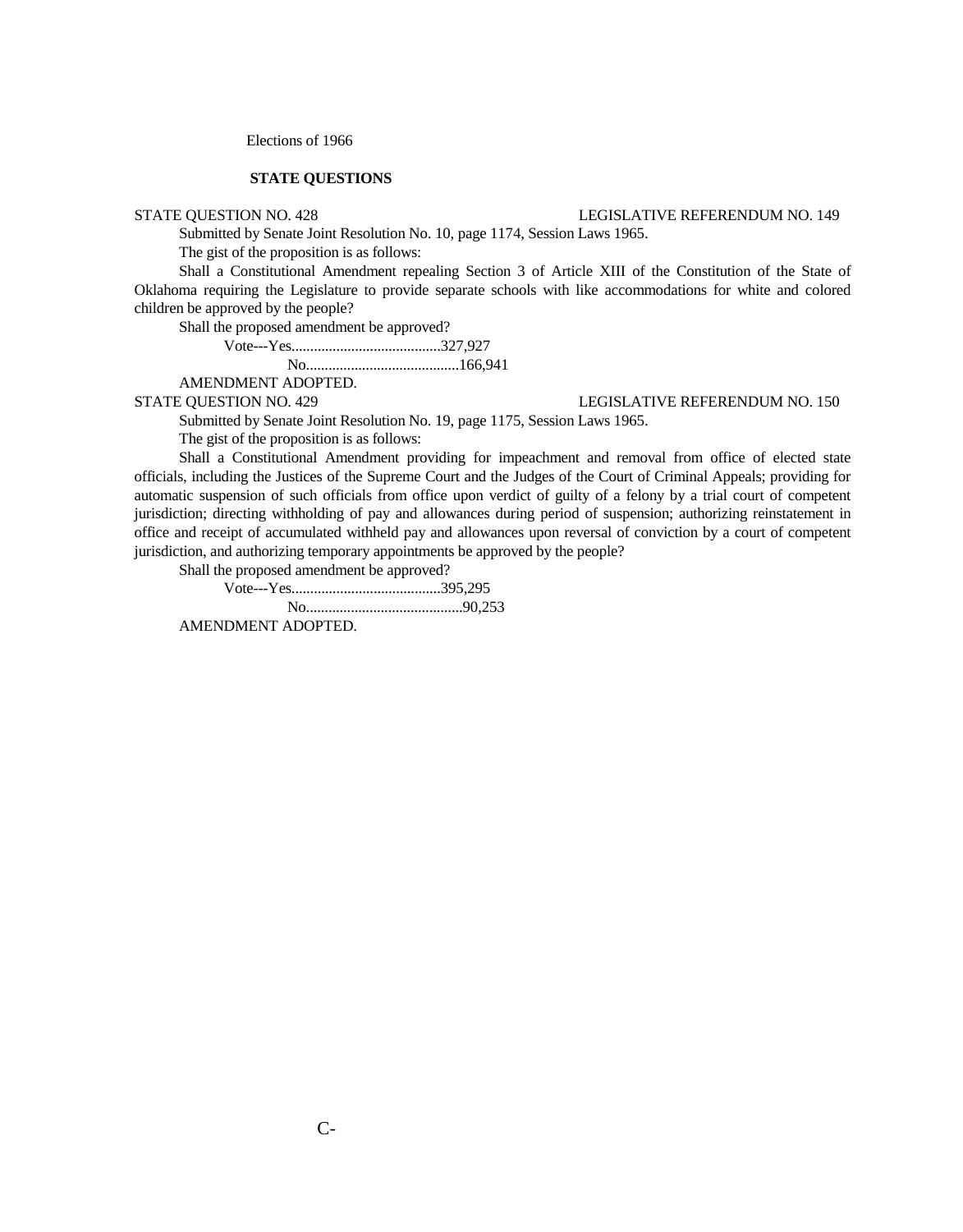Elections of 1966

## STATE QUESTIONS

STATE QUESTION NO. 428 LEGISLATIVE REFERENDUM NO. 149

Submitted by Senate Joint Resolution No. 10, page 1174, Session Laws 1965.

The gist of the proposition is as follows:

Shall a Constitutional Amendment repealing Section 3 of Article XIII of the Constitution of the State of Oklahoma requiring the Legislature to provide separate schools with like accommodations for white and colored children be approved by the people?

Shall the proposed amendment be approved?

Vote---Yes........................................327,927

No.........................................166,941

AMENDMENT ADOPTED.

STATE QUESTION NO. 429 LEGISLATIVE REFERENDUM NO. 150

Submitted by Senate Joint Resolution No. 19, page 1175, Session Laws 1965.

The gist of the proposition is as follows:

Shall a Constitutional Amendment providing for impeachment and removal from office of elected state officials, including the Justices of the Supreme Court and the Judges of the Court of Criminal Appeals; providing for automatic suspension of such officials from office upon verdict of guilty of a felony by a trial court of competent jurisdiction; directing withholding of pay and allowances during period of suspension; authorizing reinstatement in office and receipt of accumulated withheld pay and allowances upon reversal of conviction by a court of competent jurisdiction, and authorizing temporary appointments be approved by the people?

Shall the proposed amendment be approved?

Vote---Yes........................................395,295

No..........................................90,253

AMENDMENT ADOPTED.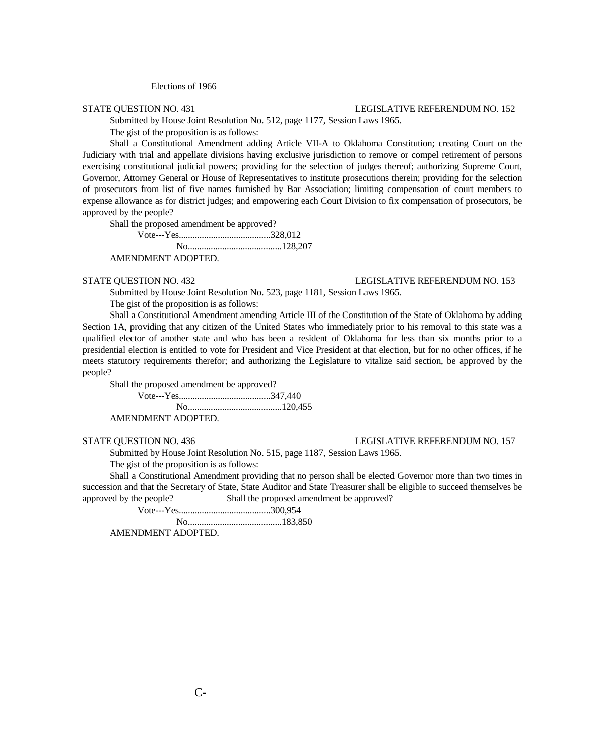Elections of 1966

STATE QUESTION NO. 431 LEGISLATIVE REFERENDUM NO. 152

Submitted by House Joint Resolution No. 512, page 1177, Session Laws 1965.

The gist of the proposition is as follows:

Shall a Constitutional Amendment adding Article VII-A to Oklahoma Constitution; creating Court on the Judiciary with trial and appellate divisions having exclusive jurisdiction to remove or compel retirement of persons exercising constitutional judicial powers; providing for the selection of judges thereof; authorizing Supreme Court, Governor, Attorney General or House of Representatives to institute prosecutions therein; providing for the selection of prosecutors from list of five names furnished by Bar Association; limiting compensation of court members to expense allowance as for district judges; and empowering each Court Division to fix compensation of prosecutors, be approved by the people?

Shall the proposed amendment be approved?

Vote---Yes........................................328,012

No.........................................128,207

AMENDMENT ADOPTED.

STATE QUESTION NO. 432 LEGISLATIVE REFERENDUM NO. 153

Submitted by House Joint Resolution No. 523, page 1181, Session Laws 1965.

The gist of the proposition is as follows:

Shall a Constitutional Amendment amending Article III of the Constitution of the State of Oklahoma by adding Section 1A, providing that any citizen of the United States who immediately prior to his removal to this state was a qualified elector of another state and who has been a resident of Oklahoma for less than six months prior to a presidential election is entitled to vote for President and Vice President at that election, but for no other offices, if he meets statutory requirements therefor; and authorizing the Legislature to vitalize said section, be approved by the people?

Shall the proposed amendment be approved?

Vote---Yes........................................347,440

No.........................................120,455

AMENDMENT ADOPTED.

STATE QUESTION NO. 436 LEGISLATIVE REFERENDUM NO. 157

Submitted by House Joint Resolution No. 515, page 1187, Session Laws 1965.

The gist of the proposition is as follows:

Shall a Constitutional Amendment providing that no person shall be elected Governor more than two times in succession and that the Secretary of State, State Auditor and State Treasurer shall be eligible to succeed themselves be approved by the people? Shall the proposed amendment be approved?

Vote---Yes........................................300,954

No.........................................183,850

AMENDMENT ADOPTED.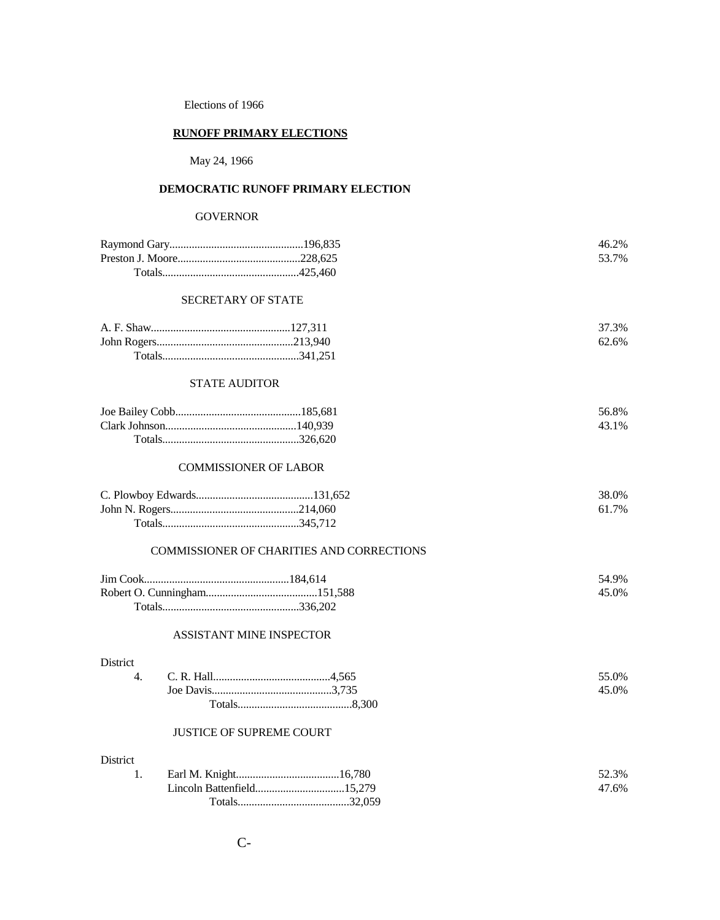Elections of 1966

## RUNOFF PRIMARY ELECTIONS

May 24, 1966

### DEMOCRATIC RUNOFF PRIMARY ELECTION

#### GOVERNOR

| Candidate | Votes | Percent |
|---|---|---|
| Raymond Gary | 196,835 | 46.2% |
| Preston J. Moore | 228,625 | 53.7% |
| Totals | 425,460 | |

#### SECRETARY OF STATE

| Candidate | Votes | Percent |
|---|---|---|
| A. F. Shaw | 127,311 | 37.3% |
| John Rogers | 213,940 | 62.6% |
| Totals | 341,251 | |

#### STATE AUDITOR

| Candidate | Votes | Percent |
|---|---|---|
| Joe Bailey Cobb | 185,681 | 56.8% |
| Clark Johnson | 140,939 | 43.1% |
| Totals | 326,620 | |

#### COMMISSIONER OF LABOR

| Candidate | Votes | Percent |
|---|---|---|
| C. Plowboy Edwards | 131,652 | 38.0% |
| John N. Rogers | 214,060 | 61.7% |
| Totals | 345,712 | |

#### COMMISSIONER OF CHARITIES AND CORRECTIONS

| Candidate | Votes | Percent |
|---|---|---|
| Jim Cook | 184,614 | 54.9% |
| Robert O. Cunningham | 151,588 | 45.0% |
| Totals | 336,202 | |

#### ASSISTANT MINE INSPECTOR

| District | Candidate | Votes | Percent |
|---|---|---|---|
| 4. | C. R. Hall | 4,565 | 55.0% |
| | Joe Davis | 3,735 | 45.0% |
| | Totals | 8,300 | |

#### JUSTICE OF SUPREME COURT

| District | Candidate | Votes | Percent |
|---|---|---|---|
| 1. | Earl M. Knight | 16,780 | 52.3% |
| | Lincoln Battenfield | 15,279 | 47.6% |
| | Totals | 32,059 | |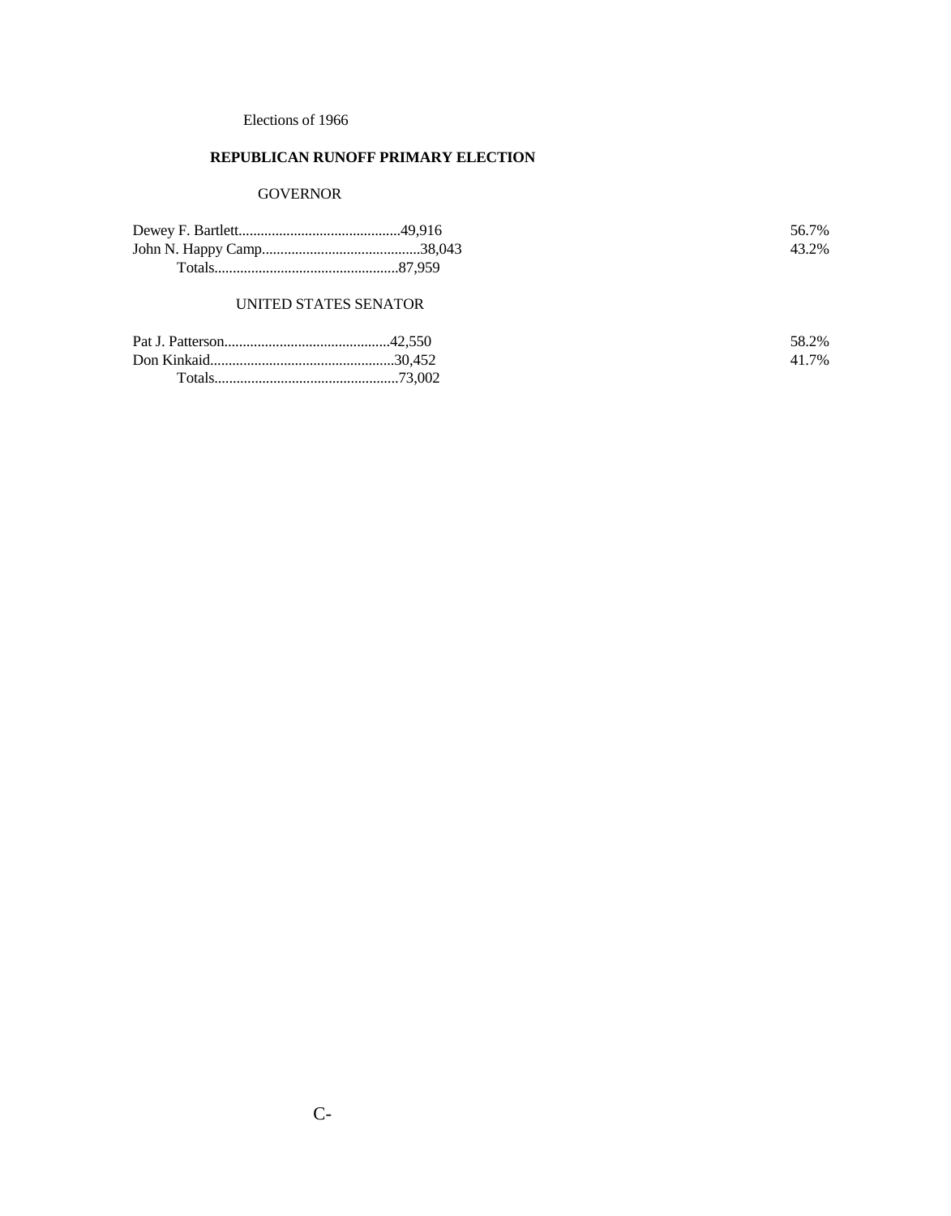Elections of 1966

## REPUBLICAN RUNOFF PRIMARY ELECTION

### GOVERNOR

| Candidate | Votes | Percent |
|---|---|---|
| Dewey F. Bartlett | 49,916 | 56.7% |
| John N. Happy Camp | 38,043 | 43.2% |
| Totals | 87,959 | |

### UNITED STATES SENATOR

| Candidate | Votes | Percent |
|---|---|---|
| Pat J. Patterson | 42,550 | 58.2% |
| Don Kinkaid | 30,452 | 41.7% |
| Totals | 73,002 | |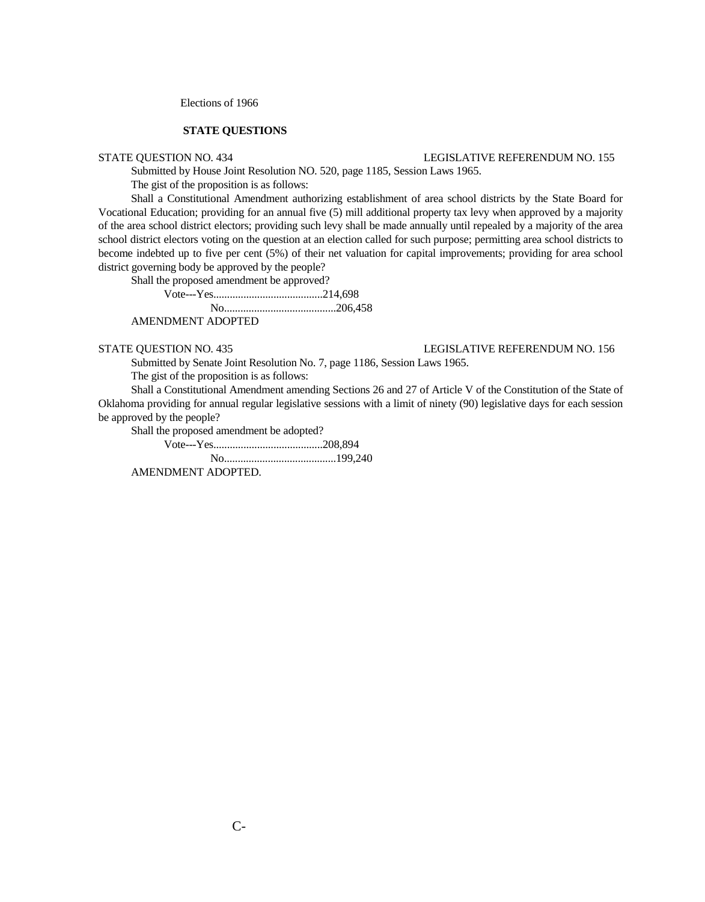Elections of 1966

**STATE QUESTIONS**

STATE QUESTION NO. 434 LEGISLATIVE REFERENDUM NO. 155

Submitted by House Joint Resolution NO. 520, page 1185, Session Laws 1965.

The gist of the proposition is as follows:

Shall a Constitutional Amendment authorizing establishment of area school districts by the State Board for Vocational Education; providing for an annual five (5) mill additional property tax levy when approved by a majority of the area school district electors; providing such levy shall be made annually until repealed by a majority of the area school district electors voting on the question at an election called for such purpose; permitting area school districts to become indebted up to five per cent (5%) of their net valuation for capital improvements; providing for area school district governing body be approved by the people?

Shall the proposed amendment be approved?

Vote---Yes........................................214,698

No.........................................206,458

AMENDMENT ADOPTED

STATE QUESTION NO. 435 LEGISLATIVE REFERENDUM NO. 156

Submitted by Senate Joint Resolution No. 7, page 1186, Session Laws 1965.

The gist of the proposition is as follows:

Shall a Constitutional Amendment amending Sections 26 and 27 of Article V of the Constitution of the State of Oklahoma providing for annual regular legislative sessions with a limit of ninety (90) legislative days for each session be approved by the people?

Shall the proposed amendment be adopted?

Vote---Yes........................................208,894

No.........................................199,240

AMENDMENT ADOPTED.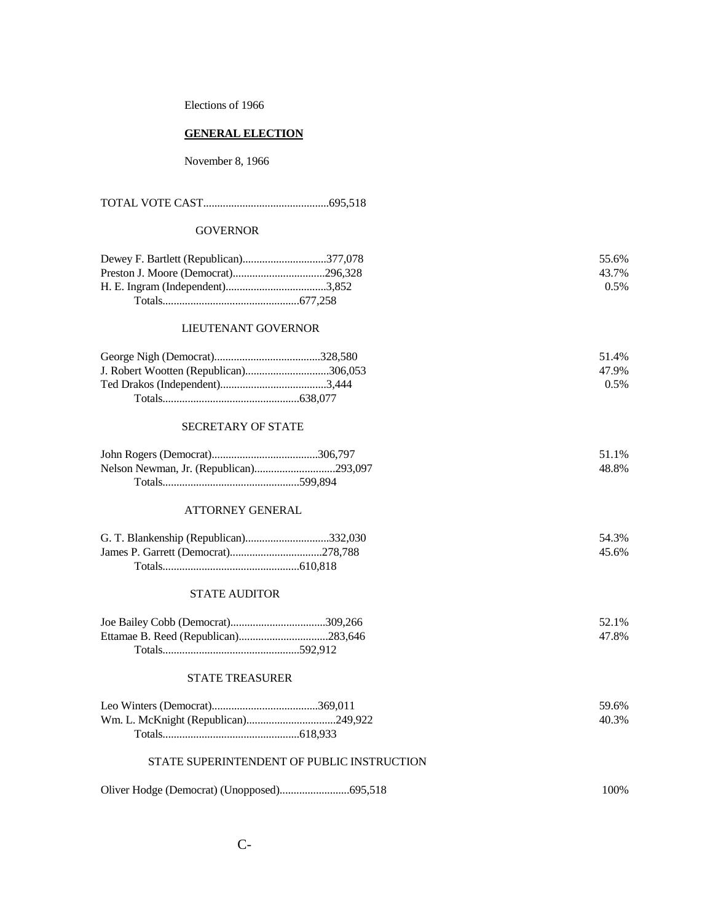Elections of 1966

## GENERAL ELECTION

November 8, 1966

TOTAL VOTE CAST............................................695,518

### GOVERNOR

| Candidate | Votes | Percent |
|---|---|---|
| Dewey F. Bartlett (Republican) | 377,078 | 55.6% |
| Preston J. Moore (Democrat) | 296,328 | 43.7% |
| H. E. Ingram (Independent) | 3,852 | 0.5% |
| Totals | 677,258 | |

### LIEUTENANT GOVERNOR

| Candidate | Votes | Percent |
|---|---|---|
| George Nigh (Democrat) | 328,580 | 51.4% |
| J. Robert Wootten (Republican) | 306,053 | 47.9% |
| Ted Drakos (Independent) | 3,444 | 0.5% |
| Totals | 638,077 | |

### SECRETARY OF STATE

| Candidate | Votes | Percent |
|---|---|---|
| John Rogers (Democrat) | 306,797 | 51.1% |
| Nelson Newman, Jr. (Republican) | 293,097 | 48.8% |
| Totals | 599,894 | |

### ATTORNEY GENERAL

| Candidate | Votes | Percent |
|---|---|---|
| G. T. Blankenship (Republican) | 332,030 | 54.3% |
| James P. Garrett (Democrat) | 278,788 | 45.6% |
| Totals | 610,818 | |

### STATE AUDITOR

| Candidate | Votes | Percent |
|---|---|---|
| Joe Bailey Cobb (Democrat) | 309,266 | 52.1% |
| Ettamae B. Reed (Republican) | 283,646 | 47.8% |
| Totals | 592,912 | |

### STATE TREASURER

| Candidate | Votes | Percent |
|---|---|---|
| Leo Winters (Democrat) | 369,011 | 59.6% |
| Wm. L. McKnight (Republican) | 249,922 | 40.3% |
| Totals | 618,933 | |

### STATE SUPERINTENDENT OF PUBLIC INSTRUCTION

| Candidate | Votes | Percent |
|---|---|---|
| Oliver Hodge (Democrat) (Unopposed) | 695,518 | 100% |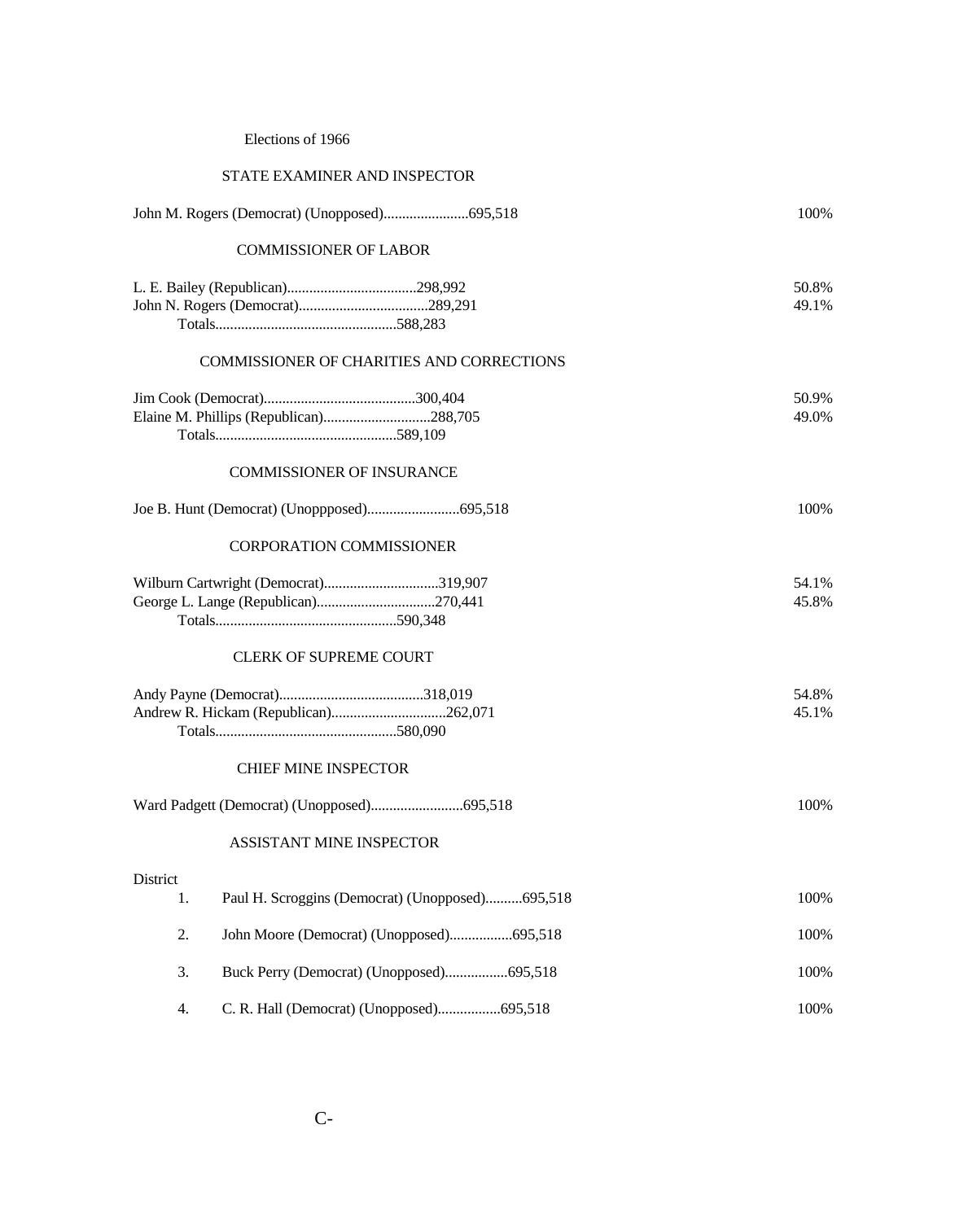Elections of 1966

## STATE EXAMINER AND INSPECTOR

| Candidate | Votes | Percent |
|---|---|---|
| John M. Rogers (Democrat) (Unopposed) | 695,518 | 100% |

## COMMISSIONER OF LABOR

| Candidate | Votes | Percent |
|---|---|---|
| L. E. Bailey (Republican) | 298,992 | 50.8% |
| John N. Rogers (Democrat) | 289,291 | 49.1% |
| Totals | 588,283 | |

## COMMISSIONER OF CHARITIES AND CORRECTIONS

| Candidate | Votes | Percent |
|---|---|---|
| Jim Cook (Democrat) | 300,404 | 50.9% |
| Elaine M. Phillips (Republican) | 288,705 | 49.0% |
| Totals | 589,109 | |

## COMMISSIONER OF INSURANCE

| Candidate | Votes | Percent |
|---|---|---|
| Joe B. Hunt (Democrat) (Unopppposed) | 695,518 | 100% |

## CORPORATION COMMISSIONER

| Candidate | Votes | Percent |
|---|---|---|
| Wilburn Cartwright (Democrat) | 319,907 | 54.1% |
| George L. Lange (Republican) | 270,441 | 45.8% |
| Totals | 590,348 | |

## CLERK OF SUPREME COURT

| Candidate | Votes | Percent |
|---|---|---|
| Andy Payne (Democrat) | 318,019 | 54.8% |
| Andrew R. Hickam (Republican) | 262,071 | 45.1% |
| Totals | 580,090 | |

## CHIEF MINE INSPECTOR

| Candidate | Votes | Percent |
|---|---|---|
| Ward Padgett (Democrat) (Unopposed) | 695,518 | 100% |

## ASSISTANT MINE INSPECTOR

| District | Candidate | Votes | Percent |
|---|---|---|---|
| 1. | Paul H. Scroggins (Democrat) (Unopposed) | 695,518 | 100% |
| 2. | John Moore (Democrat) (Unopposed) | 695,518 | 100% |
| 3. | Buck Perry (Democrat) (Unopposed) | 695,518 | 100% |
| 4. | C. R. Hall (Democrat) (Unopposed) | 695,518 | 100% |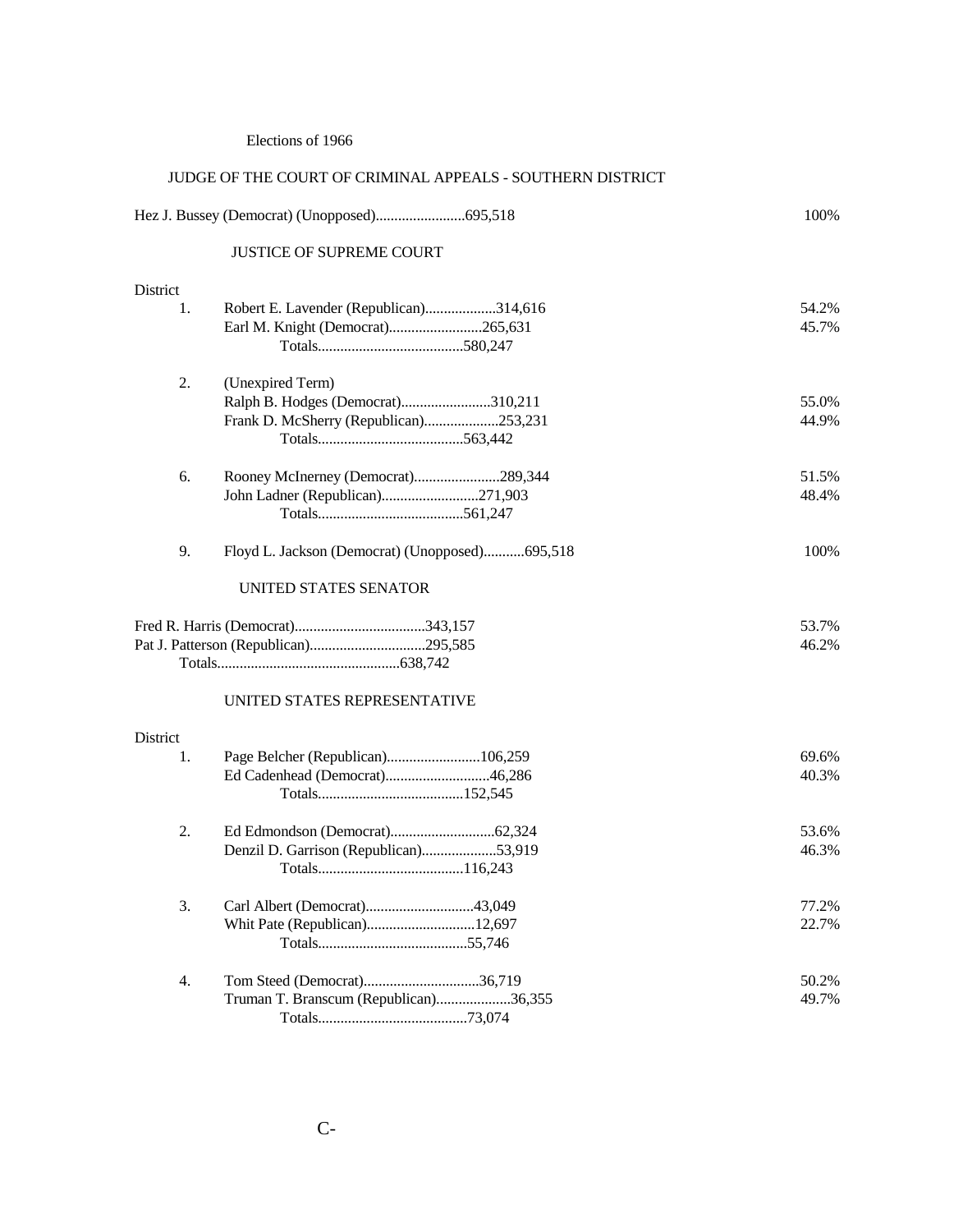## Elections of 1966

### JUDGE OF THE COURT OF CRIMINAL APPEALS - SOUTHERN DISTRICT

| Candidate | Votes | Percent |
|---|---|---|
| Hez J. Bussey (Democrat) (Unopposed) | 695,518 | 100% |

### JUSTICE OF SUPREME COURT

| District | Candidate | Votes | Percent |
|---|---|---|---|
| 1. | Robert E. Lavender (Republican) | 314,616 | 54.2% |
| | Earl M. Knight (Democrat) | 265,631 | 45.7% |
| | Totals | 580,247 | |
| 2. | (Unexpired Term) | | |
| | Ralph B. Hodges (Democrat) | 310,211 | 55.0% |
| | Frank D. McSherry (Republican) | 253,231 | 44.9% |
| | Totals | 563,442 | |
| 6. | Rooney McInerney (Democrat) | 289,344 | 51.5% |
| | John Ladner (Republican) | 271,903 | 48.4% |
| | Totals | 561,247 | |
| 9. | Floyd L. Jackson (Democrat) (Unopposed) | 695,518 | 100% |

### UNITED STATES SENATOR

| Candidate | Votes | Percent |
|---|---|---|
| Fred R. Harris (Democrat) | 343,157 | 53.7% |
| Pat J. Patterson (Republican) | 295,585 | 46.2% |
| Totals | 638,742 | |

### UNITED STATES REPRESENTATIVE

| District | Candidate | Votes | Percent |
|---|---|---|---|
| 1. | Page Belcher (Republican) | 106,259 | 69.6% |
| | Ed Cadenhead (Democrat) | 46,286 | 40.3% |
| | Totals | 152,545 | |
| 2. | Ed Edmondson (Democrat) | 62,324 | 53.6% |
| | Denzil D. Garrison (Republican) | 53,919 | 46.3% |
| | Totals | 116,243 | |
| 3. | Carl Albert (Democrat) | 43,049 | 77.2% |
| | Whit Pate (Republican) | 12,697 | 22.7% |
| | Totals | 55,746 | |
| 4. | Tom Steed (Democrat) | 36,719 | 50.2% |
| | Truman T. Branscum (Republican) | 36,355 | 49.7% |
| | Totals | 73,074 | |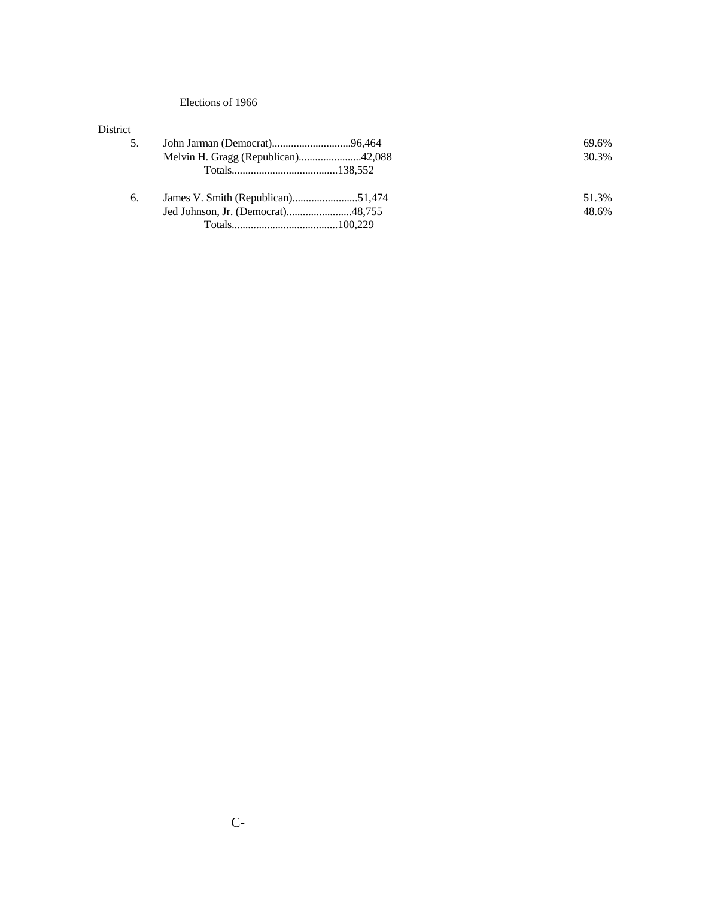Elections of 1966

| District | Candidate | Votes | Percent |
|---|---|---|---|
| 5. | John Jarman (Democrat) | 96,464 | 69.6% |
| | Melvin H. Gragg (Republican) | 42,088 | 30.3% |
| | Totals | 138,552 | |
| 6. | James V. Smith (Republican) | 51,474 | 51.3% |
| | Jed Johnson, Jr. (Democrat) | 48,755 | 48.6% |
| | Totals | 100,229 | |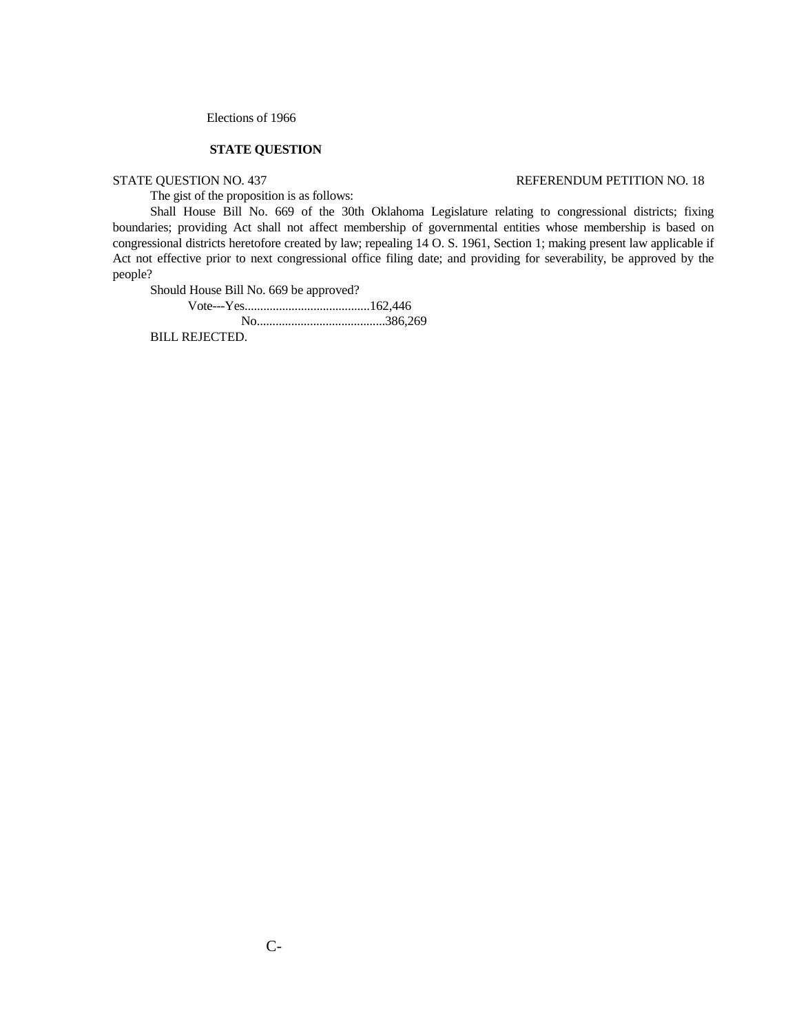Elections of 1966

**STATE QUESTION**

STATE QUESTION NO. 437 REFERENDUM PETITION NO. 18

The gist of the proposition is as follows:

Shall House Bill No. 669 of the 30th Oklahoma Legislature relating to congressional districts; fixing boundaries; providing Act shall not affect membership of governmental entities whose membership is based on congressional districts heretofore created by law; repealing 14 O. S. 1961, Section 1; making present law applicable if Act not effective prior to next congressional office filing date; and providing for severability, be approved by the people?

Should House Bill No. 669 be approved?

Vote---Yes........................................162,446

No.........................................386,269

BILL REJECTED.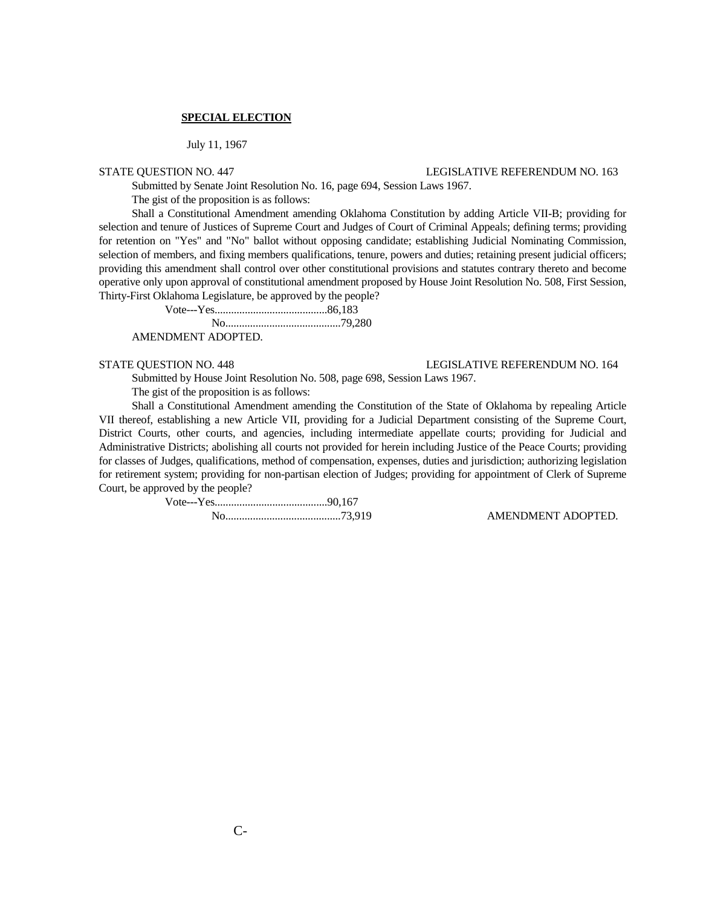**SPECIAL ELECTION**

July 11, 1967

STATE QUESTION NO. 447 LEGISLATIVE REFERENDUM NO. 163

Submitted by Senate Joint Resolution No. 16, page 694, Session Laws 1967.

The gist of the proposition is as follows:

Shall a Constitutional Amendment amending Oklahoma Constitution by adding Article VII-B; providing for selection and tenure of Justices of Supreme Court and Judges of Court of Criminal Appeals; defining terms; providing for retention on "Yes" and "No" ballot without opposing candidate; establishing Judicial Nominating Commission, selection of members, and fixing members qualifications, tenure, powers and duties; retaining present judicial officers; providing this amendment shall control over other constitutional provisions and statutes contrary thereto and become operative only upon approval of constitutional amendment proposed by House Joint Resolution No. 508, First Session, Thirty-First Oklahoma Legislature, be approved by the people?

Vote---Yes.........................................86,183
No..........................................79,280

AMENDMENT ADOPTED.

STATE QUESTION NO. 448 LEGISLATIVE REFERENDUM NO. 164

Submitted by House Joint Resolution No. 508, page 698, Session Laws 1967.

The gist of the proposition is as follows:

Shall a Constitutional Amendment amending the Constitution of the State of Oklahoma by repealing Article VII thereof, establishing a new Article VII, providing for a Judicial Department consisting of the Supreme Court, District Courts, other courts, and agencies, including intermediate appellate courts; providing for Judicial and Administrative Districts; abolishing all courts not provided for herein including Justice of the Peace Courts; providing for classes of Judges, qualifications, method of compensation, expenses, duties and jurisdiction; authorizing legislation for retirement system; providing for non-partisan election of Judges; providing for appointment of Clerk of Supreme Court, be approved by the people?

Vote---Yes.........................................90,167
No..........................................73,919

AMENDMENT ADOPTED.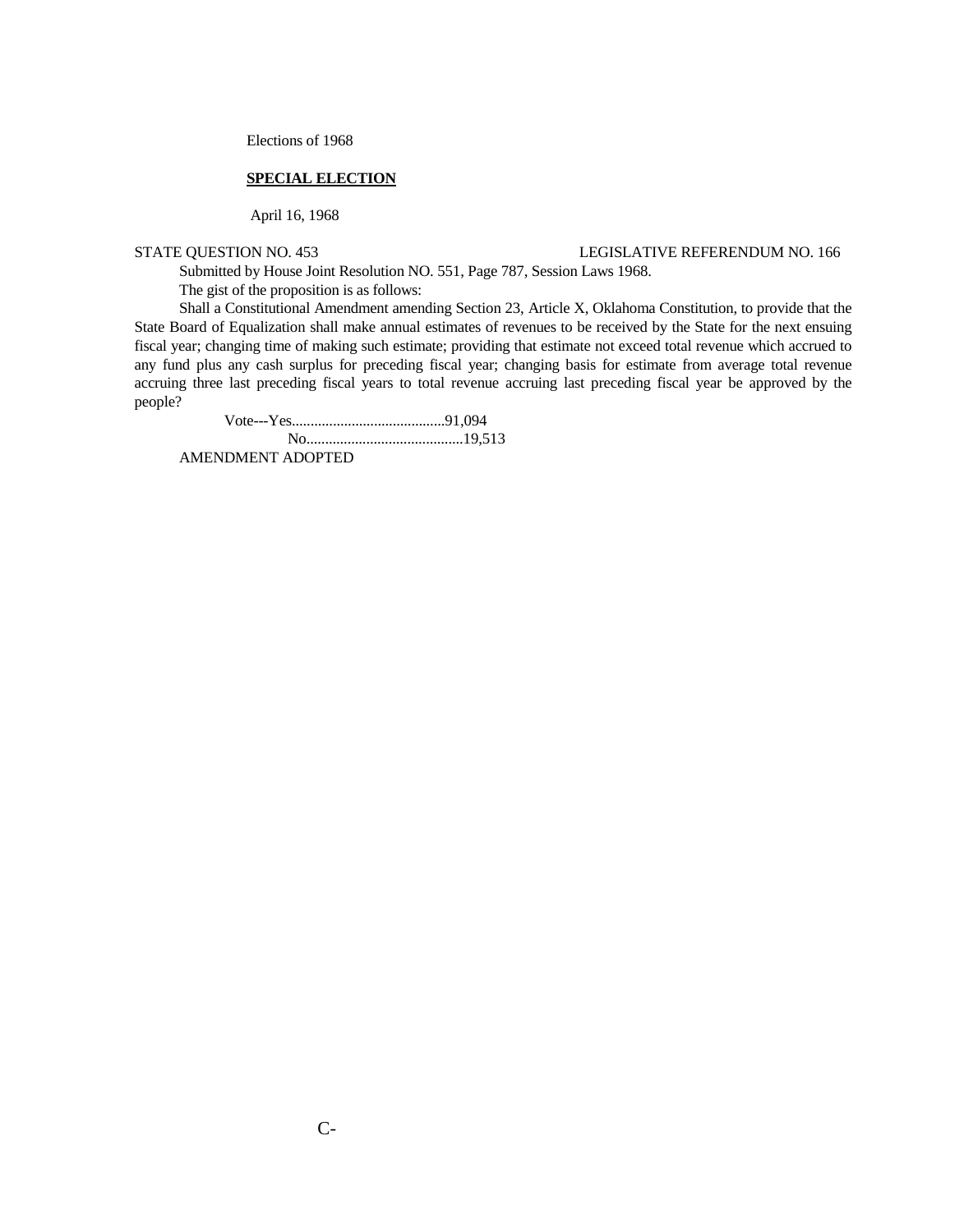Elections of 1968

**SPECIAL ELECTION**

April 16, 1968

STATE QUESTION NO. 453 LEGISLATIVE REFERENDUM NO. 166

Submitted by House Joint Resolution NO. 551, Page 787, Session Laws 1968.

The gist of the proposition is as follows:

Shall a Constitutional Amendment amending Section 23, Article X, Oklahoma Constitution, to provide that the State Board of Equalization shall make annual estimates of revenues to be received by the State for the next ensuing fiscal year; changing time of making such estimate; providing that estimate not exceed total revenue which accrued to any fund plus any cash surplus for preceding fiscal year; changing basis for estimate from average total revenue accruing three last preceding fiscal years to total revenue accruing last preceding fiscal year be approved by the people?

Vote---Yes.........................................91,094
No..........................................19,513

AMENDMENT ADOPTED